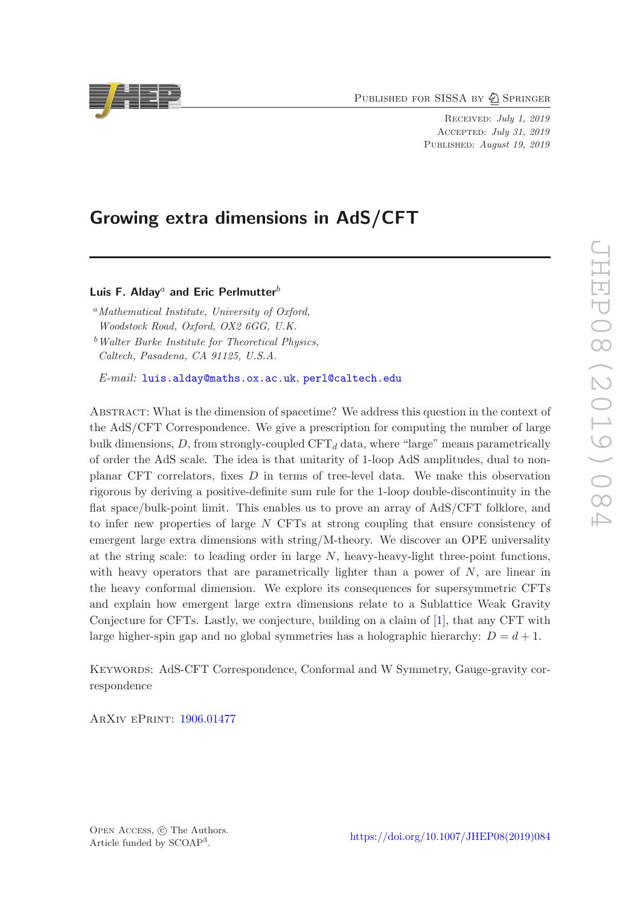Published for SISSA by Springer

Received: *July 1, 2019*
Accepted: *July 31, 2019*
Published: *August 19, 2019*

# Growing extra dimensions in AdS/CFT

**Luis F. Alday**[a] **and Eric Perlmutter**[b]

[a] *Mathematical Institute, University of Oxford, Woodstock Road, Oxford, OX2 6GG, U.K.*

[b] *Walter Burke Institute for Theoretical Physics, Caltech, Pasadena, CA 91125, U.S.A.*

*E-mail:* luis.alday@maths.ox.ac.uk, perl@caltech.edu

Abstract: What is the dimension of spacetime? We address this question in the context of the AdS/CFT Correspondence. We give a prescription for computing the number of large bulk dimensions, $D$, from strongly-coupled CFT$_d$ data, where "large" means parametrically of order the AdS scale. The idea is that unitarity of 1-loop AdS amplitudes, dual to non-planar CFT correlators, fixes $D$ in terms of tree-level data. We make this observation rigorous by deriving a positive-definite sum rule for the 1-loop double-discontinuity in the flat space/bulk-point limit. This enables us to prove an array of AdS/CFT folklore, and to infer new properties of large $N$ CFTs at strong coupling that ensure consistency of emergent large extra dimensions with string/M-theory. We discover an OPE universality at the string scale: to leading order in large $N$, heavy-heavy-light three-point functions, with heavy operators that are parametrically lighter than a power of $N$, are linear in the heavy conformal dimension. We explore its consequences for supersymmetric CFTs and explain how emergent large extra dimensions relate to a Sublattice Weak Gravity Conjecture for CFTs. Lastly, we conjecture, building on a claim of [1], that any CFT with large higher-spin gap and no global symmetries has a holographic hierarchy: $D = d + 1$.

Keywords: AdS-CFT Correspondence, Conformal and W Symmetry, Gauge-gravity correspondence

ArXiv ePrint: 1906.01477

Open Access, © The Authors.
Article funded by SCOAP[3].

https://doi.org/10.1007/JHEP08(2019)084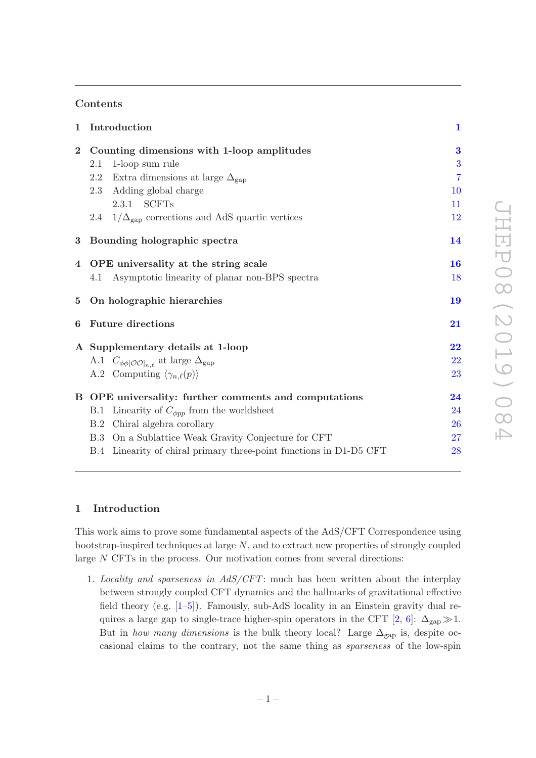## Contents

| | | |
|---|---|---|
| **1** | **Introduction** | **1** |
| **2** | **Counting dimensions with 1-loop amplitudes** | **3** |
| | 2.1 1-loop sum rule | 3 |
| | 2.2 Extra dimensions at large $\Delta_{\text{gap}}$ | 7 |
| | 2.3 Adding global charge | 10 |
| | 2.3.1 SCFTs | 11 |
| | 2.4 $1/\Delta_{\text{gap}}$ corrections and AdS quartic vertices | 12 |
| **3** | **Bounding holographic spectra** | **14** |
| **4** | **OPE universality at the string scale** | **16** |
| | 4.1 Asymptotic linearity of planar non-BPS spectra | 18 |
| **5** | **On holographic hierarchies** | **19** |
| **6** | **Future directions** | **21** |
| **A** | **Supplementary details at 1-loop** | **22** |
| | A.1 $C_{\phi\phi[\mathcal{O}\mathcal{O}]_{n,\ell}}$ at large $\Delta_{\text{gap}}$ | 22 |
| | A.2 Computing $\langle\gamma_{n,\ell}(p)\rangle$ | 23 |
| **B** | **OPE universality: further comments and computations** | **24** |
| | B.1 Linearity of $C_{\phi pp}$ from the worldsheet | 24 |
| | B.2 Chiral algebra corollary | 26 |
| | B.3 On a Sublattice Weak Gravity Conjecture for CFT | 27 |
| | B.4 Linearity of chiral primary three-point functions in D1-D5 CFT | 28 |

## 1 Introduction

This work aims to prove some fundamental aspects of the AdS/CFT Correspondence using bootstrap-inspired techniques at large $N$, and to extract new properties of strongly coupled large $N$ CFTs in the process. Our motivation comes from several directions:

1. *Locality and sparseness in AdS/CFT*: much has been written about the interplay between strongly coupled CFT dynamics and the hallmarks of gravitational effective field theory (e.g. [1–5]). Famously, sub-AdS locality in an Einstein gravity dual requires a large gap to single-trace higher-spin operators in the CFT [2, 6]: $\Delta_{\text{gap}} \gg 1$. But in *how many dimensions* is the bulk theory local? Large $\Delta_{\text{gap}}$ is, despite occasional claims to the contrary, not the same thing as *sparseness* of the low-spin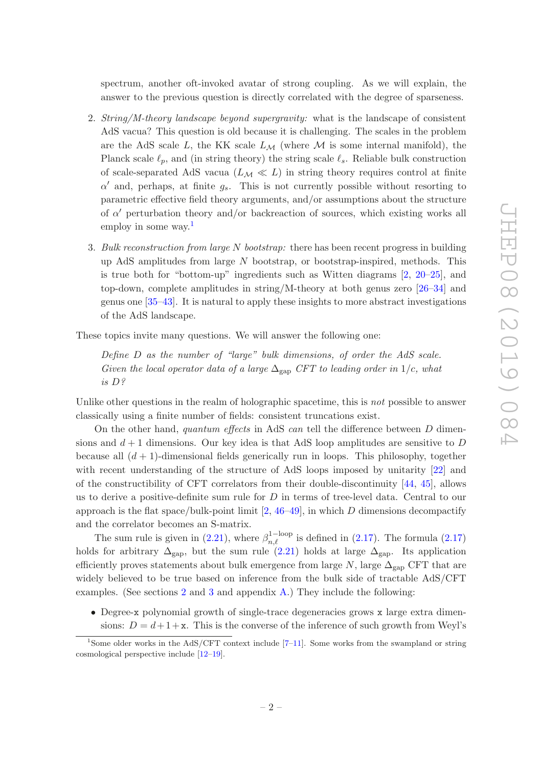spectrum, another oft-invoked avatar of strong coupling. As we will explain, the answer to the previous question is directly correlated with the degree of sparseness.

2. *String/M-theory landscape beyond supergravity:* what is the landscape of consistent AdS vacua? This question is old because it is challenging. The scales in the problem are the AdS scale $L$, the KK scale $L_{\mathcal{M}}$ (where $\mathcal{M}$ is some internal manifold), the Planck scale $\ell_p$, and (in string theory) the string scale $\ell_s$. Reliable bulk construction of scale-separated AdS vacua ($L_{\mathcal{M}} \ll L$) in string theory requires control at finite $\alpha'$ and, perhaps, at finite $g_s$. This is not currently possible without resorting to parametric effective field theory arguments, and/or assumptions about the structure of $\alpha'$ perturbation theory and/or backreaction of sources, which existing works all employ in some way.[1]

3. *Bulk reconstruction from large N bootstrap:* there has been recent progress in building up AdS amplitudes from large $N$ bootstrap, or bootstrap-inspired, methods. This is true both for "bottom-up" ingredients such as Witten diagrams [2, 20–25], and top-down, complete amplitudes in string/M-theory at both genus zero [26–34] and genus one [35–43]. It is natural to apply these insights to more abstract investigations of the AdS landscape.

These topics invite many questions. We will answer the following one:

> *Define $D$ as the number of "large" bulk dimensions, of order the AdS scale. Given the local operator data of a large $\Delta_{\text{gap}}$ CFT to leading order in $1/c$, what is $D$?*

Unlike other questions in the realm of holographic spacetime, this is *not* possible to answer classically using a finite number of fields: consistent truncations exist.

On the other hand, *quantum effects* in AdS *can* tell the difference between $D$ dimensions and $d+1$ dimensions. Our key idea is that AdS loop amplitudes are sensitive to $D$ because all $(d+1)$-dimensional fields generically run in loops. This philosophy, together with recent understanding of the structure of AdS loops imposed by unitarity [22] and of the constructibility of CFT correlators from their double-discontinuity [44, 45], allows us to derive a positive-definite sum rule for $D$ in terms of tree-level data. Central to our approach is the flat space/bulk-point limit [2, 46–49], in which $D$ dimensions decompactify and the correlator becomes an S-matrix.

The sum rule is given in (2.21), where $\beta^{1\text{-loop}}_{n,\ell}$ is defined in (2.17). The formula (2.17) holds for arbitrary $\Delta_{\text{gap}}$, but the sum rule (2.21) holds at large $\Delta_{\text{gap}}$. Its application efficiently proves statements about bulk emergence from large $N$, large $\Delta_{\text{gap}}$ CFT that are widely believed to be true based on inference from the bulk side of tractable AdS/CFT examples. (See sections 2 and 3 and appendix A.) They include the following:

- Degree-x polynomial growth of single-trace degeneracies grows x large extra dimensions: $D = d+1+\texttt{x}$. This is the converse of the inference of such growth from Weyl's

---

[1] Some older works in the AdS/CFT context include [7–11]. Some works from the swampland or string cosmological perspective include [12–19].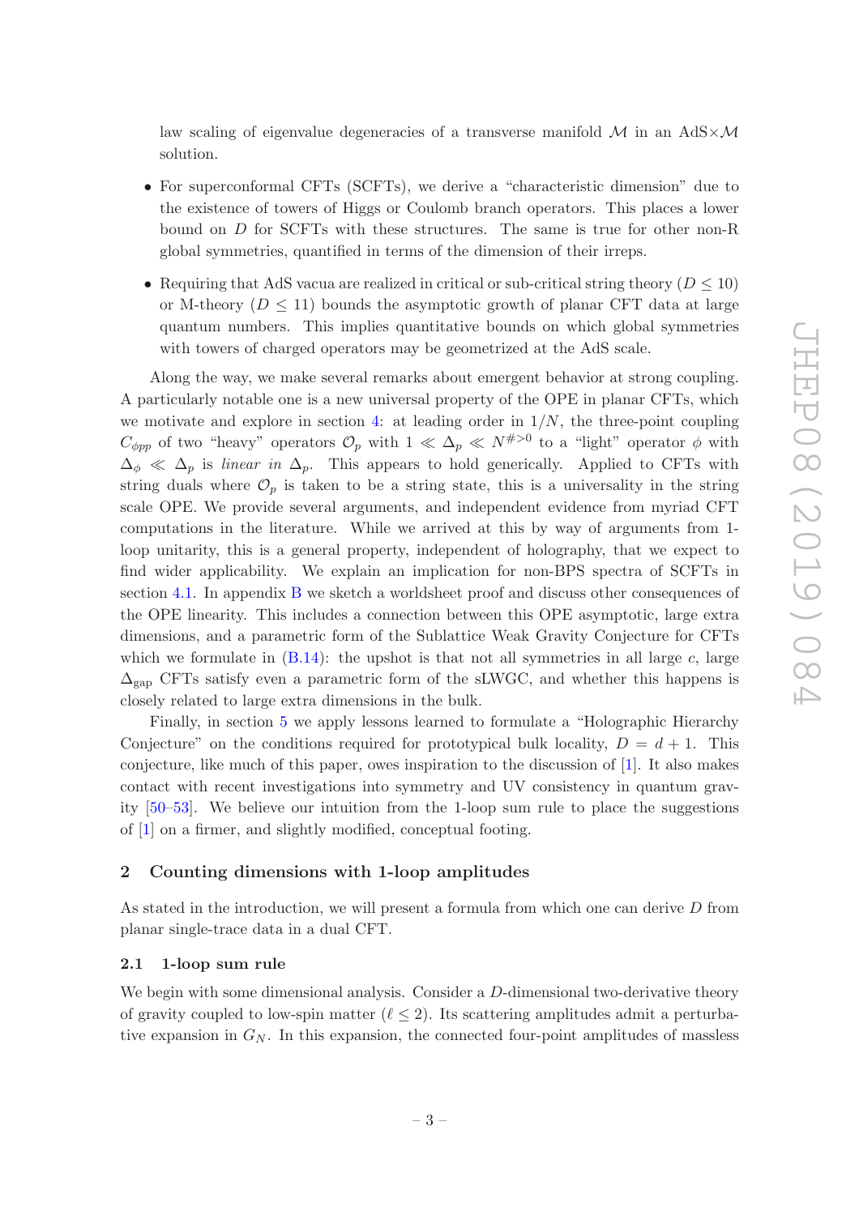law scaling of eigenvalue degeneracies of a transverse manifold $\mathcal{M}$ in an AdS$\times\mathcal{M}$ solution.

- For superconformal CFTs (SCFTs), we derive a "characteristic dimension" due to the existence of towers of Higgs or Coulomb branch operators. This places a lower bound on $D$ for SCFTs with these structures. The same is true for other non-R global symmetries, quantified in terms of the dimension of their irreps.

- Requiring that AdS vacua are realized in critical or sub-critical string theory ($D \leq 10$) or M-theory ($D \leq 11$) bounds the asymptotic growth of planar CFT data at large quantum numbers. This implies quantitative bounds on which global symmetries with towers of charged operators may be geometrized at the AdS scale.

Along the way, we make several remarks about emergent behavior at strong coupling. A particularly notable one is a new universal property of the OPE in planar CFTs, which we motivate and explore in section 4: at leading order in $1/N$, the three-point coupling $C_{\phi pp}$ of two "heavy" operators $\mathcal{O}_p$ with $1 \ll \Delta_p \ll N^{\#>0}$ to a "light" operator $\phi$ with $\Delta_\phi \ll \Delta_p$ is *linear in* $\Delta_p$. This appears to hold generically. Applied to CFTs with string duals where $\mathcal{O}_p$ is taken to be a string state, this is a universality in the string scale OPE. We provide several arguments, and independent evidence from myriad CFT computations in the literature. While we arrived at this by way of arguments from 1-loop unitarity, this is a general property, independent of holography, that we expect to find wider applicability. We explain an implication for non-BPS spectra of SCFTs in section 4.1. In appendix B we sketch a worldsheet proof and discuss other consequences of the OPE linearity. This includes a connection between this OPE asymptotic, large extra dimensions, and a parametric form of the Sublattice Weak Gravity Conjecture for CFTs which we formulate in (B.14): the upshot is that not all symmetries in all large $c$, large $\Delta_{\text{gap}}$ CFTs satisfy even a parametric form of the sLWGC, and whether this happens is closely related to large extra dimensions in the bulk.

Finally, in section 5 we apply lessons learned to formulate a "Holographic Hierarchy Conjecture" on the conditions required for prototypical bulk locality, $D = d + 1$. This conjecture, like much of this paper, owes inspiration to the discussion of [1]. It also makes contact with recent investigations into symmetry and UV consistency in quantum gravity [50–53]. We believe our intuition from the 1-loop sum rule to place the suggestions of [1] on a firmer, and slightly modified, conceptual footing.

## 2 Counting dimensions with 1-loop amplitudes

As stated in the introduction, we will present a formula from which one can derive $D$ from planar single-trace data in a dual CFT.

### 2.1 1-loop sum rule

We begin with some dimensional analysis. Consider a $D$-dimensional two-derivative theory of gravity coupled to low-spin matter ($\ell \leq 2$). Its scattering amplitudes admit a perturbative expansion in $G_N$. In this expansion, the connected four-point amplitudes of massless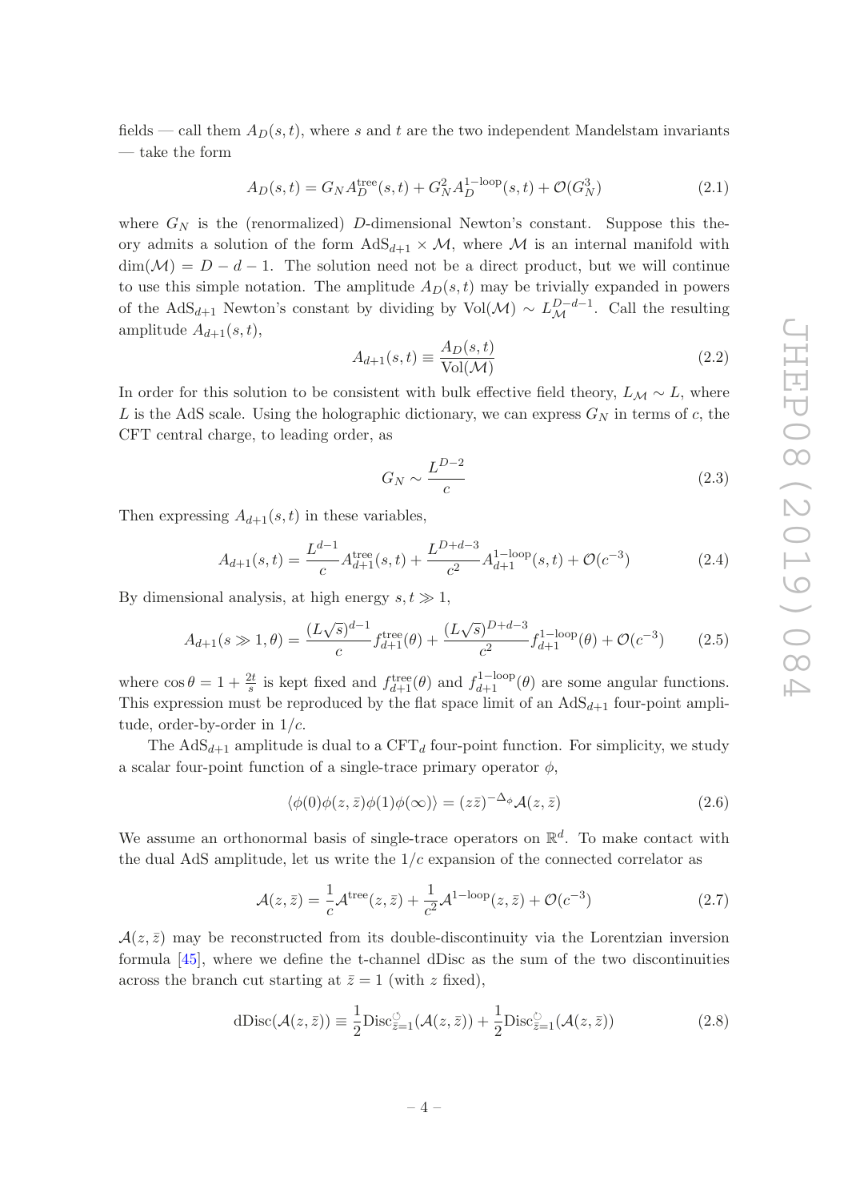fields — call them $A_D(s,t)$, where $s$ and $t$ are the two independent Mandelstam invariants — take the form

$$A_D(s,t) = G_N A_D^{\rm tree}(s,t) + G_N^2 A_D^{\rm 1-loop}(s,t) + \mathcal{O}(G_N^3) \tag{2.1}$$

where $G_N$ is the (renormalized) $D$-dimensional Newton's constant. Suppose this theory admits a solution of the form $\mathrm{AdS}_{d+1} \times \mathcal{M}$, where $\mathcal{M}$ is an internal manifold with $\dim(\mathcal{M}) = D - d - 1$. The solution need not be a direct product, but we will continue to use this simple notation. The amplitude $A_D(s,t)$ may be trivially expanded in powers of the $\mathrm{AdS}_{d+1}$ Newton's constant by dividing by $\mathrm{Vol}(\mathcal{M}) \sim L_{\mathcal{M}}^{D-d-1}$. Call the resulting amplitude $A_{d+1}(s,t)$,

$$A_{d+1}(s,t) \equiv \frac{A_D(s,t)}{\mathrm{Vol}(\mathcal{M})} \tag{2.2}$$

In order for this solution to be consistent with bulk effective field theory, $L_{\mathcal{M}} \sim L$, where $L$ is the AdS scale. Using the holographic dictionary, we can express $G_N$ in terms of $c$, the CFT central charge, to leading order, as

$$G_N \sim \frac{L^{D-2}}{c} \tag{2.3}$$

Then expressing $A_{d+1}(s,t)$ in these variables,

$$A_{d+1}(s,t) = \frac{L^{d-1}}{c} A_{d+1}^{\rm tree}(s,t) + \frac{L^{D+d-3}}{c^2} A_{d+1}^{\rm 1-loop}(s,t) + \mathcal{O}(c^{-3}) \tag{2.4}$$

By dimensional analysis, at high energy $s,t \gg 1$,

$$A_{d+1}(s \gg 1, \theta) = \frac{(L\sqrt{s})^{d-1}}{c} f_{d+1}^{\rm tree}(\theta) + \frac{(L\sqrt{s})^{D+d-3}}{c^2} f_{d+1}^{\rm 1-loop}(\theta) + \mathcal{O}(c^{-3}) \tag{2.5}$$

where $\cos\theta = 1 + \frac{2t}{s}$ is kept fixed and $f_{d+1}^{\rm tree}(\theta)$ and $f_{d+1}^{\rm 1-loop}(\theta)$ are some angular functions. This expression must be reproduced by the flat space limit of an $\mathrm{AdS}_{d+1}$ four-point amplitude, order-by-order in $1/c$.

The $\mathrm{AdS}_{d+1}$ amplitude is dual to a $\mathrm{CFT}_d$ four-point function. For simplicity, we study a scalar four-point function of a single-trace primary operator $\phi$,

$$\langle \phi(0)\phi(z,\bar{z})\phi(1)\phi(\infty)\rangle = (z\bar{z})^{-\Delta_\phi}\mathcal{A}(z,\bar{z}) \tag{2.6}$$

We assume an orthonormal basis of single-trace operators on $\mathbb{R}^d$. To make contact with the dual AdS amplitude, let us write the $1/c$ expansion of the connected correlator as

$$\mathcal{A}(z,\bar{z}) = \frac{1}{c}\mathcal{A}^{\rm tree}(z,\bar{z}) + \frac{1}{c^2}\mathcal{A}^{\rm 1-loop}(z,\bar{z}) + \mathcal{O}(c^{-3}) \tag{2.7}$$

$\mathcal{A}(z,\bar{z})$ may be reconstructed from its double-discontinuity via the Lorentzian inversion formula [45], where we define the t-channel dDisc as the sum of the two discontinuities across the branch cut starting at $\bar{z} = 1$ (with $z$ fixed),

$$\mathrm{dDisc}(\mathcal{A}(z,\bar{z})) \equiv \frac{1}{2}\mathrm{Disc}_{\bar{z}=1}^{\circlearrowleft}(\mathcal{A}(z,\bar{z})) + \frac{1}{2}\mathrm{Disc}_{\bar{z}=1}^{\circlearrowright}(\mathcal{A}(z,\bar{z})) \tag{2.8}$$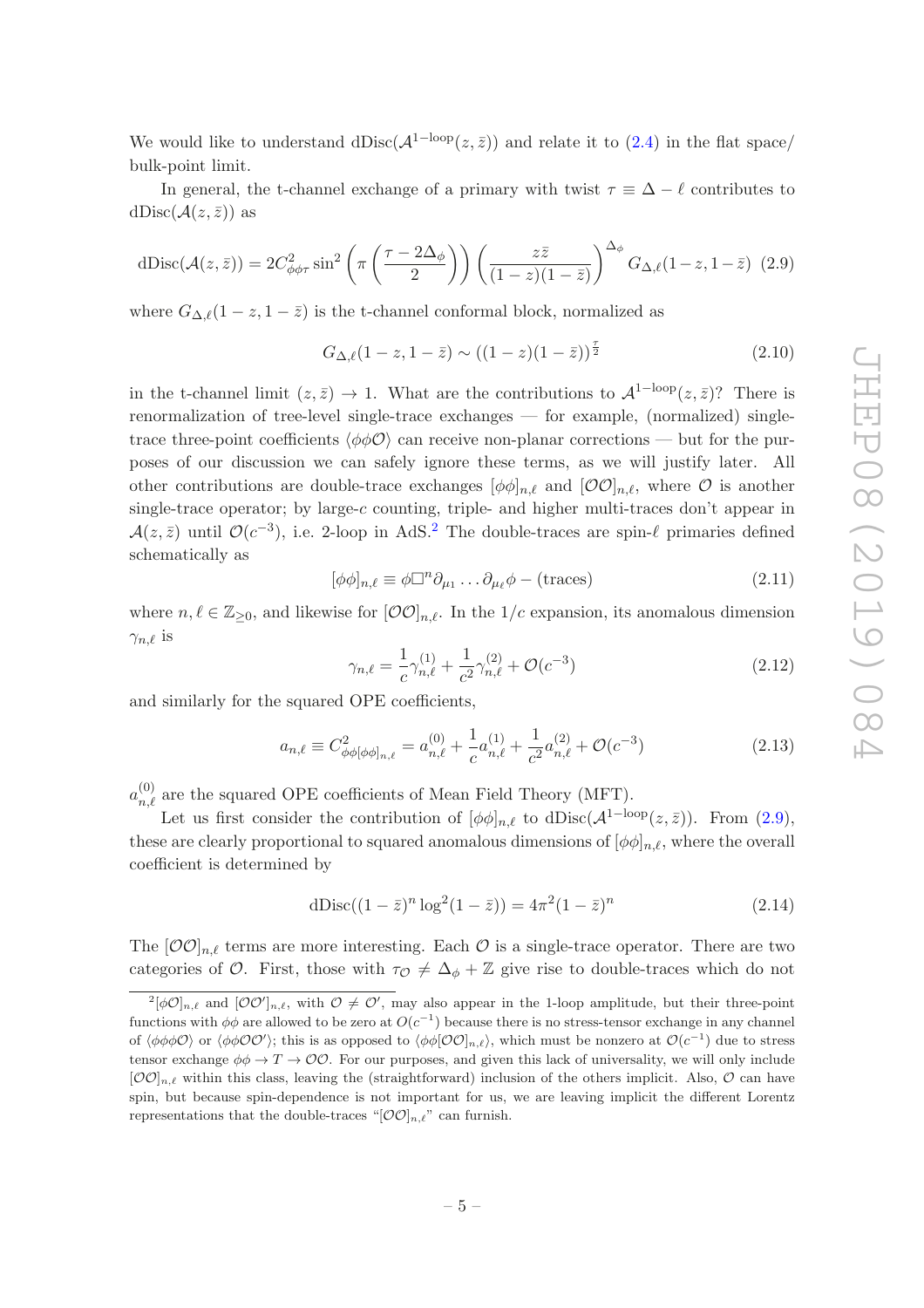We would like to understand $\text{dDisc}(\mathcal{A}^{1\text{-loop}}(z,\bar{z}))$ and relate it to (2.4) in the flat space/bulk-point limit.

In general, the t-channel exchange of a primary with twist $\tau \equiv \Delta - \ell$ contributes to $\text{dDisc}(\mathcal{A}(z,\bar{z}))$ as

$$\text{dDisc}(\mathcal{A}(z,\bar{z})) = 2C_{\phi\phi\tau}^2 \sin^2\left(\pi\left(\frac{\tau - 2\Delta_\phi}{2}\right)\right)\left(\frac{z\bar{z}}{(1-z)(1-\bar{z})}\right)^{\Delta_\phi} G_{\Delta,\ell}(1-z,1-\bar{z}) \tag{2.9}$$

where $G_{\Delta,\ell}(1-z,1-\bar{z})$ is the t-channel conformal block, normalized as

$$G_{\Delta,\ell}(1-z,1-\bar{z}) \sim ((1-z)(1-\bar{z}))^{\frac{\tau}{2}} \tag{2.10}$$

in the t-channel limit $(z,\bar{z}) \to 1$. What are the contributions to $\mathcal{A}^{1\text{-loop}}(z,\bar{z})$? There is renormalization of tree-level single-trace exchanges — for example, (normalized) single-trace three-point coefficients $\langle\phi\phi\mathcal{O}\rangle$ can receive non-planar corrections — but for the purposes of our discussion we can safely ignore these terms, as we will justify later. All other contributions are double-trace exchanges $[\phi\phi]_{n,\ell}$ and $[\mathcal{O}\mathcal{O}]_{n,\ell}$, where $\mathcal{O}$ is another single-trace operator; by large-$c$ counting, triple- and higher multi-traces don't appear in $\mathcal{A}(z,\bar{z})$ until $\mathcal{O}(c^{-3})$, i.e. 2-loop in AdS.[2] The double-traces are spin-$\ell$ primaries defined schematically as

$$[\phi\phi]_{n,\ell} \equiv \phi\Box^n\partial_{\mu_1}\ldots\partial_{\mu_\ell}\phi - (\text{traces}) \tag{2.11}$$

where $n,\ell \in \mathbb{Z}_{\geq 0}$, and likewise for $[\mathcal{O}\mathcal{O}]_{n,\ell}$. In the $1/c$ expansion, its anomalous dimension $\gamma_{n,\ell}$ is

$$\gamma_{n,\ell} = \frac{1}{c}\gamma_{n,\ell}^{(1)} + \frac{1}{c^2}\gamma_{n,\ell}^{(2)} + \mathcal{O}(c^{-3}) \tag{2.12}$$

and similarly for the squared OPE coefficients,

$$a_{n,\ell} \equiv C^2_{\phi\phi[\phi\phi]_{n,\ell}} = a_{n,\ell}^{(0)} + \frac{1}{c}a_{n,\ell}^{(1)} + \frac{1}{c^2}a_{n,\ell}^{(2)} + \mathcal{O}(c^{-3}) \tag{2.13}$$

$a_{n,\ell}^{(0)}$ are the squared OPE coefficients of Mean Field Theory (MFT).

Let us first consider the contribution of $[\phi\phi]_{n,\ell}$ to $\text{dDisc}(\mathcal{A}^{1\text{-loop}}(z,\bar{z}))$. From (2.9), these are clearly proportional to squared anomalous dimensions of $[\phi\phi]_{n,\ell}$, where the overall coefficient is determined by

$$\text{dDisc}((1-\bar{z})^n\log^2(1-\bar{z})) = 4\pi^2(1-\bar{z})^n \tag{2.14}$$

The $[\mathcal{O}\mathcal{O}]_{n,\ell}$ terms are more interesting. Each $\mathcal{O}$ is a single-trace operator. There are two categories of $\mathcal{O}$. First, those with $\tau_\mathcal{O} \neq \Delta_\phi + \mathbb{Z}$ give rise to double-traces which do not

[2] $[\phi\mathcal{O}]_{n,\ell}$ and $[\mathcal{O}\mathcal{O}']_{n,\ell}$, with $\mathcal{O} \neq \mathcal{O}'$, may also appear in the 1-loop amplitude, but their three-point functions with $\phi\phi$ are allowed to be zero at $O(c^{-1})$ because there is no stress-tensor exchange in any channel of $\langle\phi\phi\phi\mathcal{O}\rangle$ or $\langle\phi\phi\mathcal{O}\mathcal{O}'\rangle$; this is as opposed to $\langle\phi\phi[\mathcal{O}\mathcal{O}]_{n,\ell}\rangle$, which must be nonzero at $\mathcal{O}(c^{-1})$ due to stress tensor exchange $\phi\phi \to T \to \mathcal{O}\mathcal{O}$. For our purposes, and given this lack of universality, we will only include $[\mathcal{O}\mathcal{O}]_{n,\ell}$ within this class, leaving the (straightforward) inclusion of the others implicit. Also, $\mathcal{O}$ can have spin, but because spin-dependence is not important for us, we are leaving implicit the different Lorentz representations that the double-traces "$[\mathcal{O}\mathcal{O}]_{n,\ell}$" can furnish.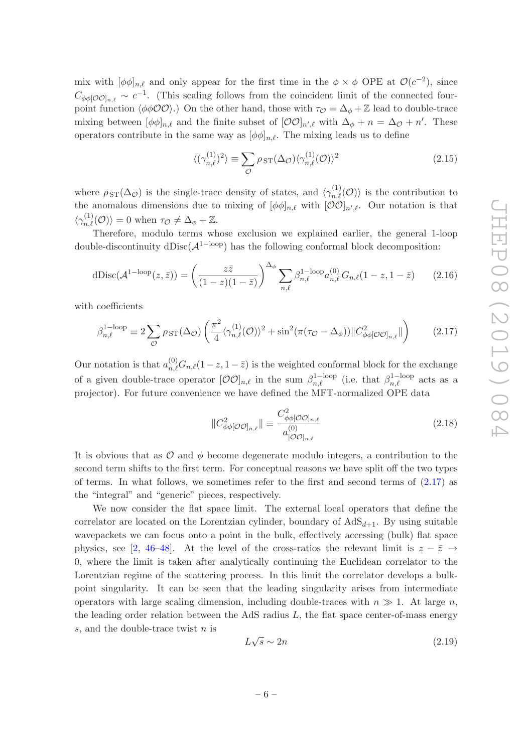mix with $[\phi\phi]_{n,\ell}$ and only appear for the first time in the $\phi \times \phi$ OPE at $\mathcal{O}(c^{-2})$, since $C_{\phi\phi[\mathcal{O}\mathcal{O}]_{n,\ell}} \sim c^{-1}$. (This scaling follows from the coincident limit of the connected four-point function $\langle\phi\phi\mathcal{O}\mathcal{O}\rangle$.) On the other hand, those with $\tau_{\mathcal{O}} = \Delta_\phi + \mathbb{Z}$ lead to double-trace mixing between $[\phi\phi]_{n,\ell}$ and the finite subset of $[\mathcal{O}\mathcal{O}]_{n',\ell}$ with $\Delta_\phi + n = \Delta_{\mathcal{O}} + n'$. These operators contribute in the same way as $[\phi\phi]_{n,\ell}$. The mixing leads us to define

$$\langle(\gamma^{(1)}_{n,\ell})^2\rangle \equiv \sum_{\mathcal{O}} \rho_{\text{ST}}(\Delta_{\mathcal{O}})\langle\gamma^{(1)}_{n,\ell}(\mathcal{O})\rangle^2 \tag{2.15}$$

where $\rho_{\text{ST}}(\Delta_{\mathcal{O}})$ is the single-trace density of states, and $\langle\gamma^{(1)}_{n,\ell}(\mathcal{O})\rangle$ is the contribution to the anomalous dimensions due to mixing of $[\phi\phi]_{n,\ell}$ with $[\mathcal{O}\mathcal{O}]_{n',\ell}$. Our notation is that $\langle\gamma^{(1)}_{n,\ell}(\mathcal{O})\rangle = 0$ when $\tau_{\mathcal{O}} \neq \Delta_\phi + \mathbb{Z}$.

Therefore, modulo terms whose exclusion we explained earlier, the general 1-loop double-discontinuity $\text{dDisc}(\mathcal{A}^{1-\text{loop}})$ has the following conformal block decomposition:

$$\text{dDisc}(\mathcal{A}^{1-\text{loop}}(z,\bar{z})) = \left(\frac{z\bar{z}}{(1-z)(1-\bar{z})}\right)^{\Delta_\phi} \sum_{n,\ell} \beta^{1-\text{loop}}_{n,\ell} a^{(0)}_{n,\ell} G_{n,\ell}(1-z,1-\bar{z}) \tag{2.16}$$

with coefficients

$$\beta^{1-\text{loop}}_{n,\ell} \equiv 2\sum_{\mathcal{O}} \rho_{\text{ST}}(\Delta_{\mathcal{O}}) \left(\frac{\pi^2}{4}\langle\gamma^{(1)}_{n,\ell}(\mathcal{O})\rangle^2 + \sin^2(\pi(\tau_{\mathcal{O}} - \Delta_\phi))\|C^2_{\phi\phi[\mathcal{O}\mathcal{O}]_{n,\ell}}\|\right) \tag{2.17}$$

Our notation is that $a^{(0)}_{n,\ell}G_{n,\ell}(1-z,1-\bar{z})$ is the weighted conformal block for the exchange of a given double-trace operator $[\mathcal{O}\mathcal{O}]_{n,\ell}$ in the sum $\beta^{1-\text{loop}}_{n,\ell}$ (i.e. that $\beta^{1-\text{loop}}_{n,\ell}$ acts as a projector). For future convenience we have defined the MFT-normalized OPE data

$$\|C^2_{\phi\phi[\mathcal{O}\mathcal{O}]_{n,\ell}}\| \equiv \frac{C^2_{\phi\phi[\mathcal{O}\mathcal{O}]_{n,\ell}}}{a^{(0)}_{[\mathcal{O}\mathcal{O}]_{n,\ell}}} \tag{2.18}$$

It is obvious that as $\mathcal{O}$ and $\phi$ become degenerate modulo integers, a contribution to the second term shifts to the first term. For conceptual reasons we have split off the two types of terms. In what follows, we sometimes refer to the first and second terms of (2.17) as the "integral" and "generic" pieces, respectively.

We now consider the flat space limit. The external local operators that define the correlator are located on the Lorentzian cylinder, boundary of $\text{AdS}_{d+1}$. By using suitable wavepackets we can focus onto a point in the bulk, effectively accessing (bulk) flat space physics, see [2, 46–48]. At the level of the cross-ratios the relevant limit is $z - \bar{z} \to 0$, where the limit is taken after analytically continuing the Euclidean correlator to the Lorentzian regime of the scattering process. In this limit the correlator develops a bulk-point singularity. It can be seen that the leading singularity arises from intermediate operators with large scaling dimension, including double-traces with $n \gg 1$. At large $n$, the leading order relation between the AdS radius $L$, the flat space center-of-mass energy $s$, and the double-trace twist $n$ is

$$L\sqrt{s} \sim 2n \tag{2.19}$$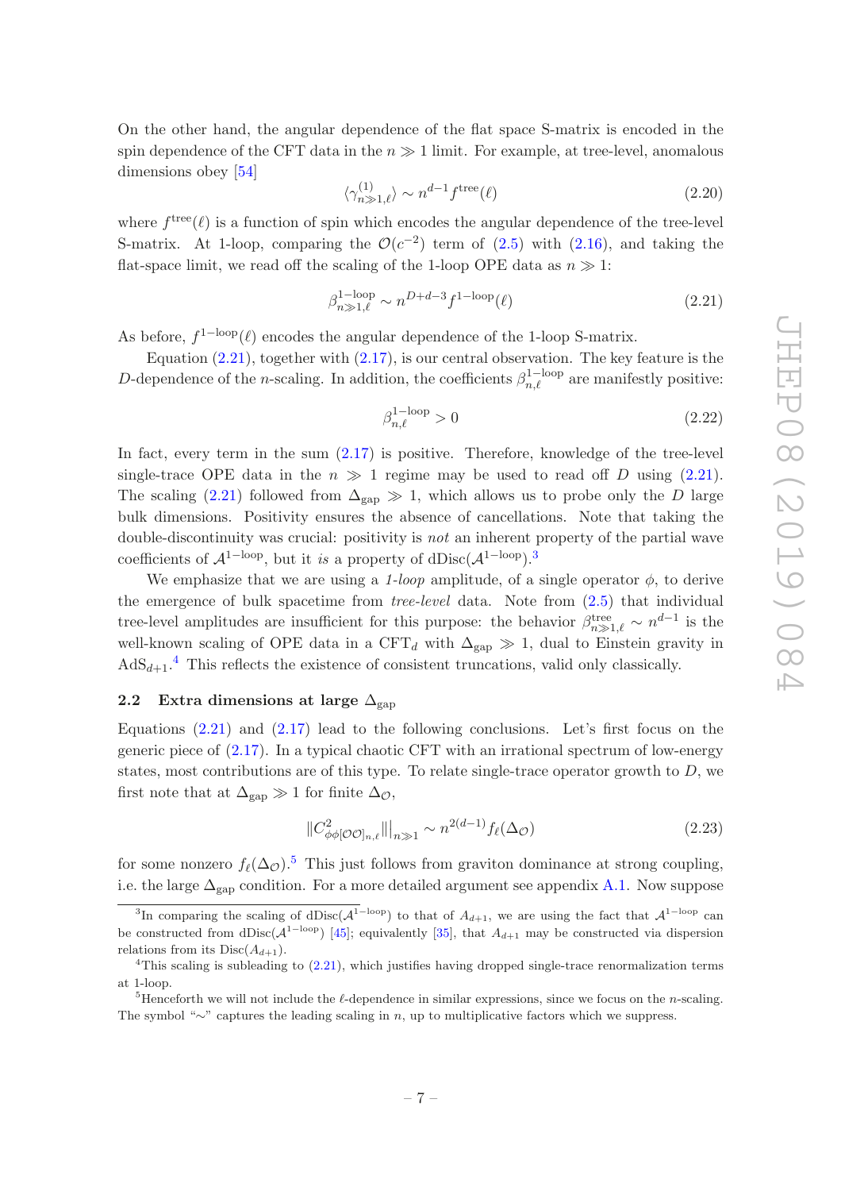On the other hand, the angular dependence of the flat space S-matrix is encoded in the spin dependence of the CFT data in the $n \gg 1$ limit. For example, at tree-level, anomalous dimensions obey [54]

$$\langle \gamma^{(1)}_{n\gg 1,\ell} \rangle \sim n^{d-1} f^{\text{tree}}(\ell) \tag{2.20}$$

where $f^{\text{tree}}(\ell)$ is a function of spin which encodes the angular dependence of the tree-level S-matrix. At 1-loop, comparing the $\mathcal{O}(c^{-2})$ term of (2.5) with (2.16), and taking the flat-space limit, we read off the scaling of the 1-loop OPE data as $n \gg 1$:

$$\beta^{\text{1-loop}}_{n\gg 1,\ell} \sim n^{D+d-3} f^{\text{1-loop}}(\ell) \tag{2.21}$$

As before, $f^{\text{1-loop}}(\ell)$ encodes the angular dependence of the 1-loop S-matrix.

Equation (2.21), together with (2.17), is our central observation. The key feature is the $D$-dependence of the $n$-scaling. In addition, the coefficients $\beta^{\text{1-loop}}_{n,\ell}$ are manifestly positive:

$$\beta^{\text{1-loop}}_{n,\ell} > 0 \tag{2.22}$$

In fact, every term in the sum (2.17) is positive. Therefore, knowledge of the tree-level single-trace OPE data in the $n \gg 1$ regime may be used to read off $D$ using (2.21). The scaling (2.21) followed from $\Delta_{\text{gap}} \gg 1$, which allows us to probe only the $D$ large bulk dimensions. Positivity ensures the absence of cancellations. Note that taking the double-discontinuity was crucial: positivity is *not* an inherent property of the partial wave coefficients of $\mathcal{A}^{\text{1-loop}}$, but it *is* a property of dDisc$(\mathcal{A}^{\text{1-loop}})$.[3]

We emphasize that we are using a *1-loop* amplitude, of a single operator $\phi$, to derive the emergence of bulk spacetime from *tree-level* data. Note from (2.5) that individual tree-level amplitudes are insufficient for this purpose: the behavior $\beta^{\text{tree}}_{n\gg 1,\ell} \sim n^{d-1}$ is the well-known scaling of OPE data in a CFT$_d$ with $\Delta_{\text{gap}} \gg 1$, dual to Einstein gravity in AdS$_{d+1}$.[4] This reflects the existence of consistent truncations, valid only classically.

## 2.2 Extra dimensions at large $\Delta_{\text{gap}}$

Equations (2.21) and (2.17) lead to the following conclusions. Let's first focus on the generic piece of (2.17). In a typical chaotic CFT with an irrational spectrum of low-energy states, most contributions are of this type. To relate single-trace operator growth to $D$, we first note that at $\Delta_{\text{gap}} \gg 1$ for finite $\Delta_{\mathcal{O}}$,

$$\| C^2_{\phi\phi[\mathcal{O}\mathcal{O}]_{n,\ell}} \| \big|_{n\gg 1} \sim n^{2(d-1)} f_\ell(\Delta_{\mathcal{O}}) \tag{2.23}$$

for some nonzero $f_\ell(\Delta_{\mathcal{O}})$.[5] This just follows from graviton dominance at strong coupling, i.e. the large $\Delta_{\text{gap}}$ condition. For a more detailed argument see appendix A.1. Now suppose

---

[3] In comparing the scaling of dDisc$(\mathcal{A}^{\text{1-loop}})$ to that of $A_{d+1}$, we are using the fact that $\mathcal{A}^{\text{1-loop}}$ can be constructed from dDisc$(\mathcal{A}^{\text{1-loop}})$ [45]; equivalently [35], that $A_{d+1}$ may be constructed via dispersion relations from its Disc$(A_{d+1})$.

[4] This scaling is subleading to (2.21), which justifies having dropped single-trace renormalization terms at 1-loop.

[5] Henceforth we will not include the $\ell$-dependence in similar expressions, since we focus on the $n$-scaling. The symbol "$\sim$" captures the leading scaling in $n$, up to multiplicative factors which we suppress.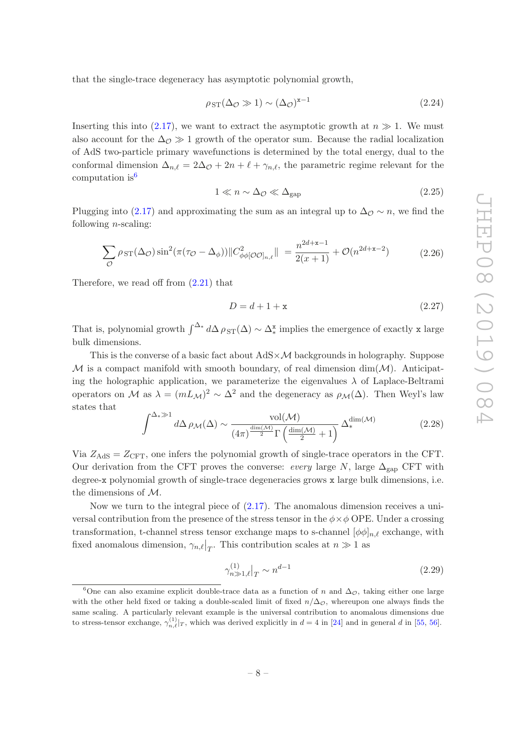that the single-trace degeneracy has asymptotic polynomial growth,

$$\rho_{\rm ST}(\Delta_{\mathcal{O}} \gg 1) \sim (\Delta_{\mathcal{O}})^{\mathtt{x}-1} \tag{2.24}$$

Inserting this into (2.17), we want to extract the asymptotic growth at $n \gg 1$. We must also account for the $\Delta_{\mathcal{O}} \gg 1$ growth of the operator sum. Because the radial localization of AdS two-particle primary wavefunctions is determined by the total energy, dual to the conformal dimension $\Delta_{n,\ell} = 2\Delta_{\mathcal{O}} + 2n + \ell + \gamma_{n,\ell}$, the parametric regime relevant for the computation is[6]

$$1 \ll n \sim \Delta_{\mathcal{O}} \ll \Delta_{\rm gap} \tag{2.25}$$

Plugging into (2.17) and approximating the sum as an integral up to $\Delta_{\mathcal{O}} \sim n$, we find the following $n$-scaling:

$$\sum_{\mathcal{O}} \rho_{\rm ST}(\Delta_{\mathcal{O}}) \sin^2(\pi(\tau_{\mathcal{O}} - \Delta_\phi)) \|C^2_{\phi\phi[\mathcal{O}\mathcal{O}]_{n,\ell}}\| \; = \frac{n^{2d+\mathtt{x}-1}}{2(x+1)} + \mathcal{O}(n^{2d+\mathtt{x}-2}) \tag{2.26}$$

Therefore, we read off from (2.21) that

$$D = d + 1 + \mathtt{x} \tag{2.27}$$

That is, polynomial growth $\int^{\Delta_*} d\Delta\, \rho_{\rm ST}(\Delta) \sim \Delta_*^{\mathtt{x}}$ implies the emergence of exactly $\mathtt{x}$ large bulk dimensions.

This is the converse of a basic fact about AdS$\times\mathcal{M}$ backgrounds in holography. Suppose $\mathcal{M}$ is a compact manifold with smooth boundary, of real dimension $\dim(\mathcal{M})$. Anticipating the holographic application, we parameterize the eigenvalues $\lambda$ of Laplace-Beltrami operators on $\mathcal{M}$ as $\lambda = (mL_{\mathcal{M}})^2 \sim \Delta^2$ and the degeneracy as $\rho_{\mathcal{M}}(\Delta)$. Then Weyl's law states that

$$\int^{\Delta_* \gg 1} d\Delta\, \rho_{\mathcal{M}}(\Delta) \sim \frac{\mathrm{vol}(\mathcal{M})}{(4\pi)^{\frac{\dim(\mathcal{M})}{2}} \Gamma\left(\frac{\dim(\mathcal{M})}{2} + 1\right)} \Delta_*^{\dim(\mathcal{M})} \tag{2.28}$$

Via $Z_{\rm AdS} = Z_{\rm CFT}$, one infers the polynomial growth of single-trace operators in the CFT. Our derivation from the CFT proves the converse: *every* large $N$, large $\Delta_{\rm gap}$ CFT with degree-$\mathtt{x}$ polynomial growth of single-trace degeneracies grows $\mathtt{x}$ large bulk dimensions, i.e. the dimensions of $\mathcal{M}$.

Now we turn to the integral piece of (2.17). The anomalous dimension receives a universal contribution from the presence of the stress tensor in the $\phi \times \phi$ OPE. Under a crossing transformation, t-channel stress tensor exchange maps to s-channel $[\phi\phi]_{n,\ell}$ exchange, with fixed anomalous dimension, $\gamma_{n,\ell}\big|_T$. This contribution scales at $n \gg 1$ as

$$\gamma^{(1)}_{n\gg1,\ell}\big|_T \sim n^{d-1} \tag{2.29}$$

[6] One can also examine explicit double-trace data as a function of $n$ and $\Delta_{\mathcal{O}}$, taking either one large with the other held fixed or taking a double-scaled limit of fixed $n/\Delta_{\mathcal{O}}$, whereupon one always finds the same scaling. A particularly relevant example is the universal contribution to anomalous dimensions due to stress-tensor exchange, $\gamma^{(1)}_{n,\ell}|_T$, which was derived explicitly in $d = 4$ in [24] and in general $d$ in [55, 56].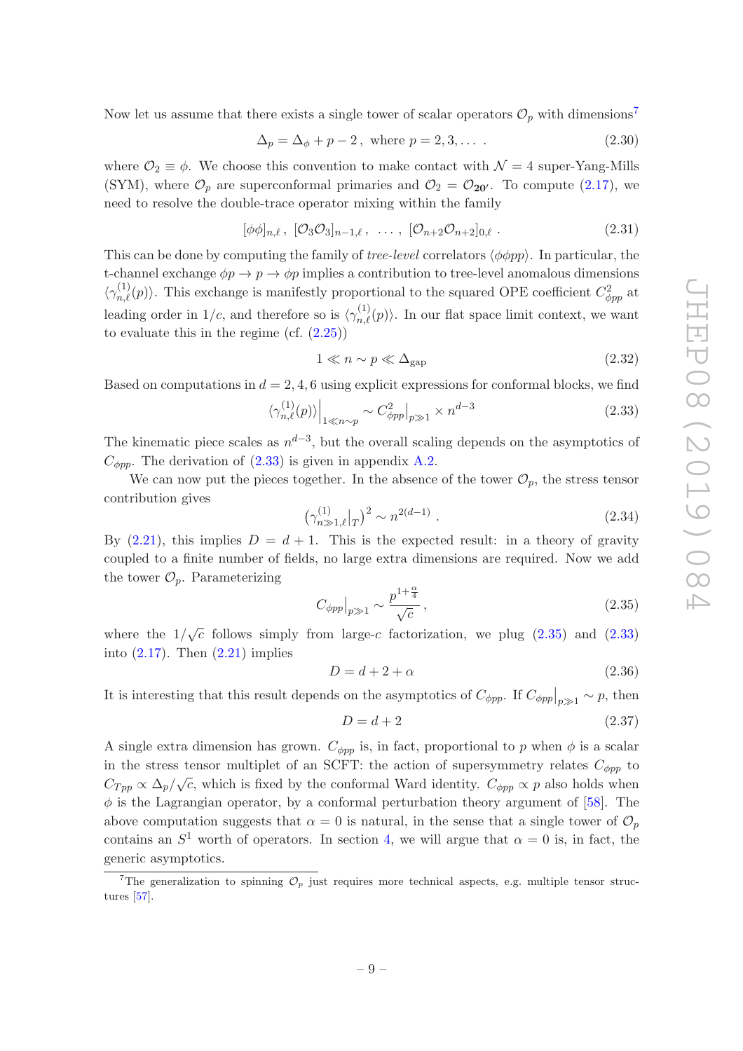Now let us assume that there exists a single tower of scalar operators $\mathcal{O}_p$ with dimensions[7]

$$\Delta_p = \Delta_\phi + p - 2\,, \text{ where } p = 2, 3, \ldots \;. \tag{2.30}$$

where $\mathcal{O}_2 \equiv \phi$. We choose this convention to make contact with $\mathcal{N}=4$ super-Yang-Mills (SYM), where $\mathcal{O}_p$ are superconformal primaries and $\mathcal{O}_2 = \mathcal{O}_{\mathbf{20'}}$. To compute (2.17), we need to resolve the double-trace operator mixing within the family

$$[\phi\phi]_{n,\ell}\,,\; [\mathcal{O}_3\mathcal{O}_3]_{n-1,\ell}\,,\; \ldots\,, \; [\mathcal{O}_{n+2}\mathcal{O}_{n+2}]_{0,\ell}\;. \tag{2.31}$$

This can be done by computing the family of *tree-level* correlators $\langle\phi\phi pp\rangle$. In particular, the t-channel exchange $\phi p \to p \to \phi p$ implies a contribution to tree-level anomalous dimensions $\langle\gamma^{(1)}_{n,\ell}(p)\rangle$. This exchange is manifestly proportional to the squared OPE coefficient $C^2_{\phi pp}$ at leading order in $1/c$, and therefore so is $\langle\gamma^{(1)}_{n,\ell}(p)\rangle$. In our flat space limit context, we want to evaluate this in the regime (cf. (2.25))

$$1 \ll n \sim p \ll \Delta_{\text{gap}} \tag{2.32}$$

Based on computations in $d = 2, 4, 6$ using explicit expressions for conformal blocks, we find

$$\langle\gamma^{(1)}_{n,\ell}(p)\rangle\Big|_{1\ll n\sim p} \sim C^2_{\phi pp}\Big|_{p\gg 1} \times n^{d-3} \tag{2.33}$$

The kinematic piece scales as $n^{d-3}$, but the overall scaling depends on the asymptotics of $C_{\phi pp}$. The derivation of (2.33) is given in appendix A.2.

We can now put the pieces together. In the absence of the tower $\mathcal{O}_p$, the stress tensor contribution gives

$$\left(\gamma^{(1)}_{n\gg 1,\ell}\big|_T\right)^2 \sim n^{2(d-1)}\;. \tag{2.34}$$

By (2.21), this implies $D = d+1$. This is the expected result: in a theory of gravity coupled to a finite number of fields, no large extra dimensions are required. Now we add the tower $\mathcal{O}_p$. Parameterizing

$$C_{\phi pp}\big|_{p\gg 1} \sim \frac{p^{1+\frac{\alpha}{4}}}{\sqrt{c}}\,, \tag{2.35}$$

where the $1/\sqrt{c}$ follows simply from large-$c$ factorization, we plug (2.35) and (2.33) into (2.17). Then (2.21) implies

$$D = d + 2 + \alpha \tag{2.36}$$

It is interesting that this result depends on the asymptotics of $C_{\phi pp}$. If $C_{\phi pp}\big|_{p\gg 1} \sim p$, then

$$D = d+2 \tag{2.37}$$

A single extra dimension has grown. $C_{\phi pp}$ is, in fact, proportional to $p$ when $\phi$ is a scalar in the stress tensor multiplet of an SCFT: the action of supersymmetry relates $C_{\phi pp}$ to $C_{Tpp} \propto \Delta_p/\sqrt{c}$, which is fixed by the conformal Ward identity. $C_{\phi pp} \propto p$ also holds when $\phi$ is the Lagrangian operator, by a conformal perturbation theory argument of [58]. The above computation suggests that $\alpha = 0$ is natural, in the sense that a single tower of $\mathcal{O}_p$ contains an $S^1$ worth of operators. In section 4, we will argue that $\alpha = 0$ is, in fact, the generic asymptotics.

[7] The generalization to spinning $\mathcal{O}_p$ just requires more technical aspects, e.g. multiple tensor structures [57].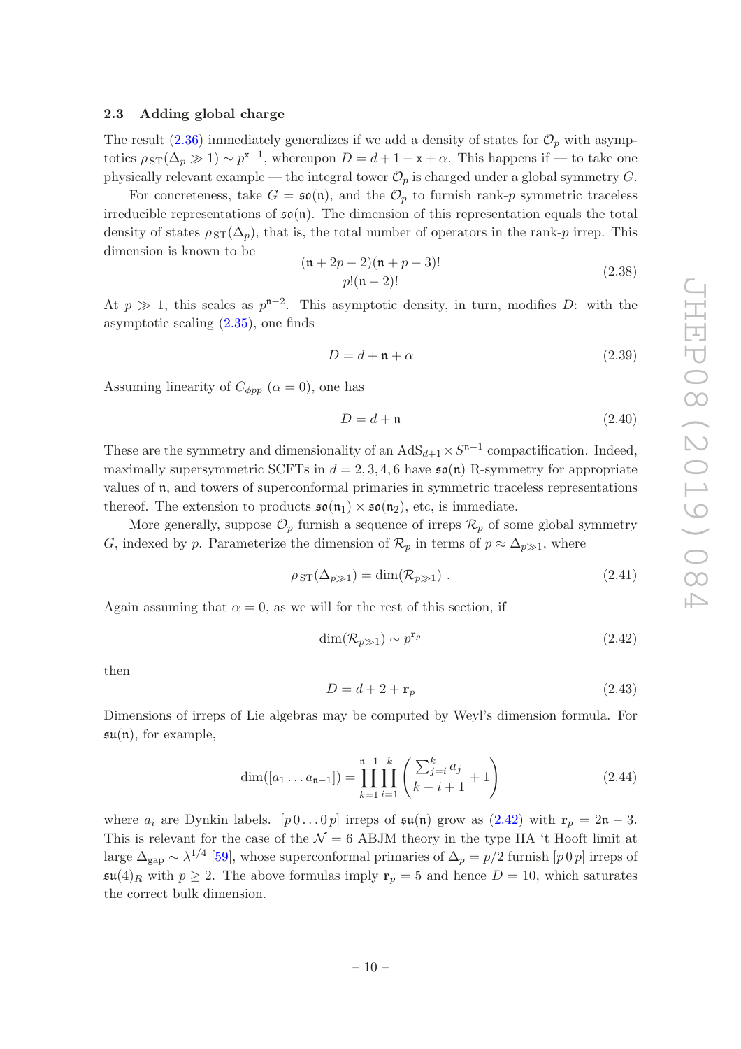### 2.3 Adding global charge

The result (2.36) immediately generalizes if we add a density of states for $\mathcal{O}_p$ with asymptotics $\rho_{\rm ST}(\Delta_p \gg 1) \sim p^{\mathtt{x}-1}$, whereupon $D = d + 1 + \mathtt{x} + \alpha$. This happens if — to take one physically relevant example — the integral tower $\mathcal{O}_p$ is charged under a global symmetry $G$.

For concreteness, take $G = \mathfrak{so}(\mathfrak{n})$, and the $\mathcal{O}_p$ to furnish rank-$p$ symmetric traceless irreducible representations of $\mathfrak{so}(\mathfrak{n})$. The dimension of this representation equals the total density of states $\rho_{\rm ST}(\Delta_p)$, that is, the total number of operators in the rank-$p$ irrep. This dimension is known to be

$$\frac{(\mathfrak{n} + 2p - 2)(\mathfrak{n} + p - 3)!}{p!(\mathfrak{n} - 2)!} \tag{2.38}$$

At $p \gg 1$, this scales as $p^{\mathfrak{n}-2}$. This asymptotic density, in turn, modifies $D$: with the asymptotic scaling (2.35), one finds

$$D = d + \mathfrak{n} + \alpha \tag{2.39}$$

Assuming linearity of $C_{\phi pp}$ ($\alpha = 0$), one has

$$D = d + \mathfrak{n} \tag{2.40}$$

These are the symmetry and dimensionality of an $\mathrm{AdS}_{d+1} \times S^{\mathfrak{n}-1}$ compactification. Indeed, maximally supersymmetric SCFTs in $d = 2, 3, 4, 6$ have $\mathfrak{so}(\mathfrak{n})$ R-symmetry for appropriate values of $\mathfrak{n}$, and towers of superconformal primaries in symmetric traceless representations thereof. The extension to products $\mathfrak{so}(\mathfrak{n}_1) \times \mathfrak{so}(\mathfrak{n}_2)$, etc, is immediate.

More generally, suppose $\mathcal{O}_p$ furnish a sequence of irreps $\mathcal{R}_p$ of some global symmetry $G$, indexed by $p$. Parameterize the dimension of $\mathcal{R}_p$ in terms of $p \approx \Delta_{p\gg 1}$, where

$$\rho_{\rm ST}(\Delta_{p\gg1}) = \dim(\mathcal{R}_{p\gg1}) \ . \tag{2.41}$$

Again assuming that $\alpha = 0$, as we will for the rest of this section, if

$$\dim(\mathcal{R}_{p\gg1}) \sim p^{\mathbf{r}_p} \tag{2.42}$$

then

$$D = d + 2 + \mathbf{r}_p \tag{2.43}$$

Dimensions of irreps of Lie algebras may be computed by Weyl's dimension formula. For $\mathfrak{su}(\mathfrak{n})$, for example,

$$\dim([a_1 \ldots a_{\mathfrak{n}-1}]) = \prod_{k=1}^{\mathfrak{n}-1} \prod_{i=1}^{k} \left( \frac{\sum_{j=i}^{k} a_j}{k - i + 1} + 1 \right) \tag{2.44}$$

where $a_i$ are Dynkin labels. $[p\, 0 \ldots 0\, p]$ irreps of $\mathfrak{su}(\mathfrak{n})$ grow as (2.42) with $\mathbf{r}_p = 2\mathfrak{n} - 3$. This is relevant for the case of the $\mathcal{N} = 6$ ABJM theory in the type IIA 't Hooft limit at large $\Delta_{\rm gap} \sim \lambda^{1/4}$ [59], whose superconformal primaries of $\Delta_p = p/2$ furnish $[p\, 0\, p]$ irreps of $\mathfrak{su}(4)_R$ with $p \geq 2$. The above formulas imply $\mathbf{r}_p = 5$ and hence $D = 10$, which saturates the correct bulk dimension.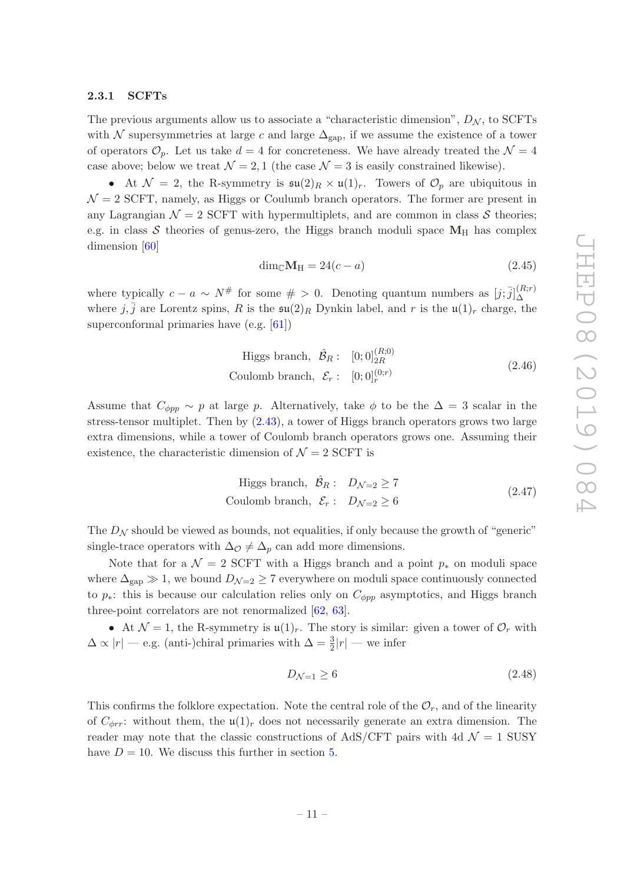### 2.3.1 SCFTs

The previous arguments allow us to associate a "characteristic dimension", $D_{\mathcal{N}}$, to SCFTs with $\mathcal{N}$ supersymmetries at large $c$ and large $\Delta_{\text{gap}}$, if we assume the existence of a tower of operators $\mathcal{O}_p$. Let us take $d = 4$ for concreteness. We have already treated the $\mathcal{N} = 4$ case above; below we treat $\mathcal{N} = 2, 1$ (the case $\mathcal{N} = 3$ is easily constrained likewise).

- At $\mathcal{N} = 2$, the R-symmetry is $\mathfrak{su}(2)_R \times \mathfrak{u}(1)_r$. Towers of $\mathcal{O}_p$ are ubiquitous in $\mathcal{N} = 2$ SCFT, namely, as Higgs or Coulomb branch operators. The former are present in any Lagrangian $\mathcal{N} = 2$ SCFT with hypermultiplets, and are common in class $\mathcal{S}$ theories; e.g. in class $\mathcal{S}$ theories of genus-zero, the Higgs branch moduli space $\mathbf{M}_{\text{H}}$ has complex dimension [60]

$$\dim_{\mathbb{C}} \mathbf{M}_{\text{H}} = 24(c - a) \tag{2.45}$$

where typically $c - a \sim N^{\#}$ for some $\# > 0$. Denoting quantum numbers as $[j;\bar{j}]_{\Delta}^{(R;r)}$ where $j, \bar{j}$ are Lorentz spins, $R$ is the $\mathfrak{su}(2)_R$ Dynkin label, and $r$ is the $\mathfrak{u}(1)_r$ charge, the superconformal primaries have (e.g. [61])

$$\begin{aligned} \text{Higgs branch, } \hat{\mathcal{B}}_R: &\quad [0;0]_{2R}^{(R;0)} \\ \text{Coulomb branch, } \mathcal{E}_r: &\quad [0;0]_{r}^{(0;r)} \end{aligned} \tag{2.46}$$

Assume that $C_{\phi pp} \sim p$ at large $p$. Alternatively, take $\phi$ to be the $\Delta = 3$ scalar in the stress-tensor multiplet. Then by (2.43), a tower of Higgs branch operators grows two large extra dimensions, while a tower of Coulomb branch operators grows one. Assuming their existence, the characteristic dimension of $\mathcal{N} = 2$ SCFT is

$$\begin{aligned} \text{Higgs branch, } \hat{\mathcal{B}}_R: &\quad D_{\mathcal{N}=2} \geq 7 \\ \text{Coulomb branch, } \mathcal{E}_r: &\quad D_{\mathcal{N}=2} \geq 6 \end{aligned} \tag{2.47}$$

The $D_{\mathcal{N}}$ should be viewed as bounds, not equalities, if only because the growth of "generic" single-trace operators with $\Delta_{\mathcal{O}} \neq \Delta_p$ can add more dimensions.

Note that for a $\mathcal{N} = 2$ SCFT with a Higgs branch and a point $p_*$ on moduli space where $\Delta_{\text{gap}} \gg 1$, we bound $D_{\mathcal{N}=2} \geq 7$ everywhere on moduli space continuously connected to $p_*$: this is because our calculation relies only on $C_{\phi pp}$ asymptotics, and Higgs branch three-point correlators are not renormalized [62, 63].

- At $\mathcal{N} = 1$, the R-symmetry is $\mathfrak{u}(1)_r$. The story is similar: given a tower of $\mathcal{O}_r$ with $\Delta \propto |r|$ — e.g. (anti-)chiral primaries with $\Delta = \frac{3}{2}|r|$ — we infer

$$D_{\mathcal{N}=1} \geq 6 \tag{2.48}$$

This confirms the folklore expectation. Note the central role of the $\mathcal{O}_r$, and of the linearity of $C_{\phi rr}$: without them, the $\mathfrak{u}(1)_r$ does not necessarily generate an extra dimension. The reader may note that the classic constructions of AdS/CFT pairs with 4d $\mathcal{N} = 1$ SUSY have $D = 10$. We discuss this further in section 5.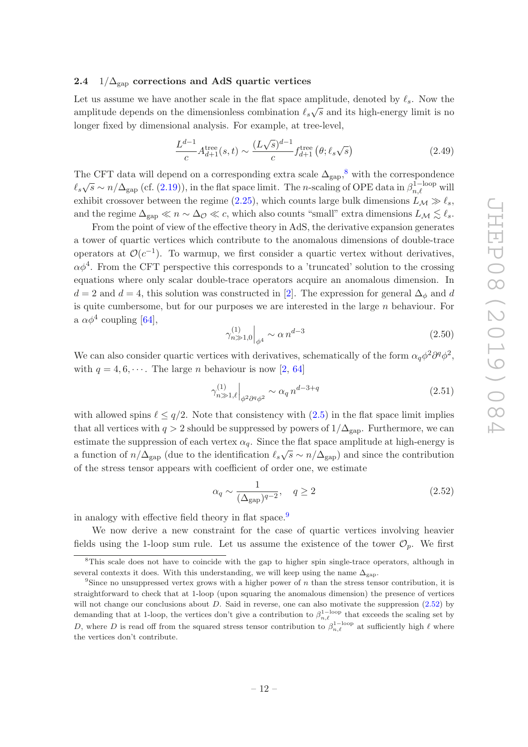### 2.4 $1/\Delta_{\rm gap}$ corrections and AdS quartic vertices

Let us assume we have another scale in the flat space amplitude, denoted by $\ell_s$. Now the amplitude depends on the dimensionless combination $\ell_s\sqrt{s}$ and its high-energy limit is no longer fixed by dimensional analysis. For example, at tree-level,

$$\frac{L^{d-1}}{c}A^{\rm tree}_{d+1}(s,t) \sim \frac{(L\sqrt{s})^{d-1}}{c} f^{\rm tree}_{d+1}\left(\theta;\ell_s\sqrt{s}\right) \tag{2.49}$$

The CFT data will depend on a corresponding extra scale $\Delta_{\rm gap}$,[8] with the correspondence $\ell_s\sqrt{s} \sim n/\Delta_{\rm gap}$ (cf. (2.19)), in the flat space limit. The $n$-scaling of OPE data in $\beta^{1-\rm loop}_{n,\ell}$ will exhibit crossover between the regime (2.25), which counts large bulk dimensions $L_{\mathcal{M}} \gg \ell_s$, and the regime $\Delta_{\rm gap} \ll n \sim \Delta_{\mathcal{O}} \ll c$, which also counts "small" extra dimensions $L_{\mathcal{M}} \lesssim \ell_s$.

From the point of view of the effective theory in AdS, the derivative expansion generates a tower of quartic vertices which contribute to the anomalous dimensions of double-trace operators at $\mathcal{O}(c^{-1})$. To warmup, we first consider a quartic vertex without derivatives, $\alpha\phi^4$. From the CFT perspective this corresponds to a 'truncated' solution to the crossing equations where only scalar double-trace operators acquire an anomalous dimension. In $d=2$ and $d=4$, this solution was constructed in [2]. The expression for general $\Delta_\phi$ and $d$ is quite cumbersome, but for our purposes we are interested in the large $n$ behaviour. For a $\alpha\phi^4$ coupling [64],

$$\gamma^{(1)}_{n\gg1,0}\Big|_{\phi^4} \sim \alpha\, n^{d-3} \tag{2.50}$$

We can also consider quartic vertices with derivatives, schematically of the form $\alpha_q\phi^2\partial^q\phi^2$, with $q=4,6,\cdots$. The large $n$ behaviour is now [2, 64]

$$\gamma^{(1)}_{n\gg1,\ell}\Big|_{\phi^2\partial^q\phi^2} \sim \alpha_q\, n^{d-3+q} \tag{2.51}$$

with allowed spins $\ell \le q/2$. Note that consistency with (2.5) in the flat space limit implies that all vertices with $q>2$ should be suppressed by powers of $1/\Delta_{\rm gap}$. Furthermore, we can estimate the suppression of each vertex $\alpha_q$. Since the flat space amplitude at high-energy is a function of $n/\Delta_{\rm gap}$ (due to the identification $\ell_s\sqrt{s}\sim n/\Delta_{\rm gap}$) and since the contribution of the stress tensor appears with coefficient of order one, we estimate

$$\alpha_q \sim \frac{1}{(\Delta_{\rm gap})^{q-2}}, \quad q\ge 2 \tag{2.52}$$

in analogy with effective field theory in flat space.[9]

We now derive a new constraint for the case of quartic vertices involving heavier fields using the 1-loop sum rule. Let us assume the existence of the tower $\mathcal{O}_p$. We first

---

[8] This scale does not have to coincide with the gap to higher spin single-trace operators, although in several contexts it does. With this understanding, we will keep using the name $\Delta_{\rm gap}$.

[9] Since no unsuppressed vertex grows with a higher power of $n$ than the stress tensor contribution, it is straightforward to check that at 1-loop (upon squaring the anomalous dimension) the presence of vertices will not change our conclusions about $D$. Said in reverse, one can also motivate the suppression (2.52) by demanding that at 1-loop, the vertices don't give a contribution to $\beta^{1-\rm loop}_{n,\ell}$ that exceeds the scaling set by $D$, where $D$ is read off from the squared stress tensor contribution to $\beta^{1-\rm loop}_{n,\ell}$ at sufficiently high $\ell$ where the vertices don't contribute.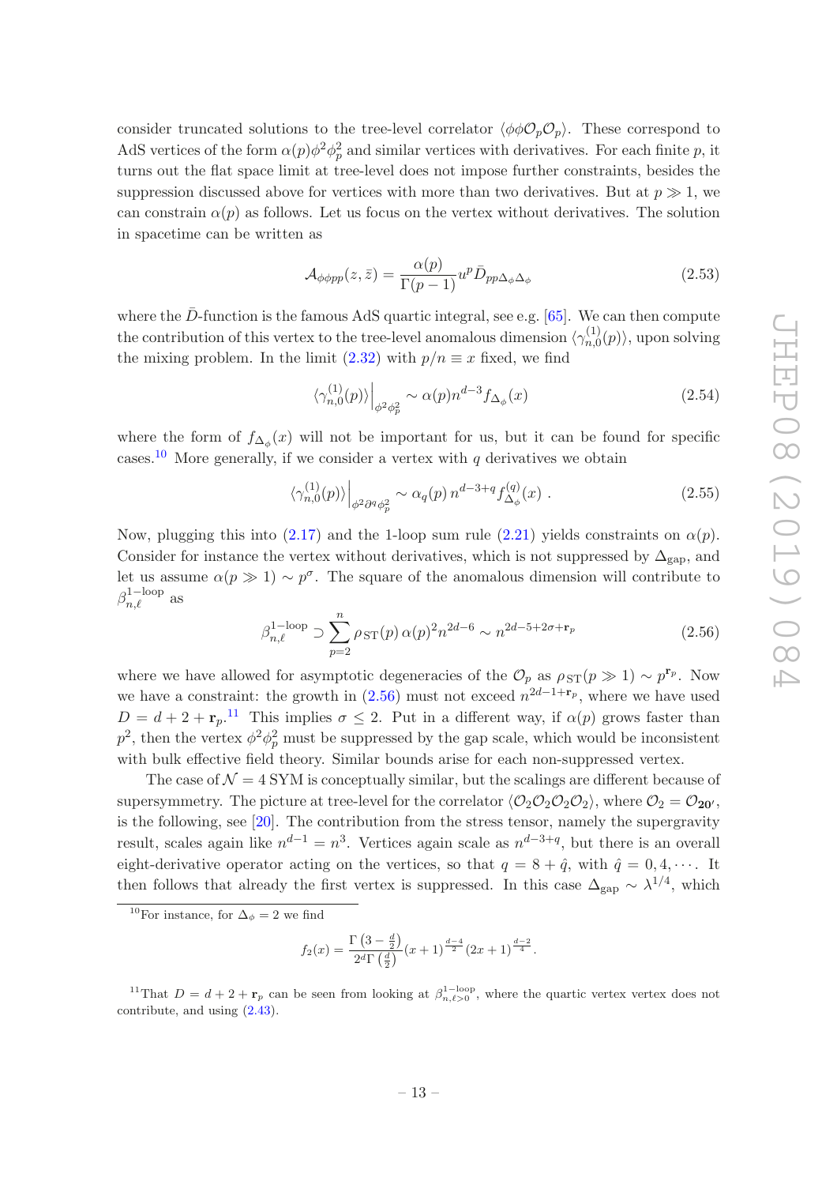consider truncated solutions to the tree-level correlator $\langle \phi\phi\mathcal{O}_p\mathcal{O}_p\rangle$. These correspond to AdS vertices of the form $\alpha(p)\phi^2\phi_p^2$ and similar vertices with derivatives. For each finite $p$, it turns out the flat space limit at tree-level does not impose further constraints, besides the suppression discussed above for vertices with more than two derivatives. But at $p \gg 1$, we can constrain $\alpha(p)$ as follows. Let us focus on the vertex without derivatives. The solution in spacetime can be written as

$$\mathcal{A}_{\phi\phi pp}(z,\bar{z}) = \frac{\alpha(p)}{\Gamma(p-1)} u^p \bar{D}_{pp\Delta_\phi\Delta_\phi} \tag{2.53}$$

where the $\bar{D}$-function is the famous AdS quartic integral, see e.g. [65]. We can then compute the contribution of this vertex to the tree-level anomalous dimension $\langle\gamma^{(1)}_{n,0}(p)\rangle$, upon solving the mixing problem. In the limit (2.32) with $p/n \equiv x$ fixed, we find

$$\langle\gamma^{(1)}_{n,0}(p)\rangle\Big|_{\phi^2\phi_p^2} \sim \alpha(p) n^{d-3} f_{\Delta_\phi}(x) \tag{2.54}$$

where the form of $f_{\Delta_\phi}(x)$ will not be important for us, but it can be found for specific cases.[10] More generally, if we consider a vertex with $q$ derivatives we obtain

$$\langle\gamma^{(1)}_{n,0}(p)\rangle\Big|_{\phi^2\partial^q\phi_p^2} \sim \alpha_q(p)\, n^{d-3+q} f^{(q)}_{\Delta_\phi}(x)\ . \tag{2.55}$$

Now, plugging this into (2.17) and the 1-loop sum rule (2.21) yields constraints on $\alpha(p)$. Consider for instance the vertex without derivatives, which is not suppressed by $\Delta_{\rm gap}$, and let us assume $\alpha(p \gg 1) \sim p^\sigma$. The square of the anomalous dimension will contribute to $\beta^{\rm 1-loop}_{n,\ell}$ as

$$\beta^{\rm 1-loop}_{n,\ell} \supset \sum_{p=2}^{n} \rho_{\rm ST}(p)\, \alpha(p)^2 n^{2d-6} \sim n^{2d-5+2\sigma+\mathbf{r}_p} \tag{2.56}$$

where we have allowed for asymptotic degeneracies of the $\mathcal{O}_p$ as $\rho_{\rm ST}(p \gg 1) \sim p^{\mathbf{r}_p}$. Now we have a constraint: the growth in (2.56) must not exceed $n^{2d-1+\mathbf{r}_p}$, where we have used $D = d+2+\mathbf{r}_p$.[11] This implies $\sigma \leq 2$. Put in a different way, if $\alpha(p)$ grows faster than $p^2$, then the vertex $\phi^2\phi_p^2$ must be suppressed by the gap scale, which would be inconsistent with bulk effective field theory. Similar bounds arise for each non-suppressed vertex.

The case of $\mathcal{N}=4$ SYM is conceptually similar, but the scalings are different because of supersymmetry. The picture at tree-level for the correlator $\langle\mathcal{O}_2\mathcal{O}_2\mathcal{O}_2\mathcal{O}_2\rangle$, where $\mathcal{O}_2 = \mathcal{O}_{\mathbf{20'}}$, is the following, see [20]. The contribution from the stress tensor, namely the supergravity result, scales again like $n^{d-1} = n^3$. Vertices again scale as $n^{d-3+q}$, but there is an overall eight-derivative operator acting on the vertices, so that $q = 8 + \hat{q}$, with $\hat{q} = 0, 4, \cdots$. It then follows that already the first vertex is suppressed. In this case $\Delta_{\rm gap} \sim \lambda^{1/4}$, which

---

[10] For instance, for $\Delta_\phi = 2$ we find

$$f_2(x) = \frac{\Gamma\left(3-\frac{d}{2}\right)}{2^d\Gamma\left(\frac{d}{2}\right)}(x+1)^{\frac{d-4}{2}}(2x+1)^{\frac{d-2}{4}}.$$

[11] That $D = d+2+\mathbf{r}_p$ can be seen from looking at $\beta^{\rm 1-loop}_{n,\ell>0}$, where the quartic vertex vertex does not contribute, and using (2.43).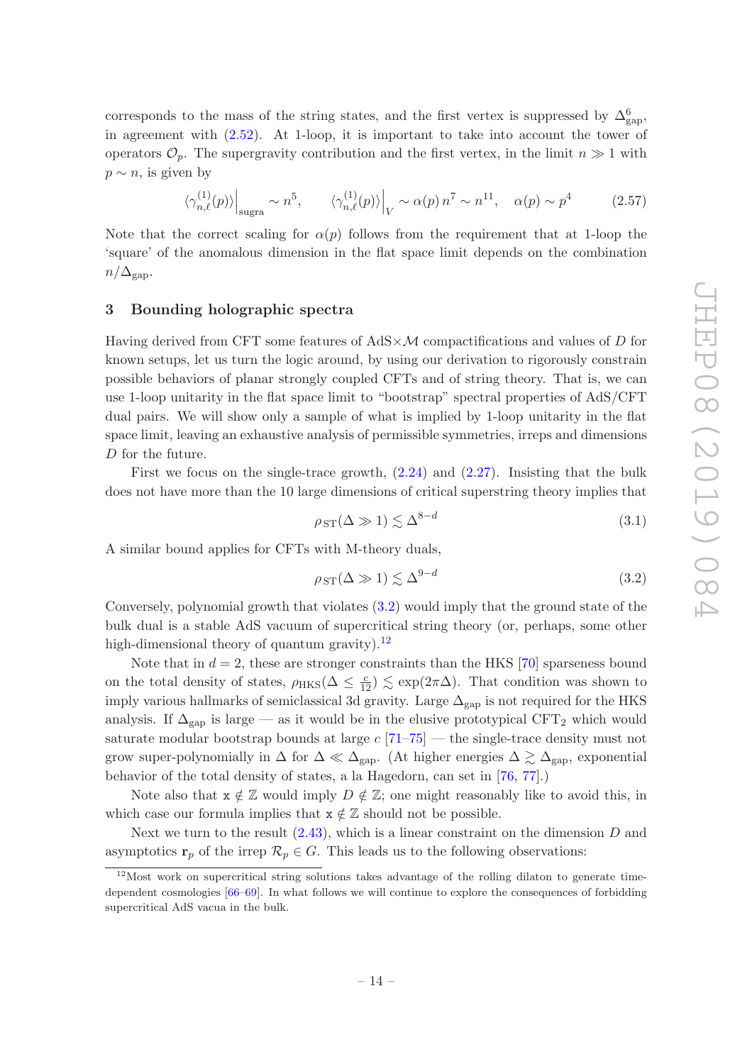corresponds to the mass of the string states, and the first vertex is suppressed by $\Delta_{\text{gap}}^6$, in agreement with (2.52). At 1-loop, it is important to take into account the tower of operators $\mathcal{O}_p$. The supergravity contribution and the first vertex, in the limit $n \gg 1$ with $p \sim n$, is given by

$$\langle \gamma^{(1)}_{n,\ell}(p) \rangle \Big|_{\text{sugra}} \sim n^5, \qquad \langle \gamma^{(1)}_{n,\ell}(p) \rangle \Big|_{V} \sim \alpha(p)\, n^7 \sim n^{11}, \quad \alpha(p) \sim p^4 \tag{2.57}$$

Note that the correct scaling for $\alpha(p)$ follows from the requirement that at 1-loop the 'square' of the anomalous dimension in the flat space limit depends on the combination $n/\Delta_{\text{gap}}$.

# 3 Bounding holographic spectra

Having derived from CFT some features of AdS$\times\mathcal{M}$ compactifications and values of $D$ for known setups, let us turn the logic around, by using our derivation to rigorously constrain possible behaviors of planar strongly coupled CFTs and of string theory. That is, we can use 1-loop unitarity in the flat space limit to "bootstrap" spectral properties of AdS/CFT dual pairs. We will show only a sample of what is implied by 1-loop unitarity in the flat space limit, leaving an exhaustive analysis of permissible symmetries, irreps and dimensions $D$ for the future.

First we focus on the single-trace growth, (2.24) and (2.27). Insisting that the bulk does not have more than the 10 large dimensions of critical superstring theory implies that

$$\rho_{\text{ST}}(\Delta \gg 1) \lesssim \Delta^{8-d} \tag{3.1}$$

A similar bound applies for CFTs with M-theory duals,

$$\rho_{\text{ST}}(\Delta \gg 1) \lesssim \Delta^{9-d} \tag{3.2}$$

Conversely, polynomial growth that violates (3.2) would imply that the ground state of the bulk dual is a stable AdS vacuum of supercritical string theory (or, perhaps, some other high-dimensional theory of quantum gravity).[12]

Note that in $d = 2$, these are stronger constraints than the HKS [70] sparseness bound on the total density of states, $\rho_{\text{HKS}}(\Delta \leq \frac{c}{12}) \lesssim \exp(2\pi\Delta)$. That condition was shown to imply various hallmarks of semiclassical 3d gravity. Large $\Delta_{\text{gap}}$ is not required for the HKS analysis. If $\Delta_{\text{gap}}$ is large — as it would be in the elusive prototypical CFT$_2$ which would saturate modular bootstrap bounds at large $c$ [71–75] — the single-trace density must not grow super-polynomially in $\Delta$ for $\Delta \ll \Delta_{\text{gap}}$. (At higher energies $\Delta \gtrsim \Delta_{\text{gap}}$, exponential behavior of the total density of states, a la Hagedorn, can set in [76, 77].)

Note also that $\mathtt{x} \notin \mathbb{Z}$ would imply $D \notin \mathbb{Z}$; one might reasonably like to avoid this, in which case our formula implies that $\mathtt{x} \notin \mathbb{Z}$ should not be possible.

Next we turn to the result (2.43), which is a linear constraint on the dimension $D$ and asymptotics $\mathbf{r}_p$ of the irrep $\mathcal{R}_p \in G$. This leads us to the following observations:

[12] Most work on supercritical string solutions takes advantage of the rolling dilaton to generate time-dependent cosmologies [66–69]. In what follows we will continue to explore the consequences of forbidding supercritical AdS vacua in the bulk.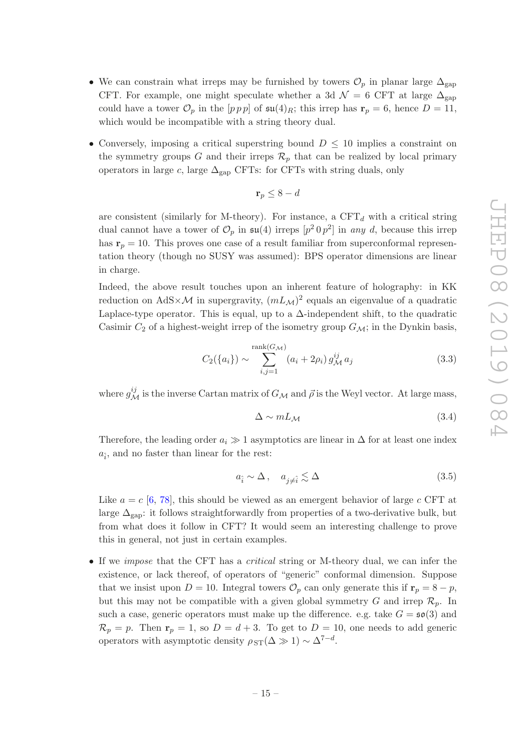- We can constrain what irreps may be furnished by towers $\mathcal{O}_p$ in planar large $\Delta_{\rm gap}$ CFT. For example, one might speculate whether a 3d $\mathcal{N}=6$ CFT at large $\Delta_{\rm gap}$ could have a tower $\mathcal{O}_p$ in the $[p\,p\,p]$ of $\mathfrak{su}(4)_R$; this irrep has $\mathbf{r}_p = 6$, hence $D = 11$, which would be incompatible with a string theory dual.

- Conversely, imposing a critical superstring bound $D \leq 10$ implies a constraint on the symmetry groups $G$ and their irreps $\mathcal{R}_p$ that can be realized by local primary operators in large $c$, large $\Delta_{\rm gap}$ CFTs: for CFTs with string duals, only

$$\mathbf{r}_p \leq 8 - d$$

  are consistent (similarly for M-theory). For instance, a CFT$_d$ with a critical string dual cannot have a tower of $\mathcal{O}_p$ in $\mathfrak{su}(4)$ irreps $[p^2\,0\,p^2]$ in *any* $d$, because this irrep has $\mathbf{r}_p = 10$. This proves one case of a result familiar from superconformal representation theory (though no SUSY was assumed): BPS operator dimensions are linear in charge.

  Indeed, the above result touches upon an inherent feature of holography: in KK reduction on AdS$\times\mathcal{M}$ in supergravity, $(mL_{\mathcal{M}})^2$ equals an eigenvalue of a quadratic Laplace-type operator. This is equal, up to a $\Delta$-independent shift, to the quadratic Casimir $C_2$ of a highest-weight irrep of the isometry group $G_{\mathcal{M}}$; in the Dynkin basis,

$$C_2(\{a_i\}) \sim \sum_{i,j=1}^{\text{rank}(G_{\mathcal{M}})} (a_i + 2\rho_i)\, g^{ij}_{\mathcal{M}}\, a_j \tag{3.3}$$

  where $g^{ij}_{\mathcal{M}}$ is the inverse Cartan matrix of $G_{\mathcal{M}}$ and $\vec{\rho}$ is the Weyl vector. At large mass,

$$\Delta \sim mL_{\mathcal{M}} \tag{3.4}$$

  Therefore, the leading order $a_i \gg 1$ asymptotics are linear in $\Delta$ for at least one index $a_{\hat{i}}$, and no faster than linear for the rest:

$$a_{\hat{i}} \sim \Delta\,, \quad a_{j\neq\hat{i}} \lesssim \Delta \tag{3.5}$$

  Like $a = c$ [6, 78], this should be viewed as an emergent behavior of large $c$ CFT at large $\Delta_{\rm gap}$: it follows straightforwardly from properties of a two-derivative bulk, but from what does it follow in CFT? It would seem an interesting challenge to prove this in general, not just in certain examples.

- If we *impose* that the CFT has a *critical* string or M-theory dual, we can infer the existence, or lack thereof, of operators of "generic" conformal dimension. Suppose that we insist upon $D = 10$. Integral towers $\mathcal{O}_p$ can only generate this if $\mathbf{r}_p = 8 - p$, but this may not be compatible with a given global symmetry $G$ and irrep $\mathcal{R}_p$. In such a case, generic operators must make up the difference. e.g. take $G = \mathfrak{so}(3)$ and $\mathcal{R}_p = p$. Then $\mathbf{r}_p = 1$, so $D = d + 3$. To get to $D = 10$, one needs to add generic operators with asymptotic density $\rho_{\rm ST}(\Delta \gg 1) \sim \Delta^{7-d}$.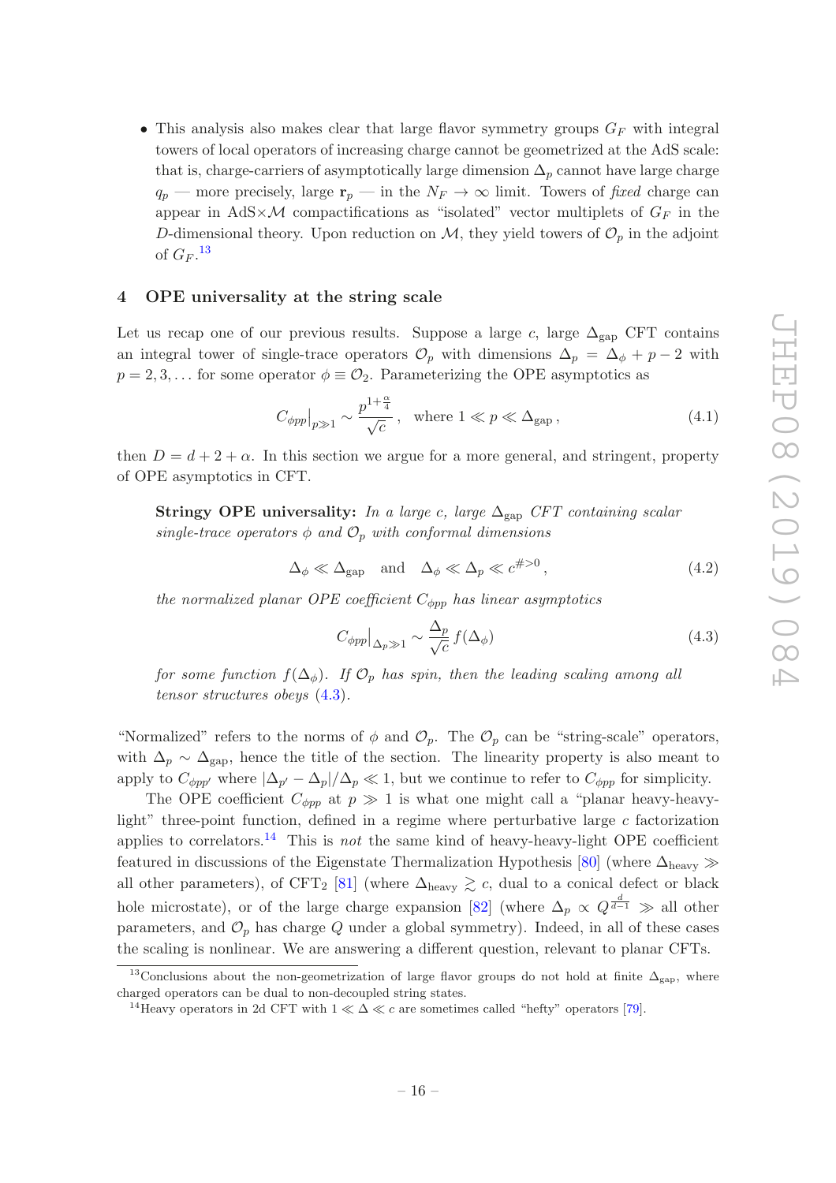- This analysis also makes clear that large flavor symmetry groups $G_F$ with integral towers of local operators of increasing charge cannot be geometrized at the AdS scale: that is, charge-carriers of asymptotically large dimension $\Delta_p$ cannot have large charge $q_p$ — more precisely, large $\mathbf{r}_p$ — in the $N_F \to \infty$ limit. Towers of *fixed* charge can appear in AdS$\times\mathcal{M}$ compactifications as "isolated" vector multiplets of $G_F$ in the $D$-dimensional theory. Upon reduction on $\mathcal{M}$, they yield towers of $\mathcal{O}_p$ in the adjoint of $G_F$.[13]

## 4 OPE universality at the string scale

Let us recap one of our previous results. Suppose a large $c$, large $\Delta_{\rm gap}$ CFT contains an integral tower of single-trace operators $\mathcal{O}_p$ with dimensions $\Delta_p = \Delta_\phi + p - 2$ with $p = 2, 3, \ldots$ for some operator $\phi \equiv \mathcal{O}_2$. Parameterizing the OPE asymptotics as

$$C_{\phi pp}\big|_{p\gg 1} \sim \frac{p^{1+\frac{\alpha}{4}}}{\sqrt{c}}\,, \quad \text{where } 1 \ll p \ll \Delta_{\rm gap}\,, \tag{4.1}$$

then $D = d + 2 + \alpha$. In this section we argue for a more general, and stringent, property of OPE asymptotics in CFT.

> **Stringy OPE universality:** *In a large $c$, large $\Delta_{\rm gap}$ CFT containing scalar single-trace operators $\phi$ and $\mathcal{O}_p$ with conformal dimensions*
>
> $$\Delta_\phi \ll \Delta_{\rm gap} \quad \text{and} \quad \Delta_\phi \ll \Delta_p \ll c^{\#>0}\,, \tag{4.2}$$
>
> *the normalized planar OPE coefficient $C_{\phi pp}$ has linear asymptotics*
>
> $$C_{\phi pp}\big|_{\Delta_p\gg 1} \sim \frac{\Delta_p}{\sqrt{c}}\, f(\Delta_\phi) \tag{4.3}$$
>
> *for some function $f(\Delta_\phi)$. If $\mathcal{O}_p$ has spin, then the leading scaling among all tensor structures obeys (4.3).*

"Normalized" refers to the norms of $\phi$ and $\mathcal{O}_p$. The $\mathcal{O}_p$ can be "string-scale" operators, with $\Delta_p \sim \Delta_{\rm gap}$, hence the title of the section. The linearity property is also meant to apply to $C_{\phi pp'}$ where $|\Delta_{p'} - \Delta_p|/\Delta_p \ll 1$, but we continue to refer to $C_{\phi pp}$ for simplicity.

The OPE coefficient $C_{\phi pp}$ at $p \gg 1$ is what one might call a "planar heavy-heavy-light" three-point function, defined in a regime where perturbative large $c$ factorization applies to correlators.[14] This is *not* the same kind of heavy-heavy-light OPE coefficient featured in discussions of the Eigenstate Thermalization Hypothesis [80] (where $\Delta_{\rm heavy} \gg$ all other parameters), of CFT$_2$ [81] (where $\Delta_{\rm heavy} \gtrsim c$, dual to a conical defect or black hole microstate), or of the large charge expansion [82] (where $\Delta_p \propto Q^{\frac{d}{d-1}} \gg$ all other parameters, and $\mathcal{O}_p$ has charge $Q$ under a global symmetry). Indeed, in all of these cases the scaling is nonlinear. We are answering a different question, relevant to planar CFTs.

[13] Conclusions about the non-geometrization of large flavor groups do not hold at finite $\Delta_{\rm gap}$, where charged operators can be dual to non-decoupled string states.

[14] Heavy operators in 2d CFT with $1 \ll \Delta \ll c$ are sometimes called "hefty" operators [79].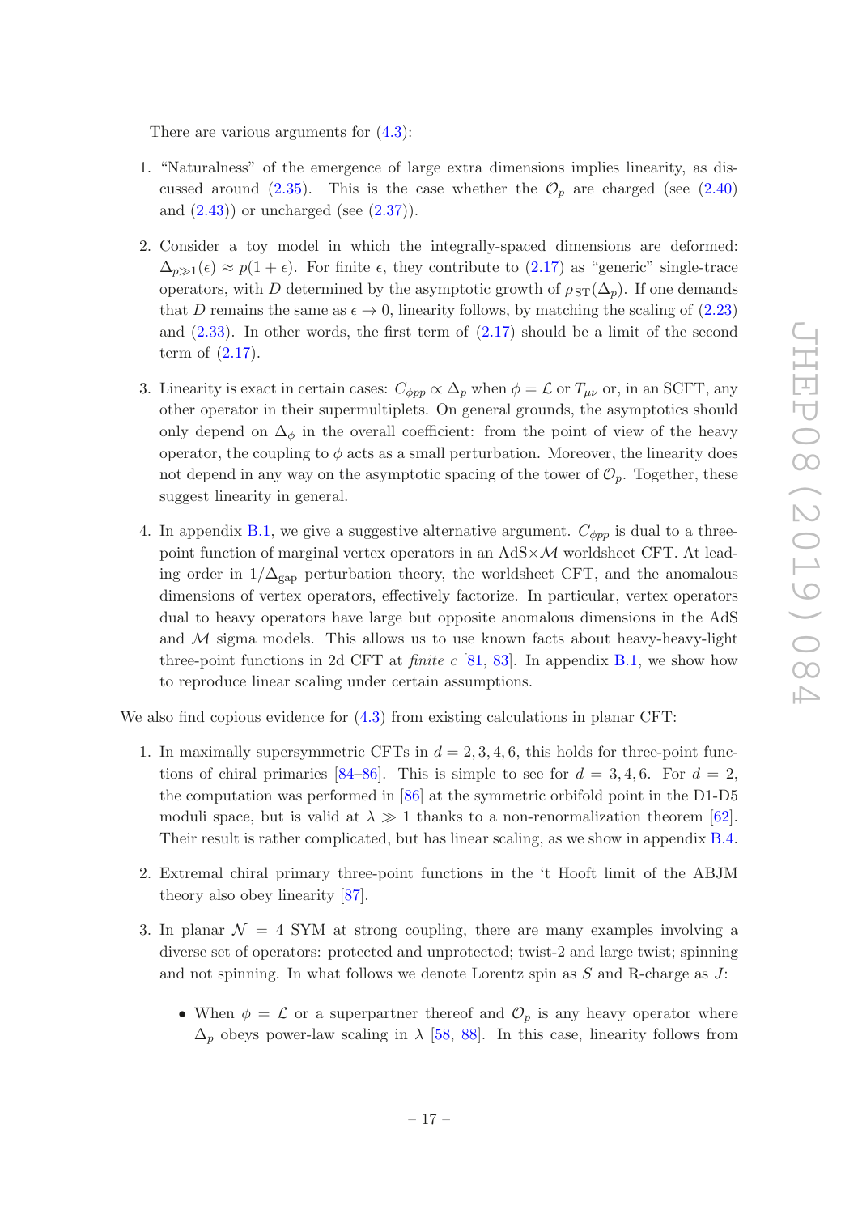There are various arguments for (4.3):

1. "Naturalness" of the emergence of large extra dimensions implies linearity, as discussed around (2.35). This is the case whether the $\mathcal{O}_p$ are charged (see (2.40) and (2.43)) or uncharged (see (2.37)).

2. Consider a toy model in which the integrally-spaced dimensions are deformed: $\Delta_{p\gg 1}(\epsilon) \approx p(1+\epsilon)$. For finite $\epsilon$, they contribute to (2.17) as "generic" single-trace operators, with $D$ determined by the asymptotic growth of $\rho_{\rm ST}(\Delta_p)$. If one demands that $D$ remains the same as $\epsilon \to 0$, linearity follows, by matching the scaling of (2.23) and (2.33). In other words, the first term of (2.17) should be a limit of the second term of (2.17).

3. Linearity is exact in certain cases: $C_{\phi pp} \propto \Delta_p$ when $\phi = \mathcal{L}$ or $T_{\mu\nu}$ or, in an SCFT, any other operator in their supermultiplets. On general grounds, the asymptotics should only depend on $\Delta_\phi$ in the overall coefficient: from the point of view of the heavy operator, the coupling to $\phi$ acts as a small perturbation. Moreover, the linearity does not depend in any way on the asymptotic spacing of the tower of $\mathcal{O}_p$. Together, these suggest linearity in general.

4. In appendix B.1, we give a suggestive alternative argument. $C_{\phi pp}$ is dual to a three-point function of marginal vertex operators in an AdS$\times\mathcal{M}$ worldsheet CFT. At leading order in $1/\Delta_{\rm gap}$ perturbation theory, the worldsheet CFT, and the anomalous dimensions of vertex operators, effectively factorize. In particular, vertex operators dual to heavy operators have large but opposite anomalous dimensions in the AdS and $\mathcal{M}$ sigma models. This allows us to use known facts about heavy-heavy-light three-point functions in 2d CFT at *finite* $c$ [81, 83]. In appendix B.1, we show how to reproduce linear scaling under certain assumptions.

We also find copious evidence for (4.3) from existing calculations in planar CFT:

1. In maximally supersymmetric CFTs in $d = 2, 3, 4, 6$, this holds for three-point functions of chiral primaries [84–86]. This is simple to see for $d = 3, 4, 6$. For $d = 2$, the computation was performed in [86] at the symmetric orbifold point in the D1-D5 moduli space, but is valid at $\lambda \gg 1$ thanks to a non-renormalization theorem [62]. Their result is rather complicated, but has linear scaling, as we show in appendix B.4.

2. Extremal chiral primary three-point functions in the 't Hooft limit of the ABJM theory also obey linearity [87].

3. In planar $\mathcal{N} = 4$ SYM at strong coupling, there are many examples involving a diverse set of operators: protected and unprotected; twist-2 and large twist; spinning and not spinning. In what follows we denote Lorentz spin as $S$ and R-charge as $J$:

   - When $\phi = \mathcal{L}$ or a superpartner thereof and $\mathcal{O}_p$ is any heavy operator where $\Delta_p$ obeys power-law scaling in $\lambda$ [58, 88]. In this case, linearity follows from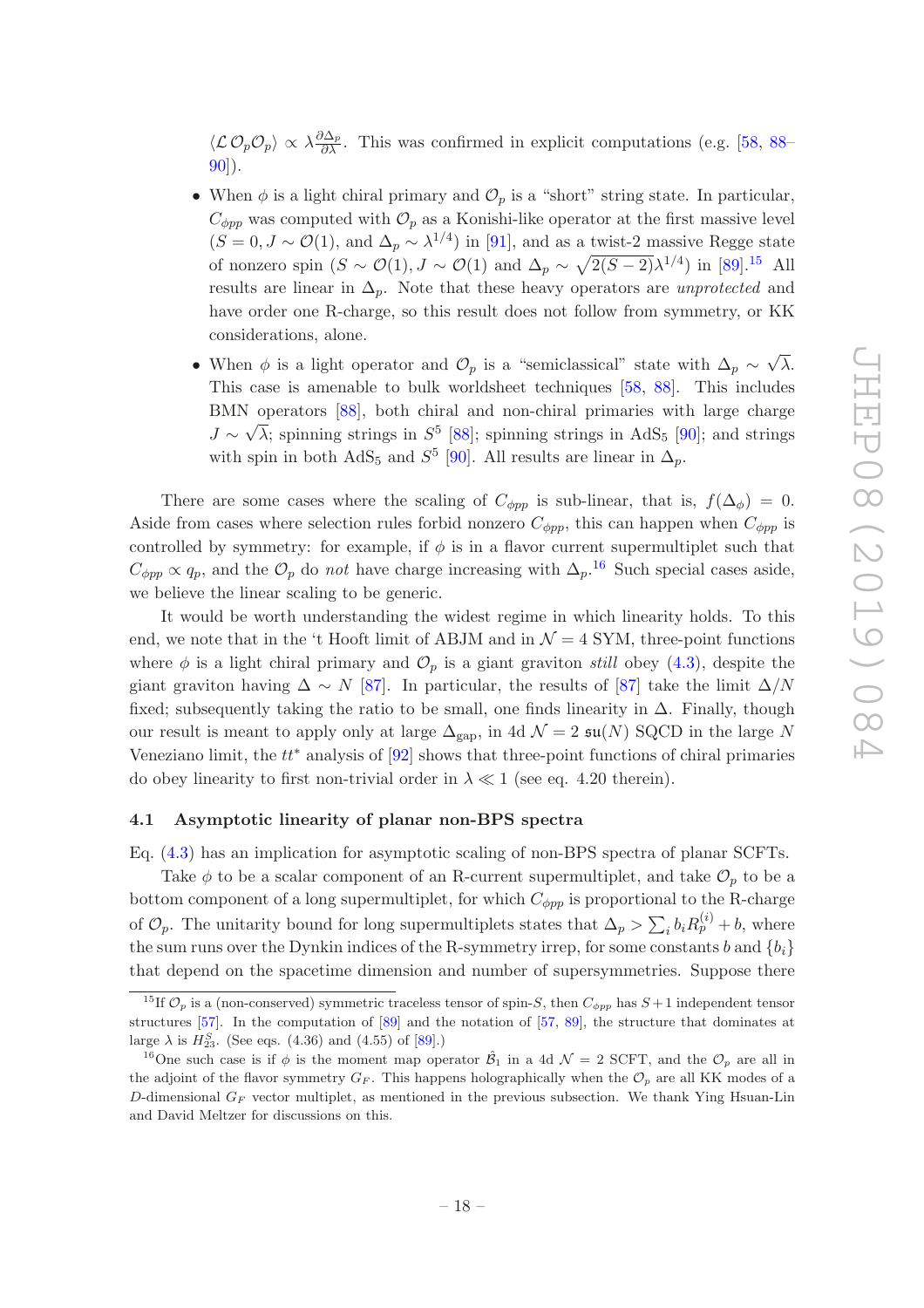$\langle \mathcal{L}\, \mathcal{O}_p \mathcal{O}_p \rangle \propto \lambda \frac{\partial \Delta_p}{\partial \lambda}$. This was confirmed in explicit computations (e.g. [58, 88–90]).

- When $\phi$ is a light chiral primary and $\mathcal{O}_p$ is a "short" string state. In particular, $C_{\phi pp}$ was computed with $\mathcal{O}_p$ as a Konishi-like operator at the first massive level ($S = 0, J \sim \mathcal{O}(1)$, and $\Delta_p \sim \lambda^{1/4}$) in [91], and as a twist-2 massive Regge state of nonzero spin ($S \sim \mathcal{O}(1), J \sim \mathcal{O}(1)$ and $\Delta_p \sim \sqrt{2(S-2)}\lambda^{1/4}$) in [89].[15] All results are linear in $\Delta_p$. Note that these heavy operators are *unprotected* and have order one R-charge, so this result does not follow from symmetry, or KK considerations, alone.

- When $\phi$ is a light operator and $\mathcal{O}_p$ is a "semiclassical" state with $\Delta_p \sim \sqrt{\lambda}$. This case is amenable to bulk worldsheet techniques [58, 88]. This includes BMN operators [88], both chiral and non-chiral primaries with large charge $J \sim \sqrt{\lambda}$; spinning strings in $S^5$ [88]; spinning strings in AdS$_5$ [90]; and strings with spin in both AdS$_5$ and $S^5$ [90]. All results are linear in $\Delta_p$.

There are some cases where the scaling of $C_{\phi pp}$ is sub-linear, that is, $f(\Delta_\phi) = 0$. Aside from cases where selection rules forbid nonzero $C_{\phi pp}$, this can happen when $C_{\phi pp}$ is controlled by symmetry: for example, if $\phi$ is in a flavor current supermultiplet such that $C_{\phi pp} \propto q_p$, and the $\mathcal{O}_p$ do *not* have charge increasing with $\Delta_p$.[16] Such special cases aside, we believe the linear scaling to be generic.

It would be worth understanding the widest regime in which linearity holds. To this end, we note that in the 't Hooft limit of ABJM and in $\mathcal{N} = 4$ SYM, three-point functions where $\phi$ is a light chiral primary and $\mathcal{O}_p$ is a giant graviton *still* obey (4.3), despite the giant graviton having $\Delta \sim N$ [87]. In particular, the results of [87] take the limit $\Delta/N$ fixed; subsequently taking the ratio to be small, one finds linearity in $\Delta$. Finally, though our result is meant to apply only at large $\Delta_{\text{gap}}$, in 4d $\mathcal{N} = 2$ $\mathfrak{su}(N)$ SQCD in the large $N$ Veneziano limit, the $tt^*$ analysis of [92] shows that three-point functions of chiral primaries do obey linearity to first non-trivial order in $\lambda \ll 1$ (see eq. 4.20 therein).

### 4.1 Asymptotic linearity of planar non-BPS spectra

Eq. (4.3) has an implication for asymptotic scaling of non-BPS spectra of planar SCFTs.

Take $\phi$ to be a scalar component of an R-current supermultiplet, and take $\mathcal{O}_p$ to be a bottom component of a long supermultiplet, for which $C_{\phi pp}$ is proportional to the R-charge of $\mathcal{O}_p$. The unitarity bound for long supermultiplets states that $\Delta_p > \sum_i b_i R_p^{(i)} + b$, where the sum runs over the Dynkin indices of the R-symmetry irrep, for some constants $b$ and $\{b_i\}$ that depend on the spacetime dimension and number of supersymmetries. Suppose there

---

[15] If $\mathcal{O}_p$ is a (non-conserved) symmetric traceless tensor of spin-$S$, then $C_{\phi pp}$ has $S+1$ independent tensor structures [57]. In the computation of [89] and the notation of [57, 89], the structure that dominates at large $\lambda$ is $H_{23}^S$. (See eqs. (4.36) and (4.55) of [89].)

[16] One such case is if $\phi$ is the moment map operator $\hat{\mathcal{B}}_1$ in a 4d $\mathcal{N} = 2$ SCFT, and the $\mathcal{O}_p$ are all in the adjoint of the flavor symmetry $G_F$. This happens holographically when the $\mathcal{O}_p$ are all KK modes of a $D$-dimensional $G_F$ vector multiplet, as mentioned in the previous subsection. We thank Ying Hsuan-Lin and David Meltzer for discussions on this.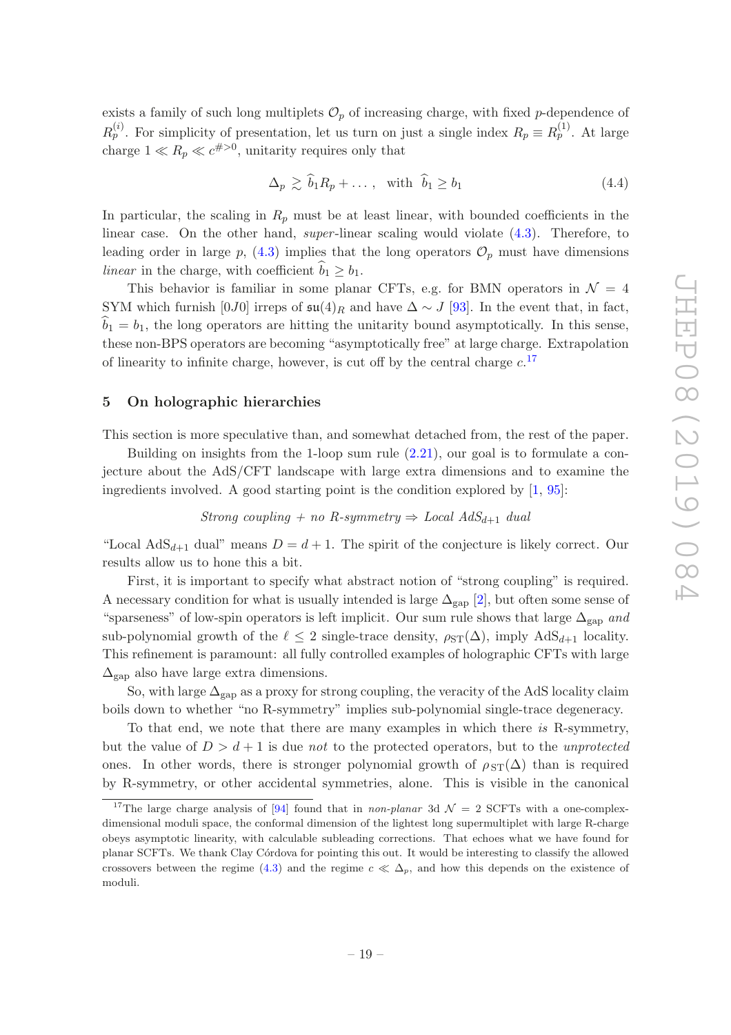exists a family of such long multiplets $\mathcal{O}_p$ of increasing charge, with fixed $p$-dependence of $R_p^{(i)}$. For simplicity of presentation, let us turn on just a single index $R_p \equiv R_p^{(1)}$. At large charge $1 \ll R_p \ll c^{\# > 0}$, unitarity requires only that

$$\Delta_p \gtrsim \widehat{b}_1 R_p + \dots\,, \quad \text{with} \;\; \widehat{b}_1 \geq b_1 \tag{4.4}$$

In particular, the scaling in $R_p$ must be at least linear, with bounded coefficients in the linear case. On the other hand, *super*-linear scaling would violate (4.3). Therefore, to leading order in large $p$, (4.3) implies that the long operators $\mathcal{O}_p$ must have dimensions *linear* in the charge, with coefficient $\widehat{b}_1 \geq b_1$.

This behavior is familiar in some planar CFTs, e.g. for BMN operators in $\mathcal{N} = 4$ SYM which furnish $[0J0]$ irreps of $\mathfrak{su}(4)_R$ and have $\Delta \sim J$ [93]. In the event that, in fact, $\widehat{b}_1 = b_1$, the long operators are hitting the unitarity bound asymptotically. In this sense, these non-BPS operators are becoming "asymptotically free" at large charge. Extrapolation of linearity to infinite charge, however, is cut off by the central charge $c$.[17]

## 5 On holographic hierarchies

This section is more speculative than, and somewhat detached from, the rest of the paper.

Building on insights from the 1-loop sum rule (2.21), our goal is to formulate a conjecture about the AdS/CFT landscape with large extra dimensions and to examine the ingredients involved. A good starting point is the condition explored by [1, 95]:

$$\textit{Strong coupling + no R-symmetry} \Rightarrow \textit{Local AdS}_{d+1} \textit{ dual}$$

"Local AdS$_{d+1}$ dual" means $D = d+1$. The spirit of the conjecture is likely correct. Our results allow us to hone this a bit.

First, it is important to specify what abstract notion of "strong coupling" is required. A necessary condition for what is usually intended is large $\Delta_{\text{gap}}$ [2], but often some sense of "sparseness" of low-spin operators is left implicit. Our sum rule shows that large $\Delta_{\text{gap}}$ *and* sub-polynomial growth of the $\ell \leq 2$ single-trace density, $\rho_{\text{ST}}(\Delta)$, imply AdS$_{d+1}$ locality. This refinement is paramount: all fully controlled examples of holographic CFTs with large $\Delta_{\text{gap}}$ also have large extra dimensions.

So, with large $\Delta_{\text{gap}}$ as a proxy for strong coupling, the veracity of the AdS locality claim boils down to whether "no R-symmetry" implies sub-polynomial single-trace degeneracy.

To that end, we note that there are many examples in which there *is* R-symmetry, but the value of $D > d+1$ is due *not* to the protected operators, but to the *unprotected* ones. In other words, there is stronger polynomial growth of $\rho_{\text{ST}}(\Delta)$ than is required by R-symmetry, or other accidental symmetries, alone. This is visible in the canonical

[17]The large charge analysis of [94] found that in *non-planar* 3d $\mathcal{N} = 2$ SCFTs with a one-complex-dimensional moduli space, the conformal dimension of the lightest long supermultiplet with large R-charge obeys asymptotic linearity, with calculable subleading corrections. That echoes what we have found for planar SCFTs. We thank Clay Córdova for pointing this out. It would be interesting to classify the allowed crossovers between the regime (4.3) and the regime $c \ll \Delta_p$, and how this depends on the existence of moduli.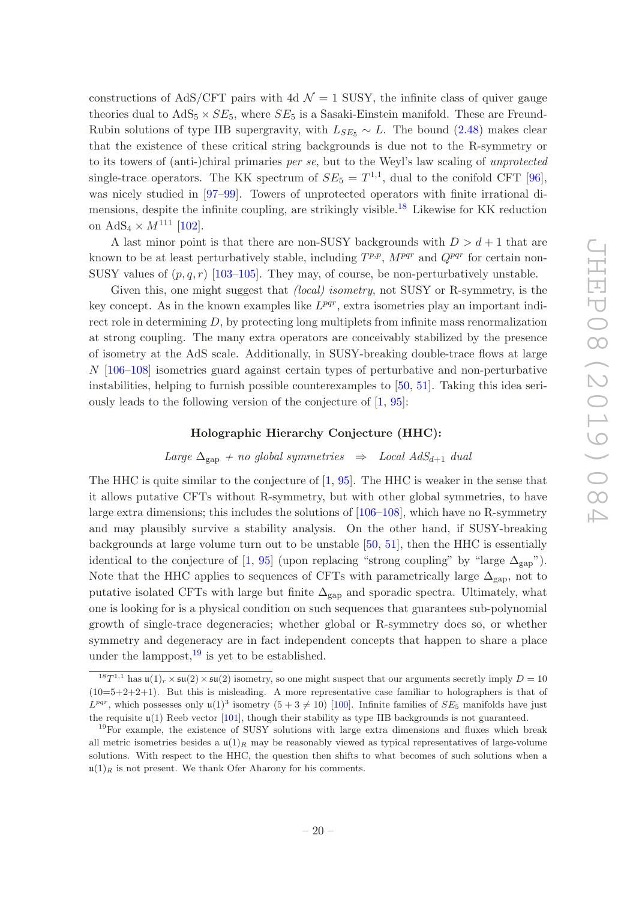constructions of AdS/CFT pairs with 4d $\mathcal{N}=1$ SUSY, the infinite class of quiver gauge theories dual to $\mathrm{AdS}_5 \times SE_5$, where $SE_5$ is a Sasaki-Einstein manifold. These are Freund-Rubin solutions of type IIB supergravity, with $L_{SE_5} \sim L$. The bound (2.48) makes clear that the existence of these critical string backgrounds is due not to the R-symmetry or to its towers of (anti-)chiral primaries *per se*, but to the Weyl's law scaling of *unprotected* single-trace operators. The KK spectrum of $SE_5 = T^{1,1}$, dual to the conifold CFT [96], was nicely studied in [97–99]. Towers of unprotected operators with finite irrational dimensions, despite the infinite coupling, are strikingly visible.[18] Likewise for KK reduction on $\mathrm{AdS}_4 \times M^{111}$ [102].

A last minor point is that there are non-SUSY backgrounds with $D > d+1$ that are known to be at least perturbatively stable, including $T^{p,p}$, $M^{pqr}$ and $Q^{pqr}$ for certain non-SUSY values of $(p,q,r)$ [103–105]. They may, of course, be non-perturbatively unstable.

Given this, one might suggest that *(local) isometry*, not SUSY or R-symmetry, is the key concept. As in the known examples like $L^{pqr}$, extra isometries play an important indirect role in determining $D$, by protecting long multiplets from infinite mass renormalization at strong coupling. The many extra operators are conceivably stabilized by the presence of isometry at the AdS scale. Additionally, in SUSY-breaking double-trace flows at large $N$ [106–108] isometries guard against certain types of perturbative and non-perturbative instabilities, helping to furnish possible counterexamples to [50, 51]. Taking this idea seriously leads to the following version of the conjecture of [1, 95]:

**Holographic Hierarchy Conjecture (HHC):**

$$\textit{Large } \Delta_{\text{gap}} \textit{ + no global symmetries } \Rightarrow \textit{ Local AdS}_{d+1} \textit{ dual}$$

The HHC is quite similar to the conjecture of [1, 95]. The HHC is weaker in the sense that it allows putative CFTs without R-symmetry, but with other global symmetries, to have large extra dimensions; this includes the solutions of [106–108], which have no R-symmetry and may plausibly survive a stability analysis. On the other hand, if SUSY-breaking backgrounds at large volume turn out to be unstable [50, 51], then the HHC is essentially identical to the conjecture of [1, 95] (upon replacing "strong coupling" by "large $\Delta_{\text{gap}}$"). Note that the HHC applies to sequences of CFTs with parametrically large $\Delta_{\text{gap}}$, not to putative isolated CFTs with large but finite $\Delta_{\text{gap}}$ and sporadic spectra. Ultimately, what one is looking for is a physical condition on such sequences that guarantees sub-polynomial growth of single-trace degeneracies; whether global or R-symmetry does so, or whether symmetry and degeneracy are in fact independent concepts that happen to share a place under the lamppost,[19] is yet to be established.

---

[18] $T^{1,1}$ has $\mathfrak{u}(1)_r \times \mathfrak{su}(2) \times \mathfrak{su}(2)$ isometry, so one might suspect that our arguments secretly imply $D = 10$ ($10{=}5{+}2{+}2{+}1$). But this is misleading. A more representative case familiar to holographers is that of $L^{pqr}$, which possesses only $\mathfrak{u}(1)^3$ isometry ($5+3 \neq 10$) [100]. Infinite families of $SE_5$ manifolds have just the requisite $\mathfrak{u}(1)$ Reeb vector [101], though their stability as type IIB backgrounds is not guaranteed.

[19] For example, the existence of SUSY solutions with large extra dimensions and fluxes which break all metric isometries besides a $\mathfrak{u}(1)_R$ may be reasonably viewed as typical representatives of large-volume solutions. With respect to the HHC, the question then shifts to what becomes of such solutions when a $\mathfrak{u}(1)_R$ is not present. We thank Ofer Aharony for his comments.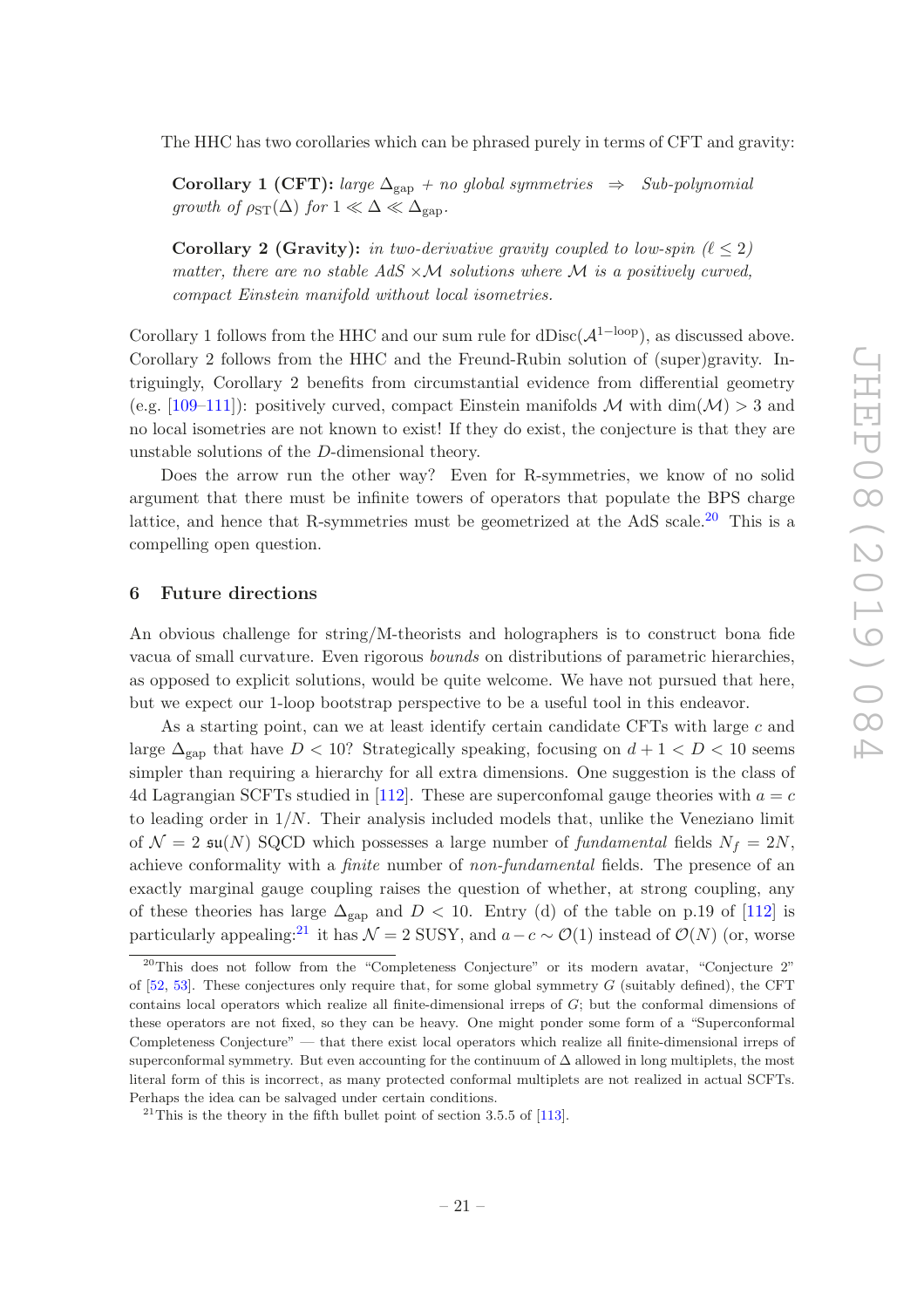The HHC has two corollaries which can be phrased purely in terms of CFT and gravity:

**Corollary 1 (CFT):** *large* $\Delta_{\text{gap}}$ *+ no global symmetries* $\Rightarrow$ *Sub-polynomial growth of* $\rho_{\text{ST}}(\Delta)$ *for* $1 \ll \Delta \ll \Delta_{\text{gap}}$.

**Corollary 2 (Gravity):** *in two-derivative gravity coupled to low-spin* ($\ell \leq 2$) *matter, there are no stable AdS* $\times \mathcal{M}$ *solutions where* $\mathcal{M}$ *is a positively curved, compact Einstein manifold without local isometries.*

Corollary 1 follows from the HHC and our sum rule for $\text{dDisc}(\mathcal{A}^{1-\text{loop}})$, as discussed above. Corollary 2 follows from the HHC and the Freund-Rubin solution of (super)gravity. Intriguingly, Corollary 2 benefits from circumstantial evidence from differential geometry (e.g. [109–111]): positively curved, compact Einstein manifolds $\mathcal{M}$ with $\dim(\mathcal{M}) > 3$ and no local isometries are not known to exist! If they do exist, the conjecture is that they are unstable solutions of the $D$-dimensional theory.

Does the arrow run the other way? Even for R-symmetries, we know of no solid argument that there must be infinite towers of operators that populate the BPS charge lattice, and hence that R-symmetries must be geometrized at the AdS scale.[20] This is a compelling open question.

## 6 Future directions

An obvious challenge for string/M-theorists and holographers is to construct bona fide vacua of small curvature. Even rigorous *bounds* on distributions of parametric hierarchies, as opposed to explicit solutions, would be quite welcome. We have not pursued that here, but we expect our 1-loop bootstrap perspective to be a useful tool in this endeavor.

As a starting point, can we at least identify certain candidate CFTs with large $c$ and large $\Delta_{\text{gap}}$ that have $D < 10$? Strategically speaking, focusing on $d + 1 < D < 10$ seems simpler than requiring a hierarchy for all extra dimensions. One suggestion is the class of 4d Lagrangian SCFTs studied in [112]. These are superconfomal gauge theories with $a = c$ to leading order in $1/N$. Their analysis included models that, unlike the Veneziano limit of $\mathcal{N} = 2$ $\mathfrak{su}(N)$ SQCD which possesses a large number of *fundamental* fields $N_f = 2N$, achieve conformality with a *finite* number of *non-fundamental* fields. The presence of an exactly marginal gauge coupling raises the question of whether, at strong coupling, any of these theories has large $\Delta_{\text{gap}}$ and $D < 10$. Entry (d) of the table on p.19 of [112] is particularly appealing:[21] it has $\mathcal{N} = 2$ SUSY, and $a - c \sim \mathcal{O}(1)$ instead of $\mathcal{O}(N)$ (or, worse

[20] This does not follow from the "Completeness Conjecture" or its modern avatar, "Conjecture 2" of [52, 53]. These conjectures only require that, for some global symmetry $G$ (suitably defined), the CFT contains local operators which realize all finite-dimensional irreps of $G$; but the conformal dimensions of these operators are not fixed, so they can be heavy. One might ponder some form of a "Superconformal Completeness Conjecture" — that there exist local operators which realize all finite-dimensional irreps of superconformal symmetry. But even accounting for the continuum of $\Delta$ allowed in long multiplets, the most literal form of this is incorrect, as many protected conformal multiplets are not realized in actual SCFTs. Perhaps the idea can be salvaged under certain conditions.

[21] This is the theory in the fifth bullet point of section 3.5.5 of [113].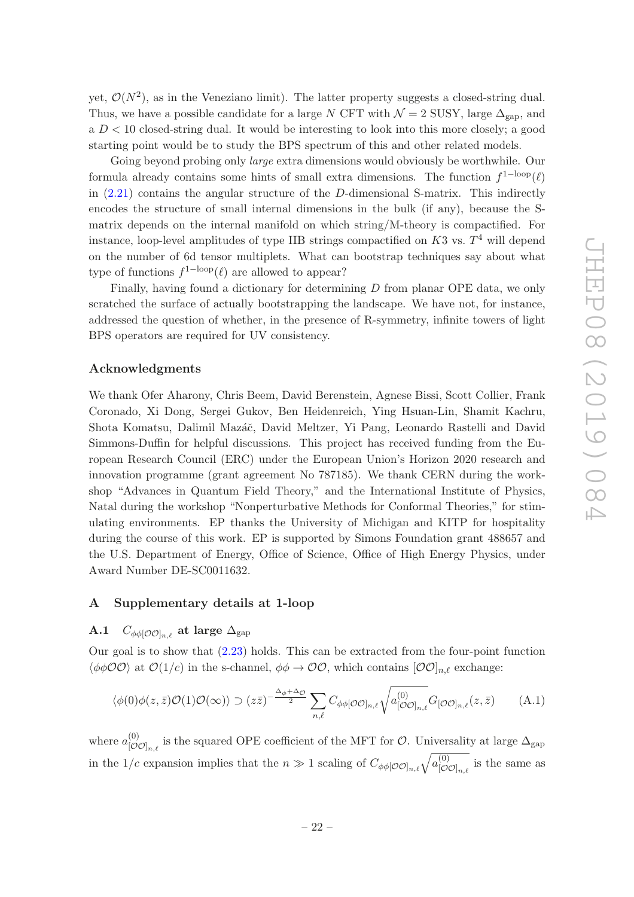yet, $\mathcal{O}(N^2)$, as in the Veneziano limit). The latter property suggests a closed-string dual. Thus, we have a possible candidate for a large $N$ CFT with $\mathcal{N}=2$ SUSY, large $\Delta_{\text{gap}}$, and a $D<10$ closed-string dual. It would be interesting to look into this more closely; a good starting point would be to study the BPS spectrum of this and other related models.

Going beyond probing only *large* extra dimensions would obviously be worthwhile. Our formula already contains some hints of small extra dimensions. The function $f^{1\text{-loop}}(\ell)$ in (2.21) contains the angular structure of the $D$-dimensional S-matrix. This indirectly encodes the structure of small internal dimensions in the bulk (if any), because the S-matrix depends on the internal manifold on which string/M-theory is compactified. For instance, loop-level amplitudes of type IIB strings compactified on $K3$ vs. $T^4$ will depend on the number of 6d tensor multiplets. What can bootstrap techniques say about what type of functions $f^{1\text{-loop}}(\ell)$ are allowed to appear?

Finally, having found a dictionary for determining $D$ from planar OPE data, we only scratched the surface of actually bootstrapping the landscape. We have not, for instance, addressed the question of whether, in the presence of R-symmetry, infinite towers of light BPS operators are required for UV consistency.

## Acknowledgments

We thank Ofer Aharony, Chris Beem, David Berenstein, Agnese Bissi, Scott Collier, Frank Coronado, Xi Dong, Sergei Gukov, Ben Heidenreich, Ying Hsuan-Lin, Shamit Kachru, Shota Komatsu, Dalimil Mazáč, David Meltzer, Yi Pang, Leonardo Rastelli and David Simmons-Duffin for helpful discussions. This project has received funding from the European Research Council (ERC) under the European Union's Horizon 2020 research and innovation programme (grant agreement No 787185). We thank CERN during the workshop "Advances in Quantum Field Theory," and the International Institute of Physics, Natal during the workshop "Nonperturbative Methods for Conformal Theories," for stimulating environments. EP thanks the University of Michigan and KITP for hospitality during the course of this work. EP is supported by Simons Foundation grant 488657 and the U.S. Department of Energy, Office of Science, Office of High Energy Physics, under Award Number DE-SC0011632.

## A Supplementary details at 1-loop

### A.1 $C_{\phi\phi[\mathcal{O}\mathcal{O}]_{n,\ell}}$ at large $\Delta_{\text{gap}}$

Our goal is to show that (2.23) holds. This can be extracted from the four-point function $\langle\phi\phi\mathcal{O}\mathcal{O}\rangle$ at $\mathcal{O}(1/c)$ in the s-channel, $\phi\phi\to\mathcal{O}\mathcal{O}$, which contains $[\mathcal{O}\mathcal{O}]_{n,\ell}$ exchange:

$$\langle\phi(0)\phi(z,\bar{z})\mathcal{O}(1)\mathcal{O}(\infty)\rangle \supset (z\bar{z})^{-\frac{\Delta_\phi+\Delta_\mathcal{O}}{2}}\sum_{n,\ell} C_{\phi\phi[\mathcal{O}\mathcal{O}]_{n,\ell}}\sqrt{a^{(0)}_{[\mathcal{O}\mathcal{O}]_{n,\ell}}}\,G_{[\mathcal{O}\mathcal{O}]_{n,\ell}}(z,\bar{z}) \tag{A.1}$$

where $a^{(0)}_{[\mathcal{O}\mathcal{O}]_{n,\ell}}$ is the squared OPE coefficient of the MFT for $\mathcal{O}$. Universality at large $\Delta_{\text{gap}}$ in the $1/c$ expansion implies that the $n\gg1$ scaling of $C_{\phi\phi[\mathcal{O}\mathcal{O}]_{n,\ell}}\sqrt{a^{(0)}_{[\mathcal{O}\mathcal{O}]_{n,\ell}}}$ is the same as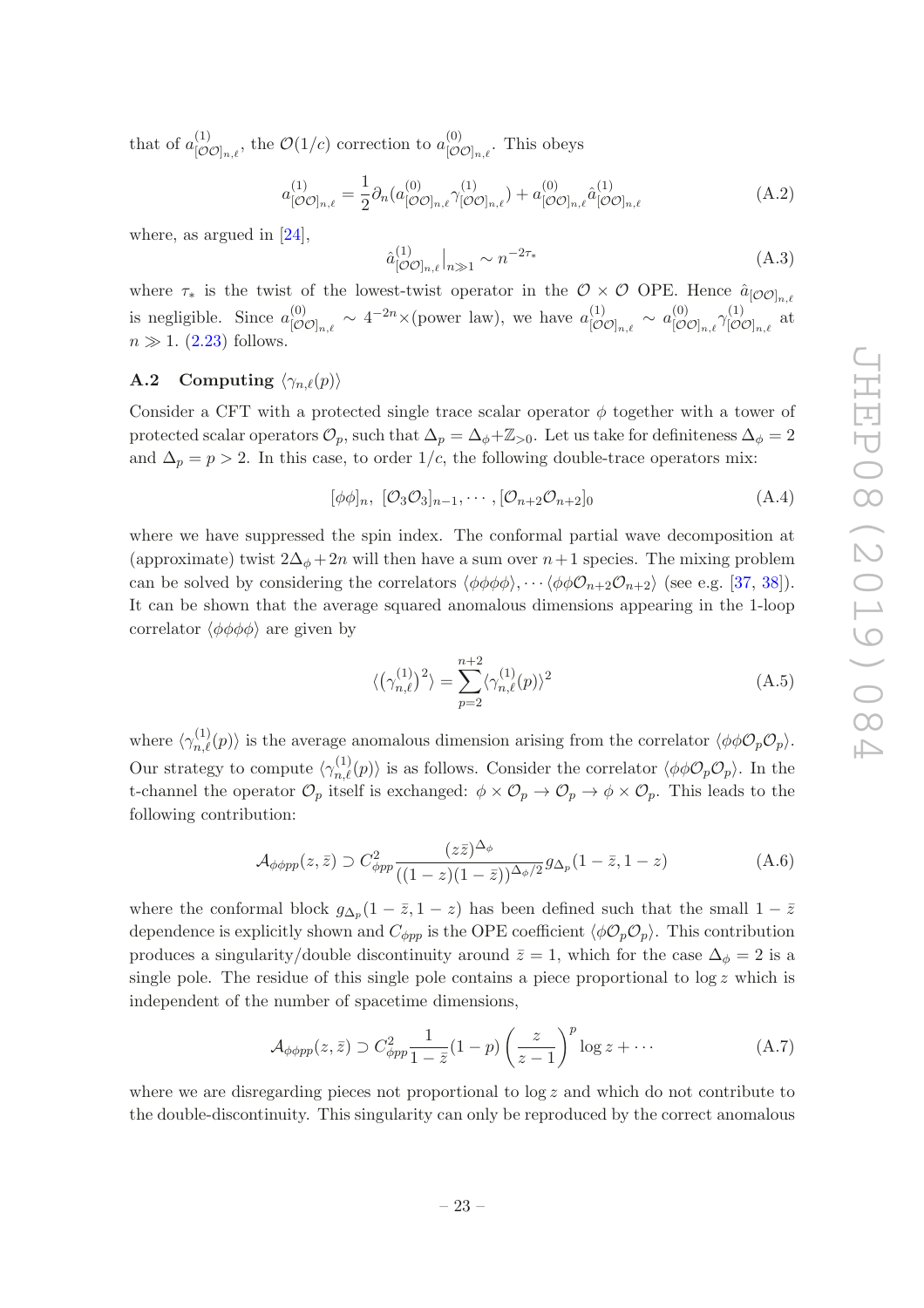that of $a^{(1)}_{[\mathcal{O}\mathcal{O}]_{n,\ell}}$, the $\mathcal{O}(1/c)$ correction to $a^{(0)}_{[\mathcal{O}\mathcal{O}]_{n,\ell}}$. This obeys

$$a^{(1)}_{[\mathcal{O}\mathcal{O}]_{n,\ell}} = \frac{1}{2}\partial_n(a^{(0)}_{[\mathcal{O}\mathcal{O}]_{n,\ell}}\gamma^{(1)}_{[\mathcal{O}\mathcal{O}]_{n,\ell}}) + a^{(0)}_{[\mathcal{O}\mathcal{O}]_{n,\ell}}\hat{a}^{(1)}_{[\mathcal{O}\mathcal{O}]_{n,\ell}} \tag{A.2}$$

where, as argued in [24],

$$\hat{a}^{(1)}_{[\mathcal{O}\mathcal{O}]_{n,\ell}}\big|_{n\gg 1} \sim n^{-2\tau_*} \tag{A.3}$$

where $\tau_*$ is the twist of the lowest-twist operator in the $\mathcal{O}\times\mathcal{O}$ OPE. Hence $\hat{a}_{[\mathcal{O}\mathcal{O}]_{n,\ell}}$ is negligible. Since $a^{(0)}_{[\mathcal{O}\mathcal{O}]_{n,\ell}} \sim 4^{-2n}\times$(power law), we have $a^{(1)}_{[\mathcal{O}\mathcal{O}]_{n,\ell}} \sim a^{(0)}_{[\mathcal{O}\mathcal{O}]_{n,\ell}}\gamma^{(1)}_{[\mathcal{O}\mathcal{O}]_{n,\ell}}$ at $n\gg 1$. (2.23) follows.

### A.2 Computing $\langle\gamma_{n,\ell}(p)\rangle$

Consider a CFT with a protected single trace scalar operator $\phi$ together with a tower of protected scalar operators $\mathcal{O}_p$, such that $\Delta_p = \Delta_\phi + \mathbb{Z}_{>0}$. Let us take for definiteness $\Delta_\phi = 2$ and $\Delta_p = p > 2$. In this case, to order $1/c$, the following double-trace operators mix:

$$[\phi\phi]_n,\ [\mathcal{O}_3\mathcal{O}_3]_{n-1}, \cdots, [\mathcal{O}_{n+2}\mathcal{O}_{n+2}]_0 \tag{A.4}$$

where we have suppressed the spin index. The conformal partial wave decomposition at (approximate) twist $2\Delta_\phi + 2n$ will then have a sum over $n+1$ species. The mixing problem can be solved by considering the correlators $\langle\phi\phi\phi\phi\rangle, \cdots \langle\phi\phi\mathcal{O}_{n+2}\mathcal{O}_{n+2}\rangle$ (see e.g. [37, 38]). It can be shown that the average squared anomalous dimensions appearing in the 1-loop correlator $\langle\phi\phi\phi\phi\rangle$ are given by

$$\langle\big(\gamma^{(1)}_{n,\ell}\big)^2\rangle = \sum_{p=2}^{n+2}\langle\gamma^{(1)}_{n,\ell}(p)\rangle^2 \tag{A.5}$$

where $\langle\gamma^{(1)}_{n,\ell}(p)\rangle$ is the average anomalous dimension arising from the correlator $\langle\phi\phi\mathcal{O}_p\mathcal{O}_p\rangle$. Our strategy to compute $\langle\gamma^{(1)}_{n,\ell}(p)\rangle$ is as follows. Consider the correlator $\langle\phi\phi\mathcal{O}_p\mathcal{O}_p\rangle$. In the t-channel the operator $\mathcal{O}_p$ itself is exchanged: $\phi\times\mathcal{O}_p \to \mathcal{O}_p \to \phi\times\mathcal{O}_p$. This leads to the following contribution:

$$\mathcal{A}_{\phi\phi pp}(z,\bar{z}) \supset C^2_{\phi pp}\frac{(z\bar{z})^{\Delta_\phi}}{((1-z)(1-\bar{z}))^{\Delta_\phi/2}}g_{\Delta_p}(1-\bar{z},1-z) \tag{A.6}$$

where the conformal block $g_{\Delta_p}(1-\bar{z},1-z)$ has been defined such that the small $1-\bar{z}$ dependence is explicitly shown and $C_{\phi pp}$ is the OPE coefficient $\langle\phi\mathcal{O}_p\mathcal{O}_p\rangle$. This contribution produces a singularity/double discontinuity around $\bar{z}=1$, which for the case $\Delta_\phi = 2$ is a single pole. The residue of this single pole contains a piece proportional to $\log z$ which is independent of the number of spacetime dimensions,

$$\mathcal{A}_{\phi\phi pp}(z,\bar{z}) \supset C^2_{\phi pp}\frac{1}{1-\bar{z}}(1-p)\left(\frac{z}{z-1}\right)^p\log z + \cdots \tag{A.7}$$

where we are disregarding pieces not proportional to $\log z$ and which do not contribute to the double-discontinuity. This singularity can only be reproduced by the correct anomalous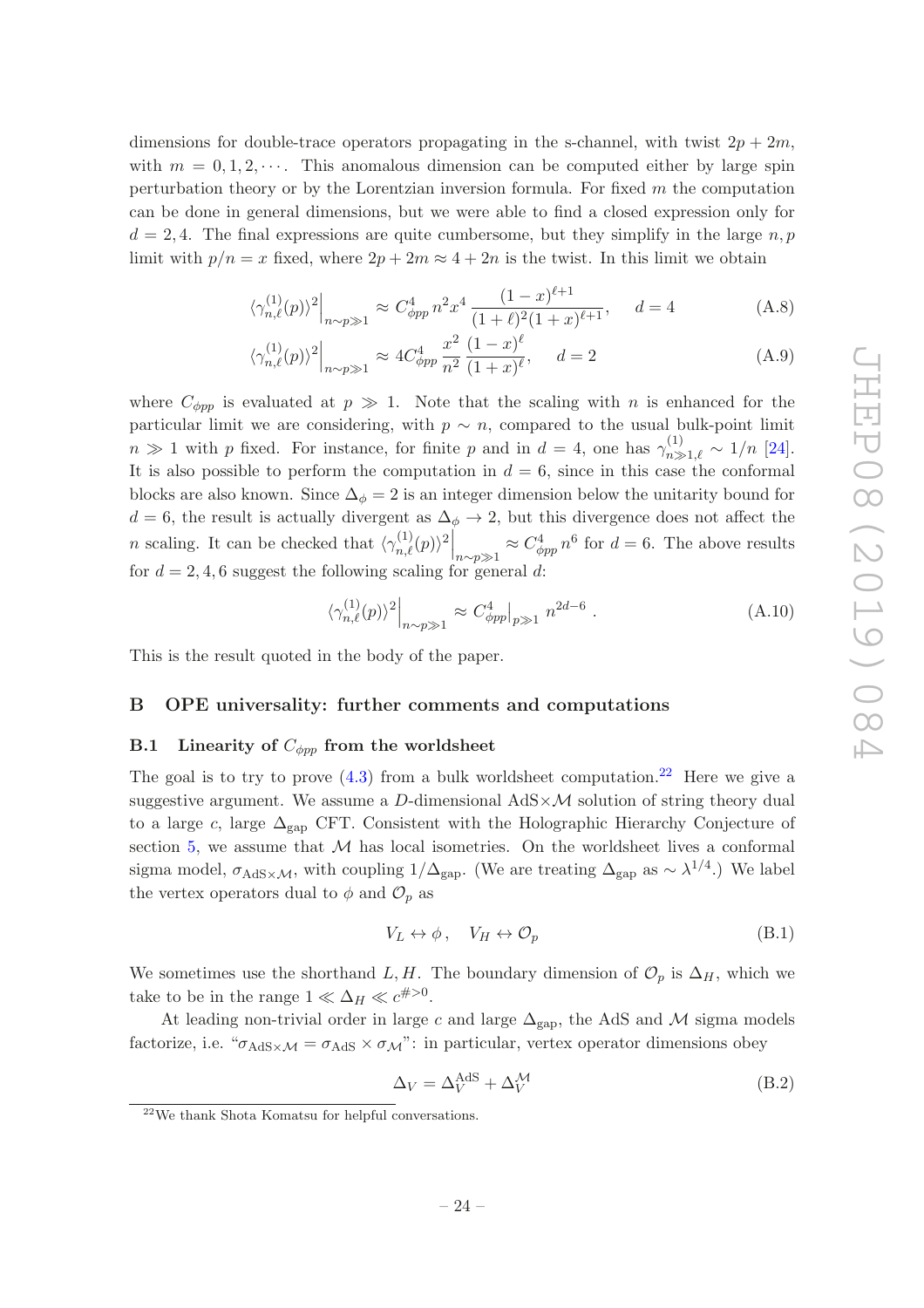dimensions for double-trace operators propagating in the s-channel, with twist $2p + 2m$, with $m = 0, 1, 2, \cdots$. This anomalous dimension can be computed either by large spin perturbation theory or by the Lorentzian inversion formula. For fixed $m$ the computation can be done in general dimensions, but we were able to find a closed expression only for $d = 2, 4$. The final expressions are quite cumbersome, but they simplify in the large $n, p$ limit with $p/n = x$ fixed, where $2p + 2m \approx 4 + 2n$ is the twist. In this limit we obtain

$$\langle\gamma^{(1)}_{n,\ell}(p)\rangle^2\Big|_{n\sim p\gg 1} \approx C^4_{\phi pp}\, n^2 x^4 \,\frac{(1-x)^{\ell+1}}{(1+\ell)^2(1+x)^{\ell+1}}, \quad d=4 \tag{A.8}$$

$$\langle\gamma^{(1)}_{n,\ell}(p)\rangle^2\Big|_{n\sim p\gg 1} \approx 4C^4_{\phi pp}\,\frac{x^2}{n^2}\,\frac{(1-x)^{\ell}}{(1+x)^{\ell}}, \quad d=2 \tag{A.9}$$

where $C_{\phi pp}$ is evaluated at $p \gg 1$. Note that the scaling with $n$ is enhanced for the particular limit we are considering, with $p \sim n$, compared to the usual bulk-point limit $n \gg 1$ with $p$ fixed. For instance, for finite $p$ and in $d = 4$, one has $\gamma^{(1)}_{n\gg 1,\ell} \sim 1/n$ [24]. It is also possible to perform the computation in $d = 6$, since in this case the conformal blocks are also known. Since $\Delta_\phi = 2$ is an integer dimension below the unitarity bound for $d = 6$, the result is actually divergent as $\Delta_\phi \to 2$, but this divergence does not affect the $n$ scaling. It can be checked that $\langle\gamma^{(1)}_{n,\ell}(p)\rangle^2\Big|_{n\sim p\gg 1} \approx C^4_{\phi pp}\, n^6$ for $d = 6$. The above results for $d = 2, 4, 6$ suggest the following scaling for general $d$:

$$\langle\gamma^{(1)}_{n,\ell}(p)\rangle^2\Big|_{n\sim p\gg 1} \approx C^4_{\phi pp}\Big|_{p\gg 1}\, n^{2d-6}\,. \tag{A.10}$$

This is the result quoted in the body of the paper.

# B OPE universality: further comments and computations

## B.1 Linearity of $C_{\phi pp}$ from the worldsheet

The goal is to try to prove (4.3) from a bulk worldsheet computation.[22] Here we give a suggestive argument. We assume a $D$-dimensional AdS$\times\mathcal{M}$ solution of string theory dual to a large $c$, large $\Delta_{\rm gap}$ CFT. Consistent with the Holographic Hierarchy Conjecture of section 5, we assume that $\mathcal{M}$ has local isometries. On the worldsheet lives a conformal sigma model, $\sigma_{\rm AdS\times\mathcal{M}}$, with coupling $1/\Delta_{\rm gap}$. (We are treating $\Delta_{\rm gap}$ as $\sim \lambda^{1/4}$.) We label the vertex operators dual to $\phi$ and $\mathcal{O}_p$ as

$$V_L \leftrightarrow \phi\,, \quad V_H \leftrightarrow \mathcal{O}_p \tag{B.1}$$

We sometimes use the shorthand $L, H$. The boundary dimension of $\mathcal{O}_p$ is $\Delta_H$, which we take to be in the range $1 \ll \Delta_H \ll c^{\#>0}$.

At leading non-trivial order in large $c$ and large $\Delta_{\rm gap}$, the AdS and $\mathcal{M}$ sigma models factorize, i.e. "$\sigma_{\rm AdS\times\mathcal{M}} = \sigma_{\rm AdS} \times \sigma_{\mathcal{M}}$": in particular, vertex operator dimensions obey

$$\Delta_V = \Delta_V^{\rm AdS} + \Delta_V^{\mathcal{M}} \tag{B.2}$$

[22] We thank Shota Komatsu for helpful conversations.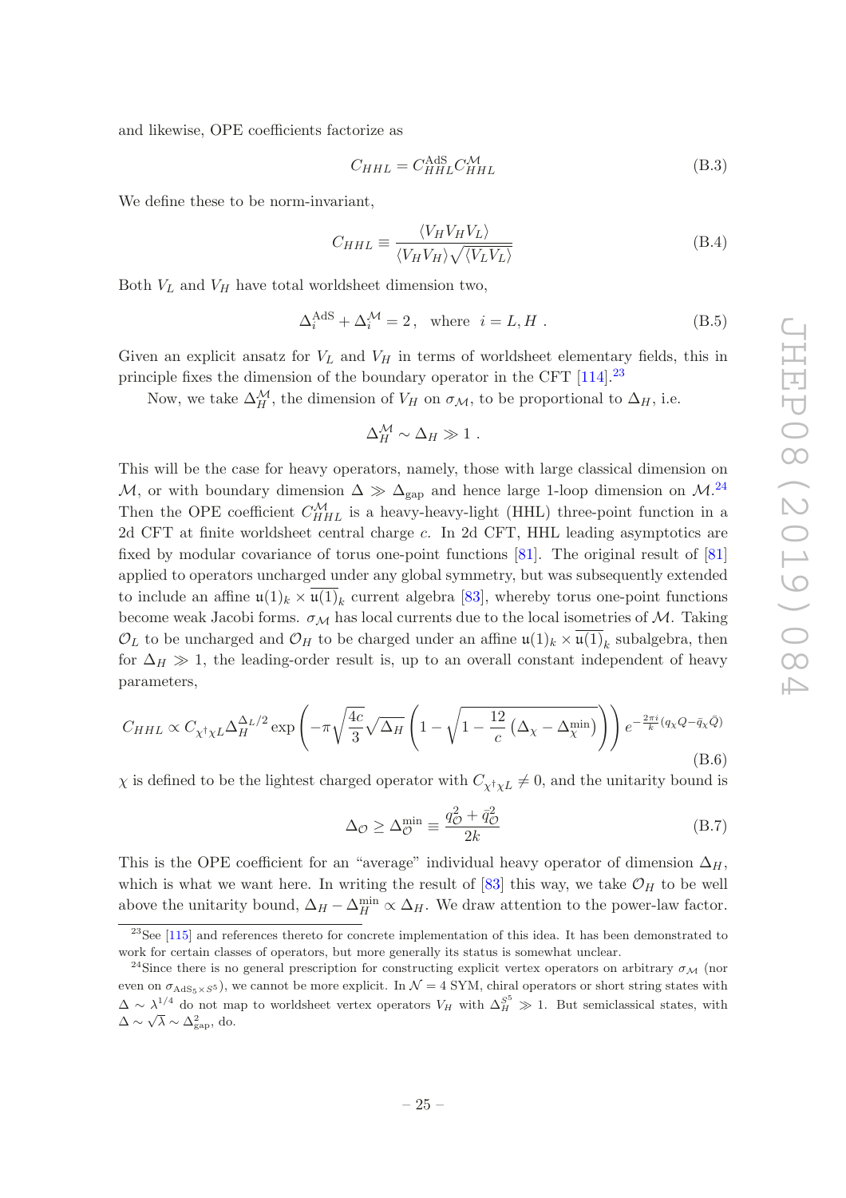and likewise, OPE coefficients factorize as

$$C_{HHL} = C^{\rm AdS}_{HHL} C^{\mathcal{M}}_{HHL} \tag{B.3}$$

We define these to be norm-invariant,

$$C_{HHL} \equiv \frac{\langle V_H V_H V_L \rangle}{\langle V_H V_H \rangle \sqrt{\langle V_L V_L \rangle}} \tag{B.4}$$

Both $V_L$ and $V_H$ have total worldsheet dimension two,

$$\Delta_i^{\rm AdS} + \Delta_i^{\mathcal{M}} = 2\,, \quad \text{where} \quad i = L, H\ . \tag{B.5}$$

Given an explicit ansatz for $V_L$ and $V_H$ in terms of worldsheet elementary fields, this in principle fixes the dimension of the boundary operator in the CFT [114].[23]

Now, we take $\Delta_H^{\mathcal{M}}$, the dimension of $V_H$ on $\sigma_{\mathcal{M}}$, to be proportional to $\Delta_H$, i.e.

$$\Delta_H^{\mathcal{M}} \sim \Delta_H \gg 1\ .$$

This will be the case for heavy operators, namely, those with large classical dimension on $\mathcal{M}$, or with boundary dimension $\Delta \gg \Delta_{\rm gap}$ and hence large 1-loop dimension on $\mathcal{M}$.[24] Then the OPE coefficient $C^{\mathcal{M}}_{HHL}$ is a heavy-heavy-light (HHL) three-point function in a 2d CFT at finite worldsheet central charge $c$. In 2d CFT, HHL leading asymptotics are fixed by modular covariance of torus one-point functions [81]. The original result of [81] applied to operators uncharged under any global symmetry, but was subsequently extended to include an affine $\mathfrak{u}(1)_k \times \overline{\mathfrak{u}(1)}_k$ current algebra [83], whereby torus one-point functions become weak Jacobi forms. $\sigma_{\mathcal{M}}$ has local currents due to the local isometries of $\mathcal{M}$. Taking $\mathcal{O}_L$ to be uncharged and $\mathcal{O}_H$ to be charged under an affine $\mathfrak{u}(1)_k \times \overline{\mathfrak{u}(1)}_k$ subalgebra, then for $\Delta_H \gg 1$, the leading-order result is, up to an overall constant independent of heavy parameters,

$$C_{HHL} \propto C_{\chi^\dagger \chi L} \Delta_H^{\Delta_L/2} \exp\left(-\pi \sqrt{\frac{4c}{3}} \sqrt{\Delta_H} \left(1 - \sqrt{1 - \frac{12}{c}\left(\Delta_\chi - \Delta_\chi^{\rm min}\right)}\right)\right) e^{-\frac{2\pi i}{k}(q_\chi Q - \bar{q}_\chi \bar{Q})} \tag{B.6}$$

$\chi$ is defined to be the lightest charged operator with $C_{\chi^\dagger \chi L} \neq 0$, and the unitarity bound is

$$\Delta_{\mathcal{O}} \geq \Delta_{\mathcal{O}}^{\rm min} \equiv \frac{q_{\mathcal{O}}^2 + \bar{q}_{\mathcal{O}}^2}{2k} \tag{B.7}$$

This is the OPE coefficient for an "average" individual heavy operator of dimension $\Delta_H$, which is what we want here. In writing the result of [83] this way, we take $\mathcal{O}_H$ to be well above the unitarity bound, $\Delta_H - \Delta_H^{\rm min} \propto \Delta_H$. We draw attention to the power-law factor.

[23] See [115] and references thereto for concrete implementation of this idea. It has been demonstrated to work for certain classes of operators, but more generally its status is somewhat unclear.

[24] Since there is no general prescription for constructing explicit vertex operators on arbitrary $\sigma_{\mathcal{M}}$ (nor even on $\sigma_{\rm AdS_5 \times S^5}$), we cannot be more explicit. In $\mathcal{N} = 4$ SYM, chiral operators or short string states with $\Delta \sim \lambda^{1/4}$ do not map to worldsheet vertex operators $V_H$ with $\Delta_H^{S^5} \gg 1$. But semiclassical states, with $\Delta \sim \sqrt{\lambda} \sim \Delta_{\rm gap}^2$, do.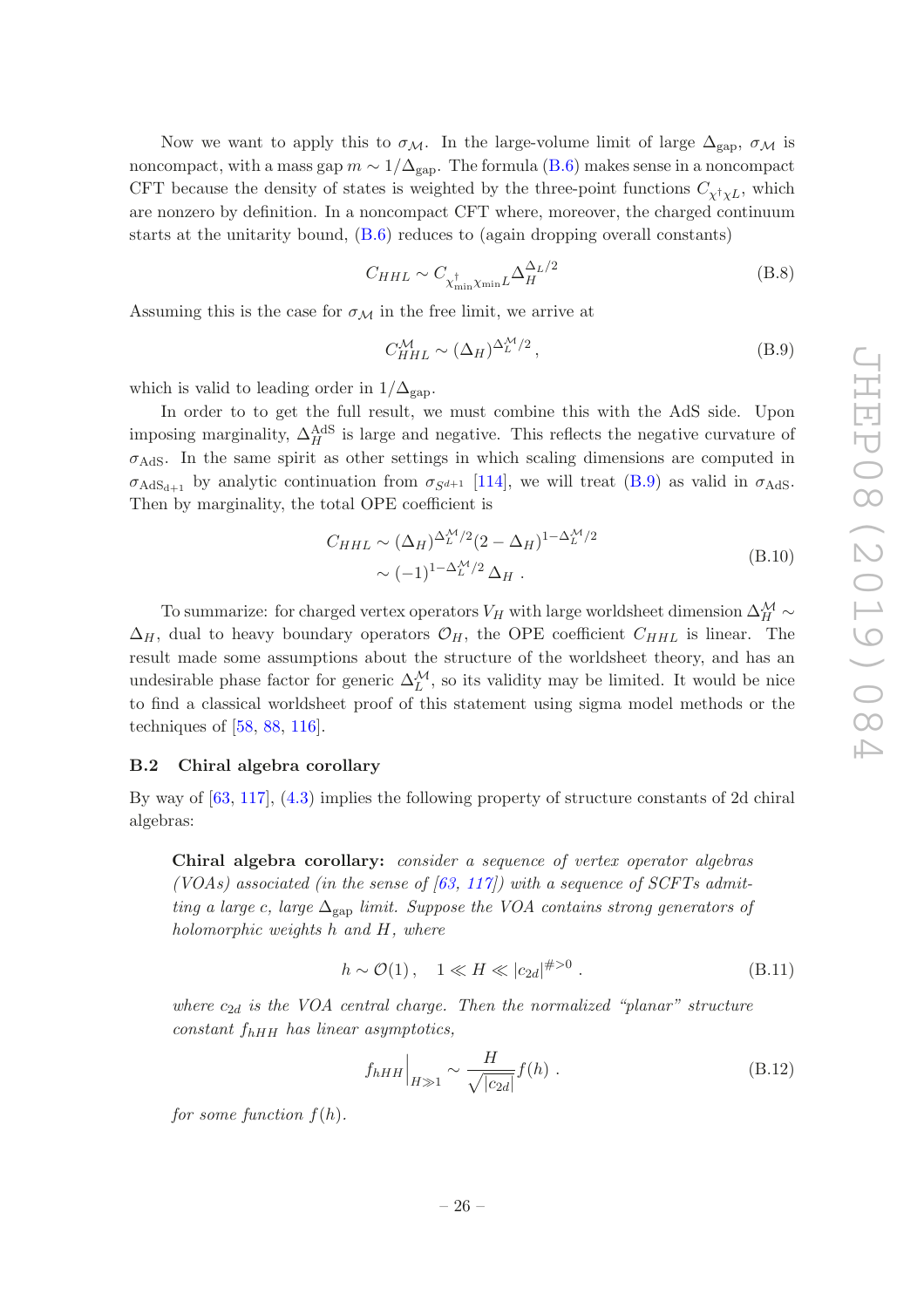Now we want to apply this to $\sigma_{\mathcal{M}}$. In the large-volume limit of large $\Delta_{\rm gap}$, $\sigma_{\mathcal{M}}$ is noncompact, with a mass gap $m \sim 1/\Delta_{\rm gap}$. The formula (B.6) makes sense in a noncompact CFT because the density of states is weighted by the three-point functions $C_{\chi^\dagger \chi L}$, which are nonzero by definition. In a noncompact CFT where, moreover, the charged continuum starts at the unitarity bound, (B.6) reduces to (again dropping overall constants)

$$C_{HHL} \sim C_{\chi^\dagger_{\rm min}\chi_{\rm min}L} \Delta_H^{\Delta_L/2} \tag{B.8}$$

Assuming this is the case for $\sigma_{\mathcal{M}}$ in the free limit, we arrive at

$$C^{\mathcal{M}}_{HHL} \sim (\Delta_H)^{\Delta_L^{\mathcal{M}}/2}\,, \tag{B.9}$$

which is valid to leading order in $1/\Delta_{\rm gap}$.

In order to to get the full result, we must combine this with the AdS side. Upon imposing marginality, $\Delta_H^{\rm AdS}$ is large and negative. This reflects the negative curvature of $\sigma_{\rm AdS}$. In the same spirit as other settings in which scaling dimensions are computed in $\sigma_{{\rm AdS}_{d+1}}$ by analytic continuation from $\sigma_{S^{d+1}}$ [114], we will treat (B.9) as valid in $\sigma_{\rm AdS}$. Then by marginality, the total OPE coefficient is

$$\begin{aligned} C_{HHL} &\sim (\Delta_H)^{\Delta_L^{\mathcal{M}}/2}(2-\Delta_H)^{1-\Delta_L^{\mathcal{M}}/2} \\ &\sim (-1)^{1-\Delta_L^{\mathcal{M}}/2}\,\Delta_H\ . \end{aligned} \tag{B.10}$$

To summarize: for charged vertex operators $V_H$ with large worldsheet dimension $\Delta_H^{\mathcal{M}} \sim \Delta_H$, dual to heavy boundary operators $\mathcal{O}_H$, the OPE coefficient $C_{HHL}$ is linear. The result made some assumptions about the structure of the worldsheet theory, and has an undesirable phase factor for generic $\Delta_L^{\mathcal{M}}$, so its validity may be limited. It would be nice to find a classical worldsheet proof of this statement using sigma model methods or the techniques of [58, 88, 116].

## B.2 Chiral algebra corollary

By way of [63, 117], (4.3) implies the following property of structure constants of 2d chiral algebras:

> **Chiral algebra corollary:** *consider a sequence of vertex operator algebras (VOAs) associated (in the sense of [63, 117]) with a sequence of SCFTs admitting a large c, large $\Delta_{\rm gap}$ limit. Suppose the VOA contains strong generators of holomorphic weights h and H, where*
>
> $$h \sim \mathcal{O}(1)\,, \quad 1 \ll H \ll |c_{2d}|^{\# > 0}\ . \tag{B.11}$$
>
> *where $c_{2d}$ is the VOA central charge. Then the normalized "planar" structure constant $f_{hHH}$ has linear asymptotics,*
>
> $$f_{hHH}\Big|_{H\gg 1} \sim \frac{H}{\sqrt{|c_{2d}|}} f(h)\ . \tag{B.12}$$
>
> *for some function $f(h)$.*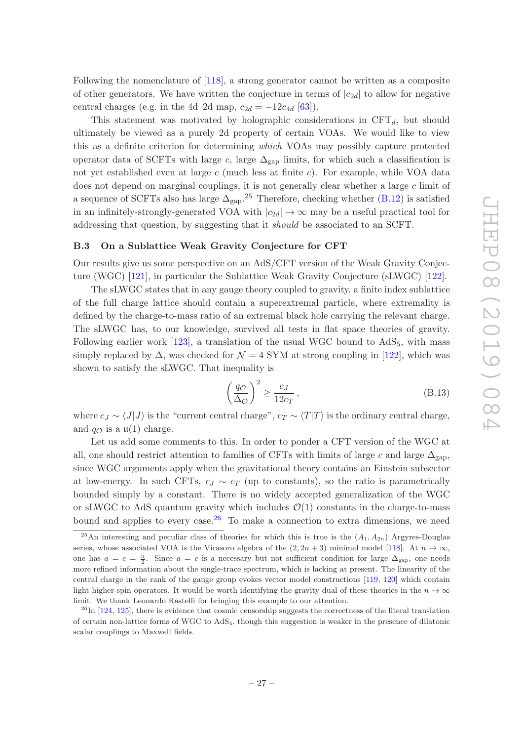Following the nomenclature of [118], a strong generator cannot be written as a composite of other generators. We have written the conjecture in terms of $|c_{2d}|$ to allow for negative central charges (e.g. in the 4d–2d map, $c_{2d} = -12c_{4d}$ [63]).

This statement was motivated by holographic considerations in CFT$_d$, but should ultimately be viewed as a purely 2d property of certain VOAs. We would like to view this as a definite criterion for determining *which* VOAs may possibly capture protected operator data of SCFTs with large $c$, large $\Delta_{\rm gap}$ limits, for which such a classification is not yet established even at large $c$ (much less at finite $c$). For example, while VOA data does not depend on marginal couplings, it is not generally clear whether a large $c$ limit of a sequence of SCFTs also has large $\Delta_{\rm gap}$.[25] Therefore, checking whether (B.12) is satisfied in an infinitely-strongly-generated VOA with $|c_{2d}| \to \infty$ may be a useful practical tool for addressing that question, by suggesting that it *should* be associated to an SCFT.

### B.3 On a Sublattice Weak Gravity Conjecture for CFT

Our results give us some perspective on an AdS/CFT version of the Weak Gravity Conjecture (WGC) [121], in particular the Sublattice Weak Gravity Conjecture (sLWGC) [122].

The sLWGC states that in any gauge theory coupled to gravity, a finite index sublattice of the full charge lattice should contain a superextremal particle, where extremality is defined by the charge-to-mass ratio of an extremal black hole carrying the relevant charge. The sLWGC has, to our knowledge, survived all tests in flat space theories of gravity. Following earlier work [123], a translation of the usual WGC bound to AdS$_5$, with mass simply replaced by $\Delta$, was checked for $\mathcal{N} = 4$ SYM at strong coupling in [122], which was shown to satisfy the sLWGC. That inequality is

$$\left(\frac{q_{\mathcal{O}}}{\Delta_{\mathcal{O}}}\right)^2 \geq \frac{c_J}{12c_T}, \tag{B.13}$$

where $c_J \sim \langle J|J\rangle$ is the "current central charge", $c_T \sim \langle T|T\rangle$ is the ordinary central charge, and $q_{\mathcal{O}}$ is a $\mathfrak{u}(1)$ charge.

Let us add some comments to this. In order to ponder a CFT version of the WGC at all, one should restrict attention to families of CFTs with limits of large $c$ and large $\Delta_{\rm gap}$, since WGC arguments apply when the gravitational theory contains an Einstein subsector at low-energy. In such CFTs, $c_J \sim c_T$ (up to constants), so the ratio is parametrically bounded simply by a constant. There is no widely accepted generalization of the WGC or sLWGC to AdS quantum gravity which includes $\mathcal{O}(1)$ constants in the charge-to-mass bound and applies to every case.[26] To make a connection to extra dimensions, we need

[25] An interesting and peculiar class of theories for which this is true is the $(A_1, A_{2n})$ Argyres-Douglas series, whose associated VOA is the Virasoro algebra of the $(2, 2n+3)$ minimal model [118]. At $n \to \infty$, one has $a = c = \frac{n}{2}$. Since $a = c$ is a necessary but not sufficient condition for large $\Delta_{\rm gap}$, one needs more refined information about the single-trace spectrum, which is lacking at present. The linearity of the central charge in the rank of the gauge group evokes vector model constructions [119, 120] which contain light higher-spin operators. It would be worth identifying the gravity dual of these theories in the $n \to \infty$ limit. We thank Leonardo Rastelli for bringing this example to our attention.

[26] In [124, 125], there is evidence that cosmic censorship suggests the correctness of the literal translation of certain non-lattice forms of WGC to AdS$_4$, though this suggestion is weaker in the presence of dilatonic scalar couplings to Maxwell fields.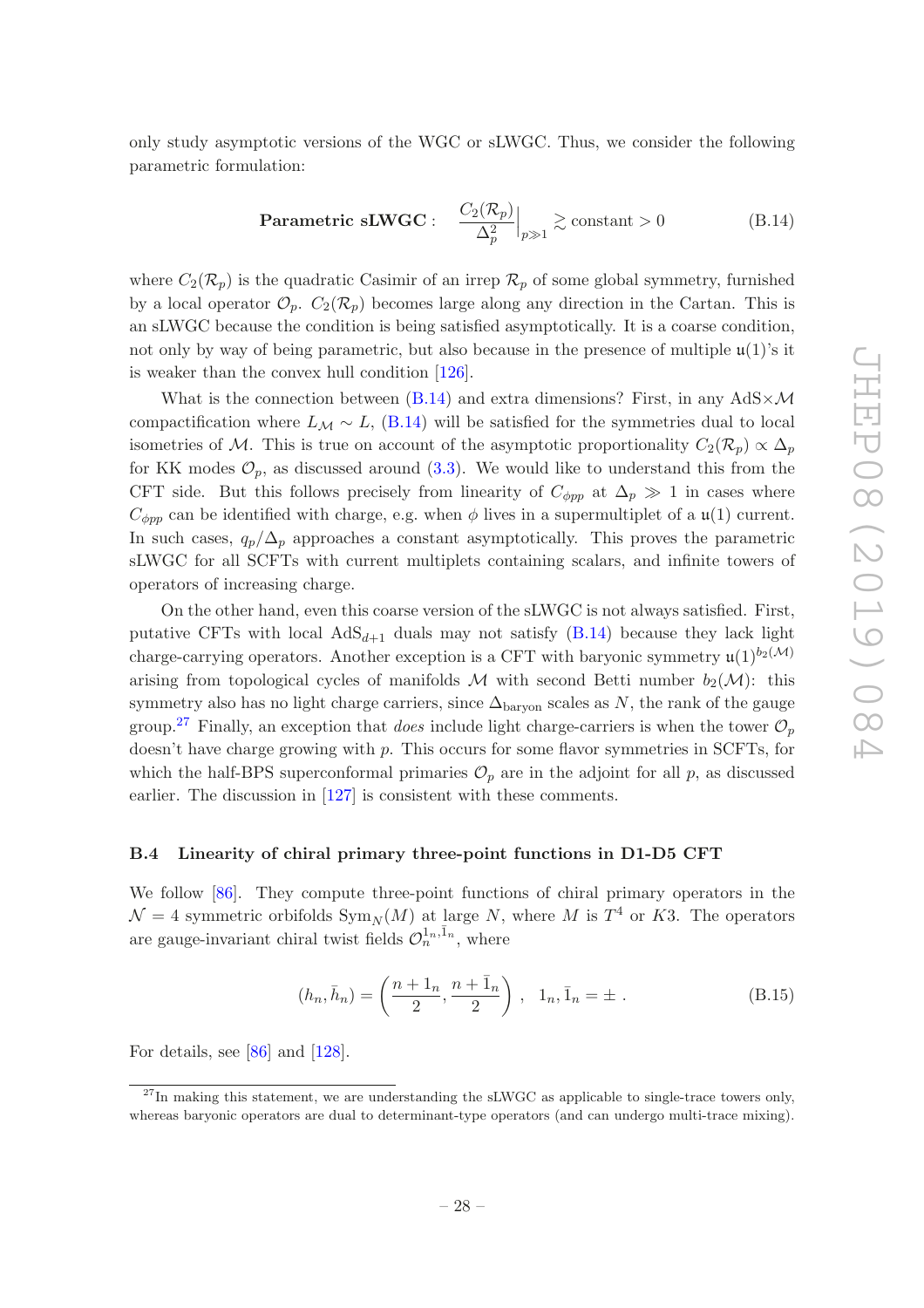only study asymptotic versions of the WGC or sLWGC. Thus, we consider the following parametric formulation:

$$\textbf{Parametric sLWGC}: \quad \frac{C_2(\mathcal{R}_p)}{\Delta_p^2}\Big|_{p\gg 1} \gtrsim \text{constant} > 0 \tag{B.14}$$

where $C_2(\mathcal{R}_p)$ is the quadratic Casimir of an irrep $\mathcal{R}_p$ of some global symmetry, furnished by a local operator $\mathcal{O}_p$. $C_2(\mathcal{R}_p)$ becomes large along any direction in the Cartan. This is an sLWGC because the condition is being satisfied asymptotically. It is a coarse condition, not only by way of being parametric, but also because in the presence of multiple $\mathfrak{u}(1)$'s it is weaker than the convex hull condition [126].

What is the connection between (B.14) and extra dimensions? First, in any AdS$\times\mathcal{M}$ compactification where $L_{\mathcal{M}} \sim L$, (B.14) will be satisfied for the symmetries dual to local isometries of $\mathcal{M}$. This is true on account of the asymptotic proportionality $C_2(\mathcal{R}_p) \propto \Delta_p$ for KK modes $\mathcal{O}_p$, as discussed around (3.3). We would like to understand this from the CFT side. But this follows precisely from linearity of $C_{\phi pp}$ at $\Delta_p \gg 1$ in cases where $C_{\phi pp}$ can be identified with charge, e.g. when $\phi$ lives in a supermultiplet of a $\mathfrak{u}(1)$ current. In such cases, $q_p/\Delta_p$ approaches a constant asymptotically. This proves the parametric sLWGC for all SCFTs with current multiplets containing scalars, and infinite towers of operators of increasing charge.

On the other hand, even this coarse version of the sLWGC is not always satisfied. First, putative CFTs with local AdS$_{d+1}$ duals may not satisfy (B.14) because they lack light charge-carrying operators. Another exception is a CFT with baryonic symmetry $\mathfrak{u}(1)^{b_2(\mathcal{M})}$ arising from topological cycles of manifolds $\mathcal{M}$ with second Betti number $b_2(\mathcal{M})$: this symmetry also has no light charge carriers, since $\Delta_{\text{baryon}}$ scales as $N$, the rank of the gauge group.[27] Finally, an exception that *does* include light charge-carriers is when the tower $\mathcal{O}_p$ doesn't have charge growing with $p$. This occurs for some flavor symmetries in SCFTs, for which the half-BPS superconformal primaries $\mathcal{O}_p$ are in the adjoint for all $p$, as discussed earlier. The discussion in [127] is consistent with these comments.

### B.4 Linearity of chiral primary three-point functions in D1-D5 CFT

We follow [86]. They compute three-point functions of chiral primary operators in the $\mathcal{N}=4$ symmetric orbifolds Sym$_N(M)$ at large $N$, where $M$ is $T^4$ or $K3$. The operators are gauge-invariant chiral twist fields $\mathcal{O}_n^{1_n,\bar{1}_n}$, where

$$(h_n, \bar{h}_n) = \left(\frac{n+1_n}{2}, \frac{n+\bar{1}_n}{2}\right), \quad 1_n, \bar{1}_n = \pm\,. \tag{B.15}$$

For details, see [86] and [128].

[27] In making this statement, we are understanding the sLWGC as applicable to single-trace towers only, whereas baryonic operators are dual to determinant-type operators (and can undergo multi-trace mixing).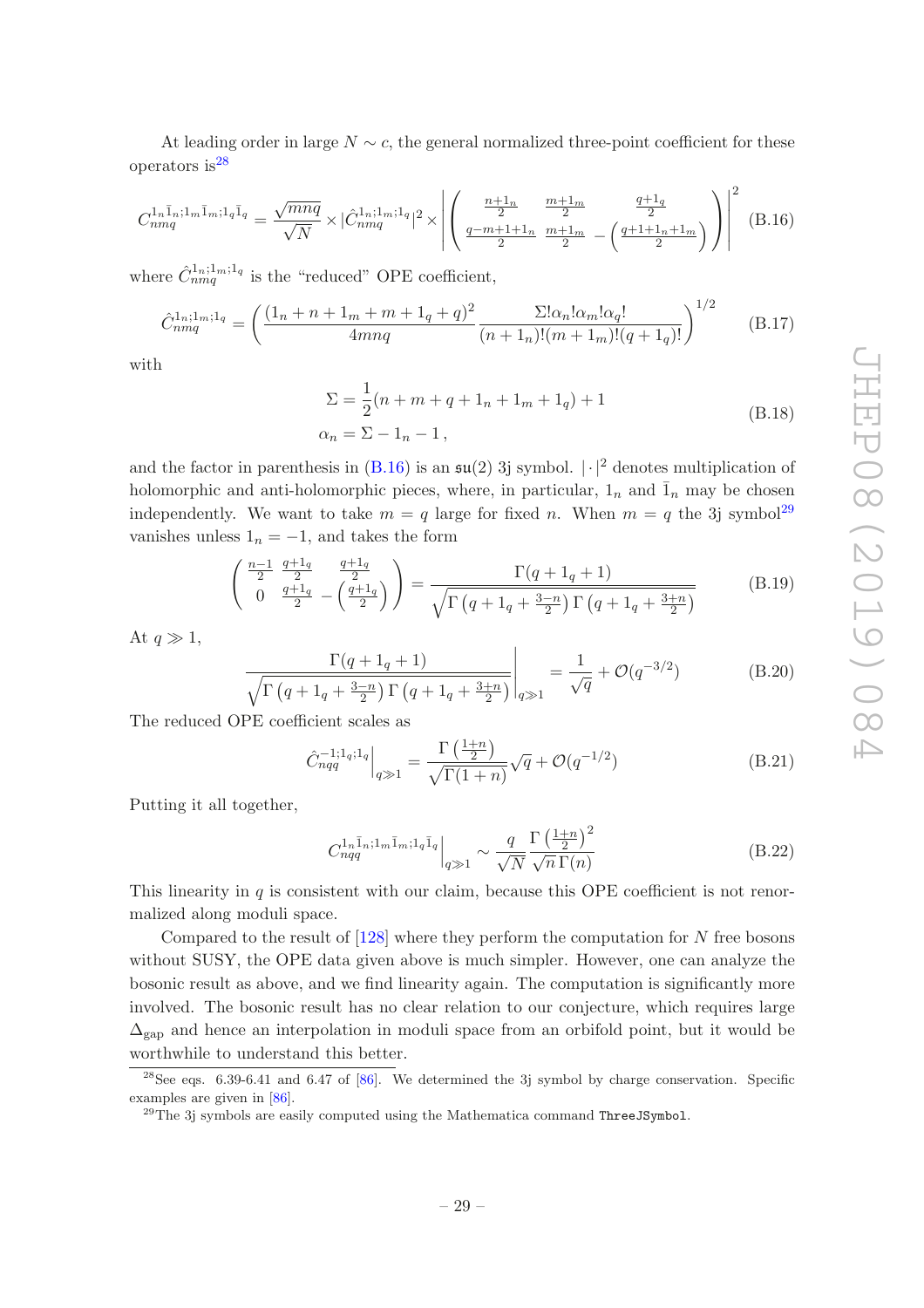At leading order in large $N \sim c$, the general normalized three-point coefficient for these operators is[28]

$$C_{nmq}^{1_n\bar{1}_n;1_m\bar{1}_m;1_q\bar{1}_q} = \frac{\sqrt{mnq}}{\sqrt{N}} \times |\hat{C}_{nmq}^{1_n;1_m;1_q}|^2 \times \left| \begin{pmatrix} \frac{n+1_n}{2} & \frac{m+1_m}{2} & \frac{q+1_q}{2} \\ \frac{q-m+1+1_n}{2} & \frac{m+1_m}{2} & -\left(\frac{q+1+1_n+1_m}{2}\right) \end{pmatrix} \right|^2 \quad \text{(B.16)}$$

where $\hat{C}_{nmq}^{1_n;1_m;1_q}$ is the "reduced" OPE coefficient,

$$\hat{C}_{nmq}^{1_n;1_m;1_q} = \left( \frac{(1_n + n + 1_m + m + 1_q + q)^2}{4mnq} \frac{\Sigma! \alpha_n! \alpha_m! \alpha_q!}{(n+1_n)!(m+1_m)!(q+1_q)!} \right)^{1/2} \quad \text{(B.17)}$$

with

$$\begin{aligned} \Sigma &= \frac{1}{2}(n + m + q + 1_n + 1_m + 1_q) + 1 \\ \alpha_n &= \Sigma - 1_n - 1\,, \end{aligned} \quad \text{(B.18)}$$

and the factor in parenthesis in (B.16) is an $\mathfrak{su}(2)$ 3j symbol. $|\cdot|^2$ denotes multiplication of holomorphic and anti-holomorphic pieces, where, in particular, $1_n$ and $\bar{1}_n$ may be chosen independently. We want to take $m = q$ large for fixed $n$. When $m = q$ the 3j symbol[29] vanishes unless $1_n = -1$, and takes the form

$$\begin{pmatrix} \frac{n-1}{2} & \frac{q+1_q}{2} & \frac{q+1_q}{2} \\ 0 & \frac{q+1_q}{2} & -\left(\frac{q+1_q}{2}\right) \end{pmatrix} = \frac{\Gamma(q+1_q+1)}{\sqrt{\Gamma\left(q+1_q+\frac{3-n}{2}\right)\Gamma\left(q+1_q+\frac{3+n}{2}\right)}} \quad \text{(B.19)}$$

At $q \gg 1$,

$$\left.\frac{\Gamma(q+1_q+1)}{\sqrt{\Gamma\left(q+1_q+\frac{3-n}{2}\right)\Gamma\left(q+1_q+\frac{3+n}{2}\right)}}\right|_{q\gg 1} = \frac{1}{\sqrt{q}} + \mathcal{O}(q^{-3/2}) \quad \text{(B.20)}$$

The reduced OPE coefficient scales as

$$\left.\hat{C}_{nqq}^{-1;1_q;1_q}\right|_{q\gg 1} = \frac{\Gamma\left(\frac{1+n}{2}\right)}{\sqrt{\Gamma(1+n)}}\sqrt{q} + \mathcal{O}(q^{-1/2}) \quad \text{(B.21)}$$

Putting it all together,

$$\left.C_{nqq}^{1_n\bar{1}_n;1_m\bar{1}_m;1_q\bar{1}_q}\right|_{q\gg 1} \sim \frac{q}{\sqrt{N}} \frac{\Gamma\left(\frac{1+n}{2}\right)^2}{\sqrt{n}\,\Gamma(n)} \quad \text{(B.22)}$$

This linearity in $q$ is consistent with our claim, because this OPE coefficient is not renormalized along moduli space.

Compared to the result of [128] where they perform the computation for $N$ free bosons without SUSY, the OPE data given above is much simpler. However, one can analyze the bosonic result as above, and we find linearity again. The computation is significantly more involved. The bosonic result has no clear relation to our conjecture, which requires large $\Delta_{\text{gap}}$ and hence an interpolation in moduli space from an orbifold point, but it would be worthwhile to understand this better.

---

[28] See eqs. 6.39-6.41 and 6.47 of [86]. We determined the 3j symbol by charge conservation. Specific examples are given in [86].

[29] The 3j symbols are easily computed using the Mathematica command `ThreeJSymbol`.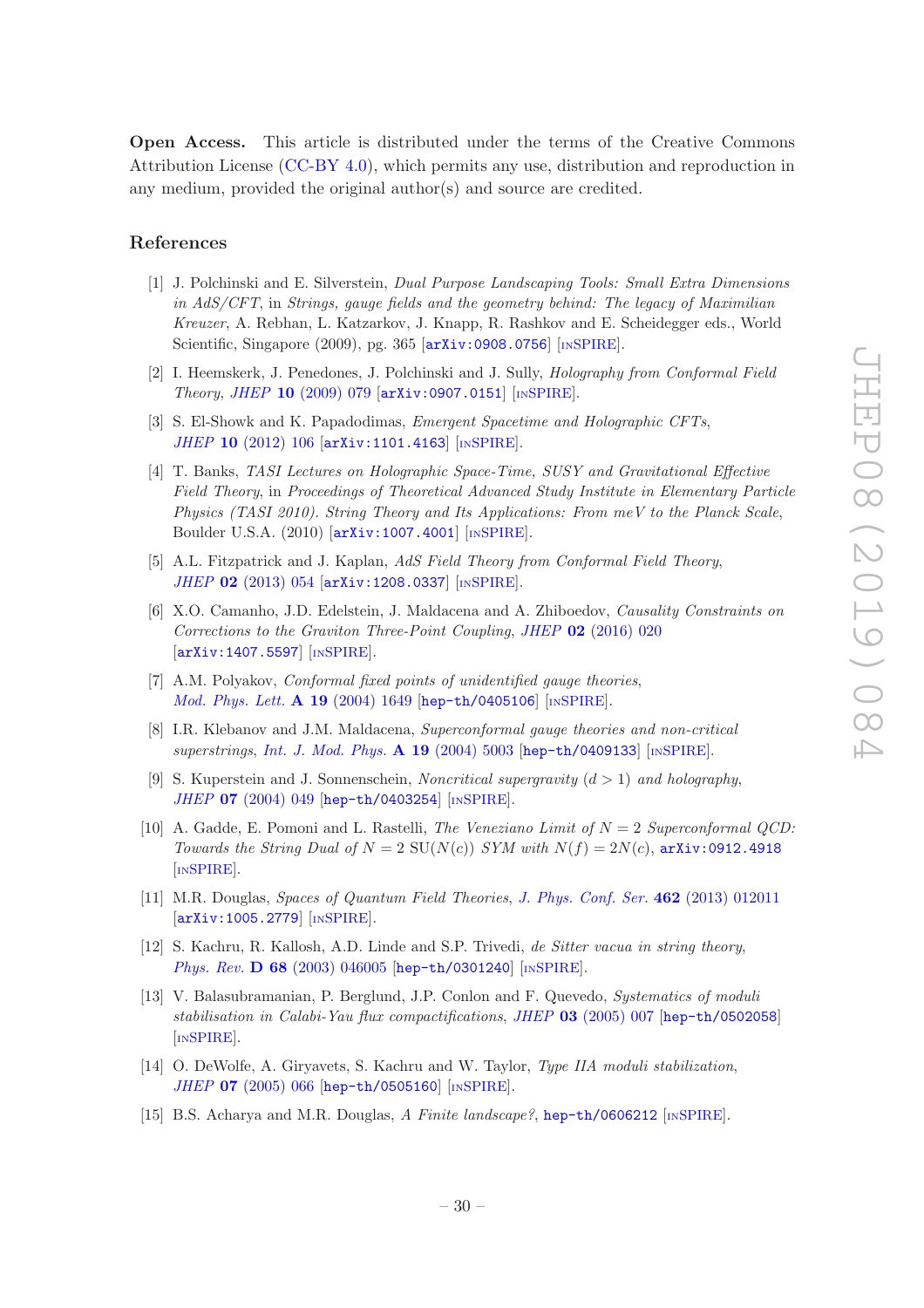**Open Access.** This article is distributed under the terms of the Creative Commons Attribution License (CC-BY 4.0), which permits any use, distribution and reproduction in any medium, provided the original author(s) and source are credited.

## References

[1] J. Polchinski and E. Silverstein, *Dual Purpose Landscaping Tools: Small Extra Dimensions in AdS/CFT*, in *Strings, gauge fields and the geometry behind: The legacy of Maximilian Kreuzer*, A. Rebhan, L. Katzarkov, J. Knapp, R. Rashkov and E. Scheidegger eds., World Scientific, Singapore (2009), pg. 365 [arXiv:0908.0756] [INSPIRE].

[2] I. Heemskerk, J. Penedones, J. Polchinski and J. Sully, *Holography from Conformal Field Theory*, *JHEP* **10** (2009) 079 [arXiv:0907.0151] [INSPIRE].

[3] S. El-Showk and K. Papadodimas, *Emergent Spacetime and Holographic CFTs*, *JHEP* **10** (2012) 106 [arXiv:1101.4163] [INSPIRE].

[4] T. Banks, *TASI Lectures on Holographic Space-Time, SUSY and Gravitational Effective Field Theory*, in *Proceedings of Theoretical Advanced Study Institute in Elementary Particle Physics (TASI 2010). String Theory and Its Applications: From meV to the Planck Scale*, Boulder U.S.A. (2010) [arXiv:1007.4001] [INSPIRE].

[5] A.L. Fitzpatrick and J. Kaplan, *AdS Field Theory from Conformal Field Theory*, *JHEP* **02** (2013) 054 [arXiv:1208.0337] [INSPIRE].

[6] X.O. Camanho, J.D. Edelstein, J. Maldacena and A. Zhiboedov, *Causality Constraints on Corrections to the Graviton Three-Point Coupling*, *JHEP* **02** (2016) 020 [arXiv:1407.5597] [INSPIRE].

[7] A.M. Polyakov, *Conformal fixed points of unidentified gauge theories*, *Mod. Phys. Lett.* **A 19** (2004) 1649 [hep-th/0405106] [INSPIRE].

[8] I.R. Klebanov and J.M. Maldacena, *Superconformal gauge theories and non-critical superstrings*, *Int. J. Mod. Phys.* **A 19** (2004) 5003 [hep-th/0409133] [INSPIRE].

[9] S. Kuperstein and J. Sonnenschein, *Noncritical supergravity* $(d > 1)$ *and holography*, *JHEP* **07** (2004) 049 [hep-th/0403254] [INSPIRE].

[10] A. Gadde, E. Pomoni and L. Rastelli, *The Veneziano Limit of* $N = 2$ *Superconformal QCD: Towards the String Dual of* $N = 2$ $SU(N(c))$ *SYM with* $N(f) = 2N(c)$, arXiv:0912.4918 [INSPIRE].

[11] M.R. Douglas, *Spaces of Quantum Field Theories*, *J. Phys. Conf. Ser.* **462** (2013) 012011 [arXiv:1005.2779] [INSPIRE].

[12] S. Kachru, R. Kallosh, A.D. Linde and S.P. Trivedi, *de Sitter vacua in string theory*, *Phys. Rev.* **D 68** (2003) 046005 [hep-th/0301240] [INSPIRE].

[13] V. Balasubramanian, P. Berglund, J.P. Conlon and F. Quevedo, *Systematics of moduli stabilisation in Calabi-Yau flux compactifications*, *JHEP* **03** (2005) 007 [hep-th/0502058] [INSPIRE].

[14] O. DeWolfe, A. Giryavets, S. Kachru and W. Taylor, *Type IIA moduli stabilization*, *JHEP* **07** (2005) 066 [hep-th/0505160] [INSPIRE].

[15] B.S. Acharya and M.R. Douglas, *A Finite landscape?*, hep-th/0606212 [INSPIRE].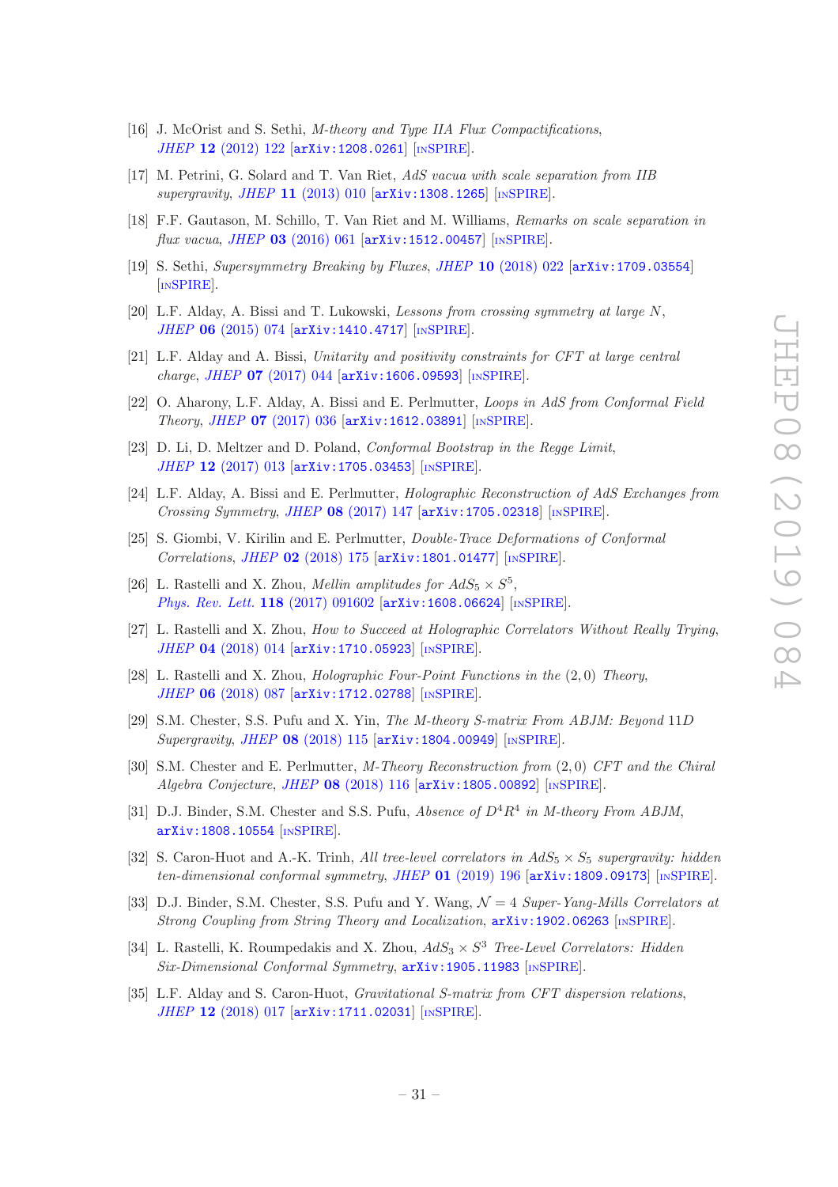[16] J. McOrist and S. Sethi, *M-theory and Type IIA Flux Compactifications*, *JHEP* **12** (2012) 122 [arXiv:1208.0261] [INSPIRE].

[17] M. Petrini, G. Solard and T. Van Riet, *AdS vacua with scale separation from IIB supergravity*, *JHEP* **11** (2013) 010 [arXiv:1308.1265] [INSPIRE].

[18] F.F. Gautason, M. Schillo, T. Van Riet and M. Williams, *Remarks on scale separation in flux vacua*, *JHEP* **03** (2016) 061 [arXiv:1512.00457] [INSPIRE].

[19] S. Sethi, *Supersymmetry Breaking by Fluxes*, *JHEP* **10** (2018) 022 [arXiv:1709.03554] [INSPIRE].

[20] L.F. Alday, A. Bissi and T. Lukowski, *Lessons from crossing symmetry at large N*, *JHEP* **06** (2015) 074 [arXiv:1410.4717] [INSPIRE].

[21] L.F. Alday and A. Bissi, *Unitarity and positivity constraints for CFT at large central charge*, *JHEP* **07** (2017) 044 [arXiv:1606.09593] [INSPIRE].

[22] O. Aharony, L.F. Alday, A. Bissi and E. Perlmutter, *Loops in AdS from Conformal Field Theory*, *JHEP* **07** (2017) 036 [arXiv:1612.03891] [INSPIRE].

[23] D. Li, D. Meltzer and D. Poland, *Conformal Bootstrap in the Regge Limit*, *JHEP* **12** (2017) 013 [arXiv:1705.03453] [INSPIRE].

[24] L.F. Alday, A. Bissi and E. Perlmutter, *Holographic Reconstruction of AdS Exchanges from Crossing Symmetry*, *JHEP* **08** (2017) 147 [arXiv:1705.02318] [INSPIRE].

[25] S. Giombi, V. Kirilin and E. Perlmutter, *Double-Trace Deformations of Conformal Correlations*, *JHEP* **02** (2018) 175 [arXiv:1801.01477] [INSPIRE].

[26] L. Rastelli and X. Zhou, *Mellin amplitudes for $AdS_5 \times S^5$*, *Phys. Rev. Lett.* **118** (2017) 091602 [arXiv:1608.06624] [INSPIRE].

[27] L. Rastelli and X. Zhou, *How to Succeed at Holographic Correlators Without Really Trying*, *JHEP* **04** (2018) 014 [arXiv:1710.05923] [INSPIRE].

[28] L. Rastelli and X. Zhou, *Holographic Four-Point Functions in the $(2,0)$ Theory*, *JHEP* **06** (2018) 087 [arXiv:1712.02788] [INSPIRE].

[29] S.M. Chester, S.S. Pufu and X. Yin, *The M-theory S-matrix From ABJM: Beyond 11D Supergravity*, *JHEP* **08** (2018) 115 [arXiv:1804.00949] [INSPIRE].

[30] S.M. Chester and E. Perlmutter, *M-Theory Reconstruction from $(2,0)$ CFT and the Chiral Algebra Conjecture*, *JHEP* **08** (2018) 116 [arXiv:1805.00892] [INSPIRE].

[31] D.J. Binder, S.M. Chester and S.S. Pufu, *Absence of $D^4R^4$ in M-theory From ABJM*, arXiv:1808.10554 [INSPIRE].

[32] S. Caron-Huot and A.-K. Trinh, *All tree-level correlators in $AdS_5 \times S_5$ supergravity: hidden ten-dimensional conformal symmetry*, *JHEP* **01** (2019) 196 [arXiv:1809.09173] [INSPIRE].

[33] D.J. Binder, S.M. Chester, S.S. Pufu and Y. Wang, *$\mathcal{N} = 4$ Super-Yang-Mills Correlators at Strong Coupling from String Theory and Localization*, arXiv:1902.06263 [INSPIRE].

[34] L. Rastelli, K. Roumpedakis and X. Zhou, *$AdS_3 \times S^3$ Tree-Level Correlators: Hidden Six-Dimensional Conformal Symmetry*, arXiv:1905.11983 [INSPIRE].

[35] L.F. Alday and S. Caron-Huot, *Gravitational S-matrix from CFT dispersion relations*, *JHEP* **12** (2018) 017 [arXiv:1711.02031] [INSPIRE].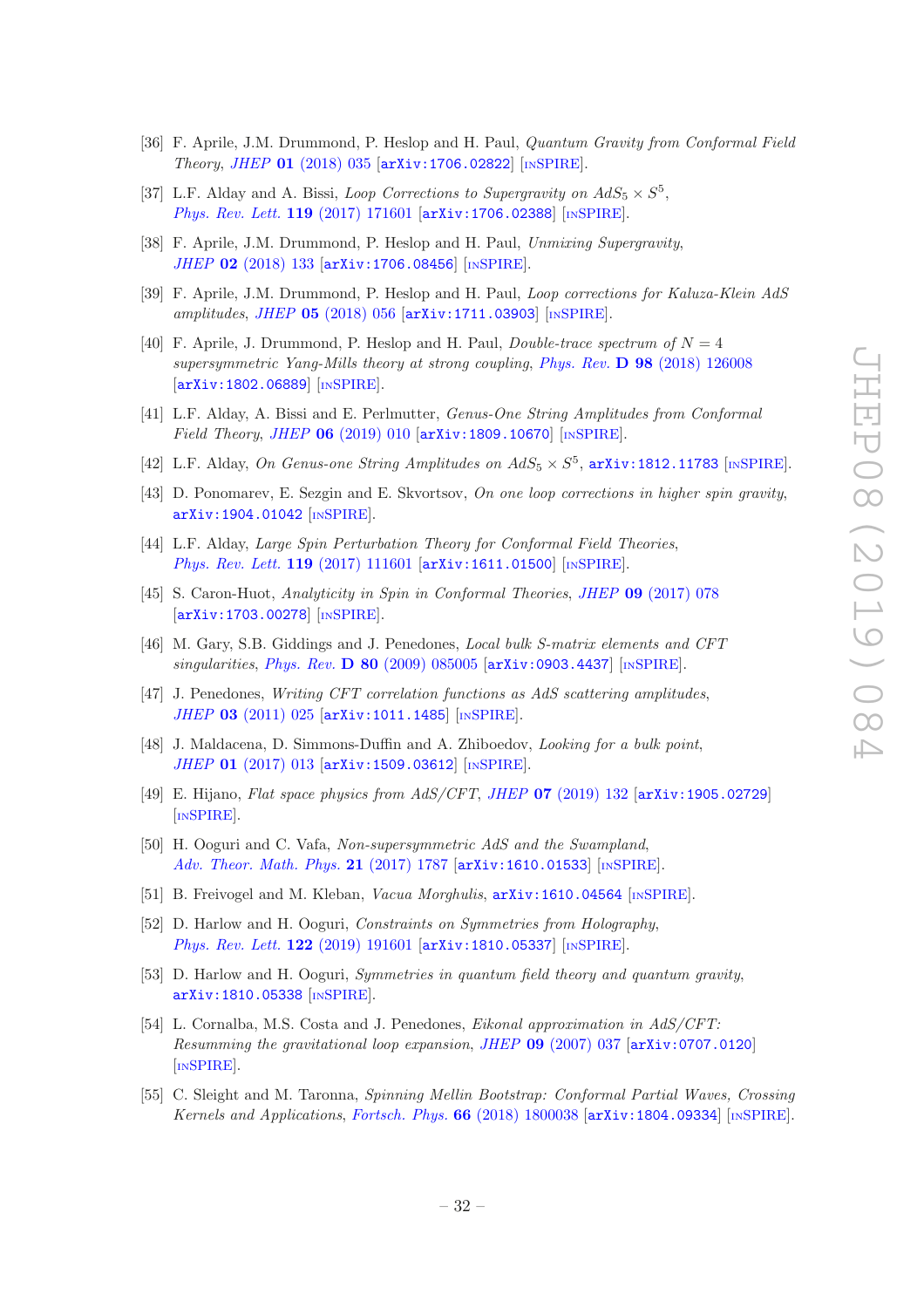[36] F. Aprile, J.M. Drummond, P. Heslop and H. Paul, *Quantum Gravity from Conformal Field Theory*, *JHEP* **01** (2018) 035 [arXiv:1706.02822] [INSPIRE].

[37] L.F. Alday and A. Bissi, *Loop Corrections to Supergravity on $AdS_5 \times S^5$*, *Phys. Rev. Lett.* **119** (2017) 171601 [arXiv:1706.02388] [INSPIRE].

[38] F. Aprile, J.M. Drummond, P. Heslop and H. Paul, *Unmixing Supergravity*, *JHEP* **02** (2018) 133 [arXiv:1706.08456] [INSPIRE].

[39] F. Aprile, J.M. Drummond, P. Heslop and H. Paul, *Loop corrections for Kaluza-Klein AdS amplitudes*, *JHEP* **05** (2018) 056 [arXiv:1711.03903] [INSPIRE].

[40] F. Aprile, J. Drummond, P. Heslop and H. Paul, *Double-trace spectrum of $N = 4$ supersymmetric Yang-Mills theory at strong coupling*, *Phys. Rev.* **D 98** (2018) 126008 [arXiv:1802.06889] [INSPIRE].

[41] L.F. Alday, A. Bissi and E. Perlmutter, *Genus-One String Amplitudes from Conformal Field Theory*, *JHEP* **06** (2019) 010 [arXiv:1809.10670] [INSPIRE].

[42] L.F. Alday, *On Genus-one String Amplitudes on $AdS_5 \times S^5$*, arXiv:1812.11783 [INSPIRE].

[43] D. Ponomarev, E. Sezgin and E. Skvortsov, *On one loop corrections in higher spin gravity*, arXiv:1904.01042 [INSPIRE].

[44] L.F. Alday, *Large Spin Perturbation Theory for Conformal Field Theories*, *Phys. Rev. Lett.* **119** (2017) 111601 [arXiv:1611.01500] [INSPIRE].

[45] S. Caron-Huot, *Analyticity in Spin in Conformal Theories*, *JHEP* **09** (2017) 078 [arXiv:1703.00278] [INSPIRE].

[46] M. Gary, S.B. Giddings and J. Penedones, *Local bulk S-matrix elements and CFT singularities*, *Phys. Rev.* **D 80** (2009) 085005 [arXiv:0903.4437] [INSPIRE].

[47] J. Penedones, *Writing CFT correlation functions as AdS scattering amplitudes*, *JHEP* **03** (2011) 025 [arXiv:1011.1485] [INSPIRE].

[48] J. Maldacena, D. Simmons-Duffin and A. Zhiboedov, *Looking for a bulk point*, *JHEP* **01** (2017) 013 [arXiv:1509.03612] [INSPIRE].

[49] E. Hijano, *Flat space physics from AdS/CFT*, *JHEP* **07** (2019) 132 [arXiv:1905.02729] [INSPIRE].

[50] H. Ooguri and C. Vafa, *Non-supersymmetric AdS and the Swampland*, *Adv. Theor. Math. Phys.* **21** (2017) 1787 [arXiv:1610.01533] [INSPIRE].

[51] B. Freivogel and M. Kleban, *Vacua Morghulis*, arXiv:1610.04564 [INSPIRE].

[52] D. Harlow and H. Ooguri, *Constraints on Symmetries from Holography*, *Phys. Rev. Lett.* **122** (2019) 191601 [arXiv:1810.05337] [INSPIRE].

[53] D. Harlow and H. Ooguri, *Symmetries in quantum field theory and quantum gravity*, arXiv:1810.05338 [INSPIRE].

[54] L. Cornalba, M.S. Costa and J. Penedones, *Eikonal approximation in AdS/CFT: Resumming the gravitational loop expansion*, *JHEP* **09** (2007) 037 [arXiv:0707.0120] [INSPIRE].

[55] C. Sleight and M. Taronna, *Spinning Mellin Bootstrap: Conformal Partial Waves, Crossing Kernels and Applications*, *Fortsch. Phys.* **66** (2018) 1800038 [arXiv:1804.09334] [INSPIRE].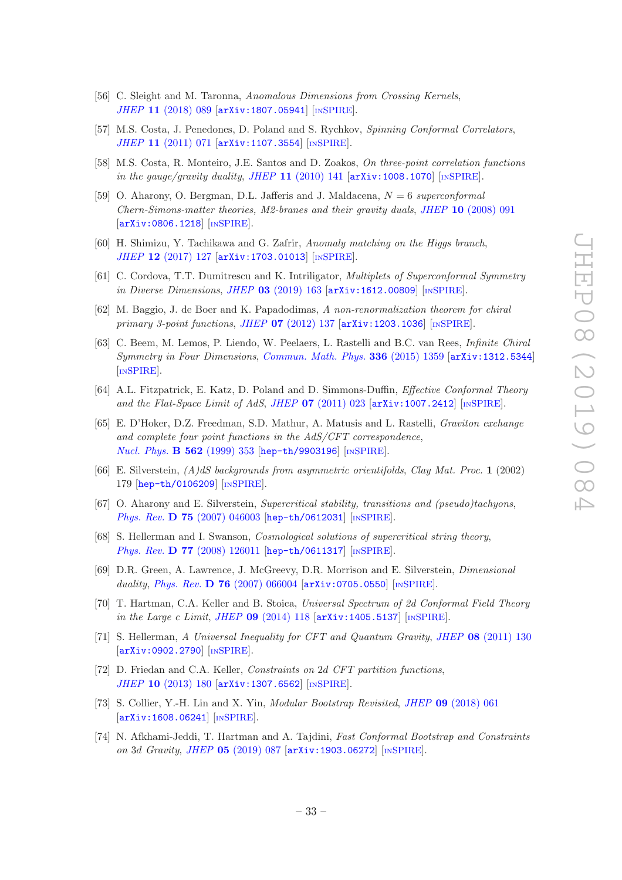- [56] C. Sleight and M. Taronna, *Anomalous Dimensions from Crossing Kernels*, *JHEP* **11** (2018) 089 [arXiv:1807.05941] [INSPIRE].
- [57] M.S. Costa, J. Penedones, D. Poland and S. Rychkov, *Spinning Conformal Correlators*, *JHEP* **11** (2011) 071 [arXiv:1107.3554] [INSPIRE].
- [58] M.S. Costa, R. Monteiro, J.E. Santos and D. Zoakos, *On three-point correlation functions in the gauge/gravity duality*, *JHEP* **11** (2010) 141 [arXiv:1008.1070] [INSPIRE].
- [59] O. Aharony, O. Bergman, D.L. Jafferis and J. Maldacena, *$N = 6$ superconformal Chern-Simons-matter theories, M2-branes and their gravity duals*, *JHEP* **10** (2008) 091 [arXiv:0806.1218] [INSPIRE].
- [60] H. Shimizu, Y. Tachikawa and G. Zafrir, *Anomaly matching on the Higgs branch*, *JHEP* **12** (2017) 127 [arXiv:1703.01013] [INSPIRE].
- [61] C. Cordova, T.T. Dumitrescu and K. Intriligator, *Multiplets of Superconformal Symmetry in Diverse Dimensions*, *JHEP* **03** (2019) 163 [arXiv:1612.00809] [INSPIRE].
- [62] M. Baggio, J. de Boer and K. Papadodimas, *A non-renormalization theorem for chiral primary 3-point functions*, *JHEP* **07** (2012) 137 [arXiv:1203.1036] [INSPIRE].
- [63] C. Beem, M. Lemos, P. Liendo, W. Peelaers, L. Rastelli and B.C. van Rees, *Infinite Chiral Symmetry in Four Dimensions*, *Commun. Math. Phys.* **336** (2015) 1359 [arXiv:1312.5344] [INSPIRE].
- [64] A.L. Fitzpatrick, E. Katz, D. Poland and D. Simmons-Duffin, *Effective Conformal Theory and the Flat-Space Limit of AdS*, *JHEP* **07** (2011) 023 [arXiv:1007.2412] [INSPIRE].
- [65] E. D'Hoker, D.Z. Freedman, S.D. Mathur, A. Matusis and L. Rastelli, *Graviton exchange and complete four point functions in the AdS/CFT correspondence*, *Nucl. Phys.* **B 562** (1999) 353 [hep-th/9903196] [INSPIRE].
- [66] E. Silverstein, *(A)dS backgrounds from asymmetric orientifolds*, *Clay Mat. Proc.* **1** (2002) 179 [hep-th/0106209] [INSPIRE].
- [67] O. Aharony and E. Silverstein, *Supercritical stability, transitions and (pseudo)tachyons*, *Phys. Rev.* **D 75** (2007) 046003 [hep-th/0612031] [INSPIRE].
- [68] S. Hellerman and I. Swanson, *Cosmological solutions of supercritical string theory*, *Phys. Rev.* **D 77** (2008) 126011 [hep-th/0611317] [INSPIRE].
- [69] D.R. Green, A. Lawrence, J. McGreevy, D.R. Morrison and E. Silverstein, *Dimensional duality*, *Phys. Rev.* **D 76** (2007) 066004 [arXiv:0705.0550] [INSPIRE].
- [70] T. Hartman, C.A. Keller and B. Stoica, *Universal Spectrum of 2d Conformal Field Theory in the Large c Limit*, *JHEP* **09** (2014) 118 [arXiv:1405.5137] [INSPIRE].
- [71] S. Hellerman, *A Universal Inequality for CFT and Quantum Gravity*, *JHEP* **08** (2011) 130 [arXiv:0902.2790] [INSPIRE].
- [72] D. Friedan and C.A. Keller, *Constraints on 2d CFT partition functions*, *JHEP* **10** (2013) 180 [arXiv:1307.6562] [INSPIRE].
- [73] S. Collier, Y.-H. Lin and X. Yin, *Modular Bootstrap Revisited*, *JHEP* **09** (2018) 061 [arXiv:1608.06241] [INSPIRE].
- [74] N. Afkhami-Jeddi, T. Hartman and A. Tajdini, *Fast Conformal Bootstrap and Constraints on 3d Gravity*, *JHEP* **05** (2019) 087 [arXiv:1903.06272] [INSPIRE].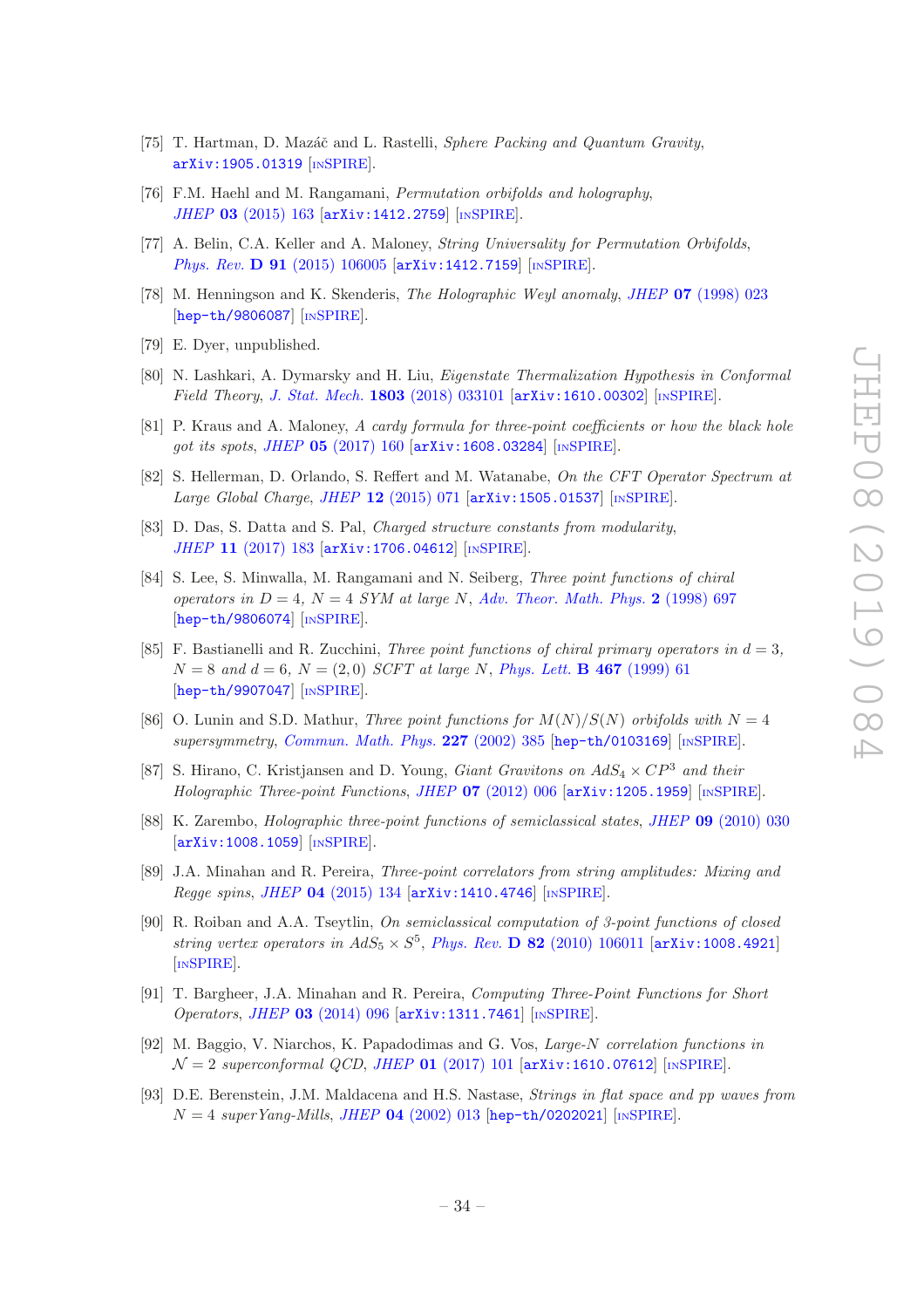[75] T. Hartman, D. Mazáč and L. Rastelli, *Sphere Packing and Quantum Gravity*, arXiv:1905.01319 [INSPIRE].

[76] F.M. Haehl and M. Rangamani, *Permutation orbifolds and holography*, *JHEP* **03** (2015) 163 [arXiv:1412.2759] [INSPIRE].

[77] A. Belin, C.A. Keller and A. Maloney, *String Universality for Permutation Orbifolds*, *Phys. Rev.* **D 91** (2015) 106005 [arXiv:1412.7159] [INSPIRE].

[78] M. Henningson and K. Skenderis, *The Holographic Weyl anomaly*, *JHEP* **07** (1998) 023 [hep-th/9806087] [INSPIRE].

[79] E. Dyer, unpublished.

[80] N. Lashkari, A. Dymarsky and H. Liu, *Eigenstate Thermalization Hypothesis in Conformal Field Theory*, *J. Stat. Mech.* **1803** (2018) 033101 [arXiv:1610.00302] [INSPIRE].

[81] P. Kraus and A. Maloney, *A cardy formula for three-point coefficients or how the black hole got its spots*, *JHEP* **05** (2017) 160 [arXiv:1608.03284] [INSPIRE].

[82] S. Hellerman, D. Orlando, S. Reffert and M. Watanabe, *On the CFT Operator Spectrum at Large Global Charge*, *JHEP* **12** (2015) 071 [arXiv:1505.01537] [INSPIRE].

[83] D. Das, S. Datta and S. Pal, *Charged structure constants from modularity*, *JHEP* **11** (2017) 183 [arXiv:1706.04612] [INSPIRE].

[84] S. Lee, S. Minwalla, M. Rangamani and N. Seiberg, *Three point functions of chiral operators in $D = 4$, $N = 4$ SYM at large $N$*, *Adv. Theor. Math. Phys.* **2** (1998) 697 [hep-th/9806074] [INSPIRE].

[85] F. Bastianelli and R. Zucchini, *Three point functions of chiral primary operators in $d = 3$, $N = 8$ and $d = 6$, $N = (2, 0)$ SCFT at large $N$*, *Phys. Lett.* **B 467** (1999) 61 [hep-th/9907047] [INSPIRE].

[86] O. Lunin and S.D. Mathur, *Three point functions for $M(N)/S(N)$ orbifolds with $N = 4$ supersymmetry*, *Commun. Math. Phys.* **227** (2002) 385 [hep-th/0103169] [INSPIRE].

[87] S. Hirano, C. Kristjansen and D. Young, *Giant Gravitons on $AdS_4 \times CP^3$ and their Holographic Three-point Functions*, *JHEP* **07** (2012) 006 [arXiv:1205.1959] [INSPIRE].

[88] K. Zarembo, *Holographic three-point functions of semiclassical states*, *JHEP* **09** (2010) 030 [arXiv:1008.1059] [INSPIRE].

[89] J.A. Minahan and R. Pereira, *Three-point correlators from string amplitudes: Mixing and Regge spins*, *JHEP* **04** (2015) 134 [arXiv:1410.4746] [INSPIRE].

[90] R. Roiban and A.A. Tseytlin, *On semiclassical computation of 3-point functions of closed string vertex operators in $AdS_5 \times S^5$*, *Phys. Rev.* **D 82** (2010) 106011 [arXiv:1008.4921] [INSPIRE].

[91] T. Bargheer, J.A. Minahan and R. Pereira, *Computing Three-Point Functions for Short Operators*, *JHEP* **03** (2014) 096 [arXiv:1311.7461] [INSPIRE].

[92] M. Baggio, V. Niarchos, K. Papadodimas and G. Vos, *Large-N correlation functions in $\mathcal{N} = 2$ superconformal QCD*, *JHEP* **01** (2017) 101 [arXiv:1610.07612] [INSPIRE].

[93] D.E. Berenstein, J.M. Maldacena and H.S. Nastase, *Strings in flat space and pp waves from $N = 4$ superYang-Mills*, *JHEP* **04** (2002) 013 [hep-th/0202021] [INSPIRE].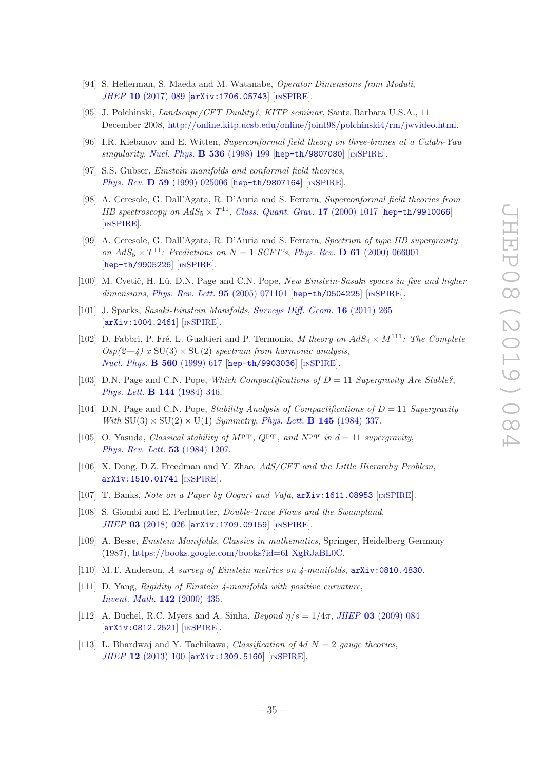[94] S. Hellerman, S. Maeda and M. Watanabe, *Operator Dimensions from Moduli*, *JHEP* **10** (2017) 089 [arXiv:1706.05743] [INSPIRE].

[95] J. Polchinski, *Landscape/CFT Duality?*, *KITP seminar*, Santa Barbara U.S.A., 11 December 2008, http://online.kitp.ucsb.edu/online/joint98/polchinski4/rm/jwvideo.html.

[96] I.R. Klebanov and E. Witten, *Superconformal field theory on three-branes at a Calabi-Yau singularity*, *Nucl. Phys.* **B 536** (1998) 199 [hep-th/9807080] [INSPIRE].

[97] S.S. Gubser, *Einstein manifolds and conformal field theories*, *Phys. Rev.* **D 59** (1999) 025006 [hep-th/9807164] [INSPIRE].

[98] A. Ceresole, G. Dall'Agata, R. D'Auria and S. Ferrara, *Superconformal field theories from IIB spectroscopy on $AdS_5 \times T^{11}$*, *Class. Quant. Grav.* **17** (2000) 1017 [hep-th/9910066] [INSPIRE].

[99] A. Ceresole, G. Dall'Agata, R. D'Auria and S. Ferrara, *Spectrum of type IIB supergravity on $AdS_5 \times T^{11}$: Predictions on $N = 1$ SCFT's*, *Phys. Rev.* **D 61** (2000) 066001 [hep-th/9905226] [INSPIRE].

[100] M. Cvetič, H. Lü, D.N. Page and C.N. Pope, *New Einstein-Sasaki spaces in five and higher dimensions*, *Phys. Rev. Lett.* **95** (2005) 071101 [hep-th/0504225] [INSPIRE].

[101] J. Sparks, *Sasaki-Einstein Manifolds*, *Surveys Diff. Geom.* **16** (2011) 265 [arXiv:1004.2461] [INSPIRE].

[102] D. Fabbri, P. Fré, L. Gualtieri and P. Termonia, *M theory on $AdS_4 \times M^{111}$: The Complete Osp(2—4) x $\mathrm{SU}(3) \times \mathrm{SU}(2)$ spectrum from harmonic analysis*, *Nucl. Phys.* **B 560** (1999) 617 [hep-th/9903036] [INSPIRE].

[103] D.N. Page and C.N. Pope, *Which Compactifications of $D = 11$ Supergravity Are Stable?*, *Phys. Lett.* **B 144** (1984) 346.

[104] D.N. Page and C.N. Pope, *Stability Analysis of Compactifications of $D = 11$ Supergravity With $\mathrm{SU}(3) \times \mathrm{SU}(2) \times \mathrm{U}(1)$ Symmetry*, *Phys. Lett.* **B 145** (1984) 337.

[105] O. Yasuda, *Classical stability of $M^{pqr}$, $Q^{pqr}$, and $N^{pqr}$ in $d = 11$ supergravity*, *Phys. Rev. Lett.* **53** (1984) 1207.

[106] X. Dong, D.Z. Freedman and Y. Zhao, *AdS/CFT and the Little Hierarchy Problem*, arXiv:1510.01741 [INSPIRE].

[107] T. Banks, *Note on a Paper by Ooguri and Vafa*, arXiv:1611.08953 [INSPIRE].

[108] S. Giombi and E. Perlmutter, *Double-Trace Flows and the Swampland*, *JHEP* **03** (2018) 026 [arXiv:1709.09159] [INSPIRE].

[109] A. Besse, *Einstein Manifolds*, *Classics in mathematics*, Springer, Heidelberg Germany (1987), https://books.google.com/books?id=6I_XgRJaBL0C.

[110] M.T. Anderson, *A survey of Einstein metrics on 4-manifolds*, arXiv:0810.4830.

[111] D. Yang, *Rigidity of Einstein 4-manifolds with positive curvature*, *Invent. Math.* **142** (2000) 435.

[112] A. Buchel, R.C. Myers and A. Sinha, *Beyond $\eta/s = 1/4\pi$*, *JHEP* **03** (2009) 084 [arXiv:0812.2521] [INSPIRE].

[113] L. Bhardwaj and Y. Tachikawa, *Classification of 4d $N = 2$ gauge theories*, *JHEP* **12** (2013) 100 [arXiv:1309.5160] [INSPIRE].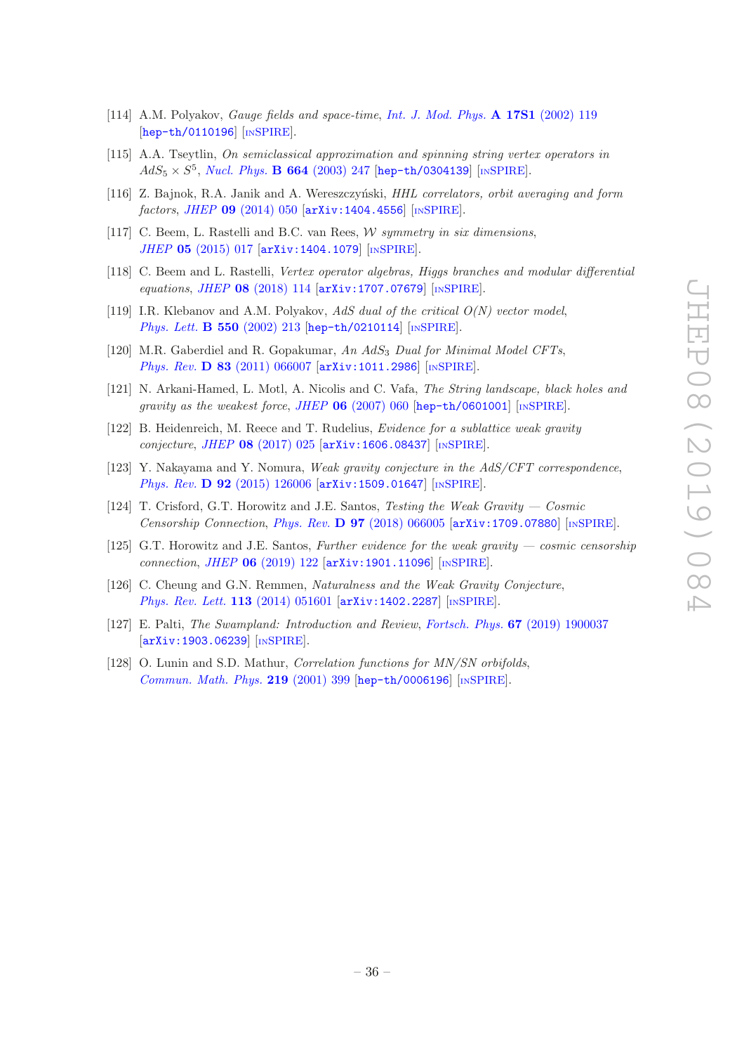[114] A.M. Polyakov, *Gauge fields and space-time*, *Int. J. Mod. Phys.* **A 17S1** (2002) 119 [hep-th/0110196] [INSPIRE].

[115] A.A. Tseytlin, *On semiclassical approximation and spinning string vertex operators in* $AdS_5 \times S^5$, *Nucl. Phys.* **B 664** (2003) 247 [hep-th/0304139] [INSPIRE].

[116] Z. Bajnok, R.A. Janik and A. Wereszczyński, *HHL correlators, orbit averaging and form factors*, *JHEP* **09** (2014) 050 [arXiv:1404.4556] [INSPIRE].

[117] C. Beem, L. Rastelli and B.C. van Rees, *$\mathcal{W}$ symmetry in six dimensions*, *JHEP* **05** (2015) 017 [arXiv:1404.1079] [INSPIRE].

[118] C. Beem and L. Rastelli, *Vertex operator algebras, Higgs branches and modular differential equations*, *JHEP* **08** (2018) 114 [arXiv:1707.07679] [INSPIRE].

[119] I.R. Klebanov and A.M. Polyakov, *AdS dual of the critical O(N) vector model*, *Phys. Lett.* **B 550** (2002) 213 [hep-th/0210114] [INSPIRE].

[120] M.R. Gaberdiel and R. Gopakumar, *An $AdS_3$ Dual for Minimal Model CFTs*, *Phys. Rev.* **D 83** (2011) 066007 [arXiv:1011.2986] [INSPIRE].

[121] N. Arkani-Hamed, L. Motl, A. Nicolis and C. Vafa, *The String landscape, black holes and gravity as the weakest force*, *JHEP* **06** (2007) 060 [hep-th/0601001] [INSPIRE].

[122] B. Heidenreich, M. Reece and T. Rudelius, *Evidence for a sublattice weak gravity conjecture*, *JHEP* **08** (2017) 025 [arXiv:1606.08437] [INSPIRE].

[123] Y. Nakayama and Y. Nomura, *Weak gravity conjecture in the AdS/CFT correspondence*, *Phys. Rev.* **D 92** (2015) 126006 [arXiv:1509.01647] [INSPIRE].

[124] T. Crisford, G.T. Horowitz and J.E. Santos, *Testing the Weak Gravity — Cosmic Censorship Connection*, *Phys. Rev.* **D 97** (2018) 066005 [arXiv:1709.07880] [INSPIRE].

[125] G.T. Horowitz and J.E. Santos, *Further evidence for the weak gravity — cosmic censorship connection*, *JHEP* **06** (2019) 122 [arXiv:1901.11096] [INSPIRE].

[126] C. Cheung and G.N. Remmen, *Naturalness and the Weak Gravity Conjecture*, *Phys. Rev. Lett.* **113** (2014) 051601 [arXiv:1402.2287] [INSPIRE].

[127] E. Palti, *The Swampland: Introduction and Review*, *Fortsch. Phys.* **67** (2019) 1900037 [arXiv:1903.06239] [INSPIRE].

[128] O. Lunin and S.D. Mathur, *Correlation functions for MN/SN orbifolds*, *Commun. Math. Phys.* **219** (2001) 399 [hep-th/0006196] [INSPIRE].